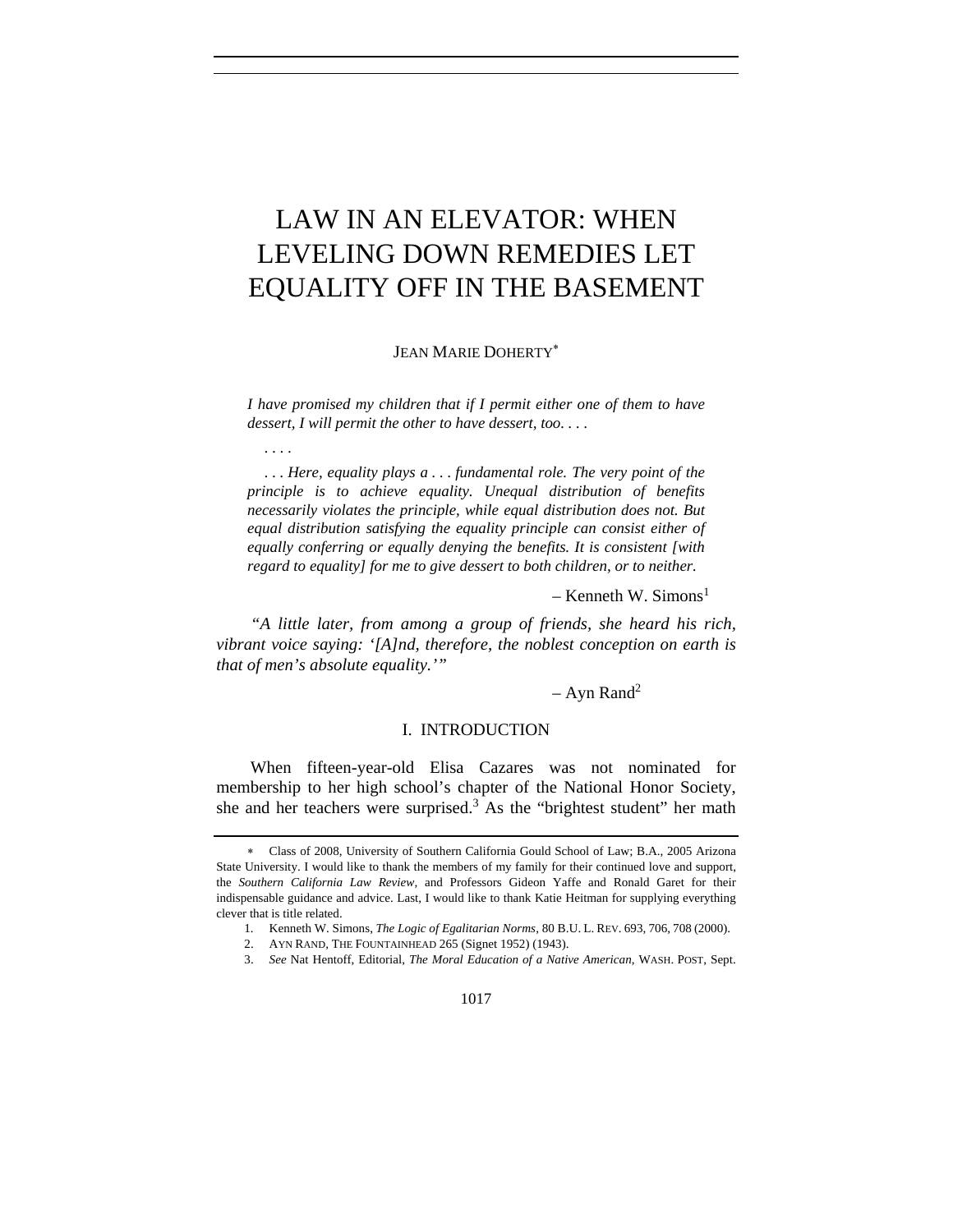# LAW IN AN ELEVATOR: WHEN LEVELING DOWN REMEDIES LET EQUALITY OFF IN THE BASEMENT

JEAN MARIE DOHERTY[*]

> *I have promised my children that if I permit either one of them to have dessert, I will permit the other to have dessert, too. . . .*
>
> . . . .
>
> *. . . Here, equality plays a . . . fundamental role. The very point of the principle is to achieve equality. Unequal distribution of benefits necessarily violates the principle, while equal distribution does not. But equal distribution satisfying the equality principle can consist either of equally conferring or equally denying the benefits. It is consistent [with regard to equality] for me to give dessert to both children, or to neither.*
>
> – Kenneth W. Simons[1]

> *"A little later, from among a group of friends, she heard his rich, vibrant voice saying: '[A]nd, therefore, the noblest conception on earth is that of men's absolute equality.'"*
>
> – Ayn Rand[2]

## I. INTRODUCTION

When fifteen-year-old Elisa Cazares was not nominated for membership to her high school's chapter of the National Honor Society, she and her teachers were surprised.[3] As the "brightest student" her math

---

\* Class of 2008, University of Southern California Gould School of Law; B.A., 2005 Arizona State University. I would like to thank the members of my family for their continued love and support, the *Southern California Law Review*, and Professors Gideon Yaffe and Ronald Garet for their indispensable guidance and advice. Last, I would like to thank Katie Heitman for supplying everything clever that is title related.

1. Kenneth W. Simons, *The Logic of Egalitarian Norms*, 80 B.U. L. REV. 693, 706, 708 (2000).

2. AYN RAND, THE FOUNTAINHEAD 265 (Signet 1952) (1943).

3. *See* Nat Hentoff, Editorial, *The Moral Education of a Native American*, WASH. POST, Sept.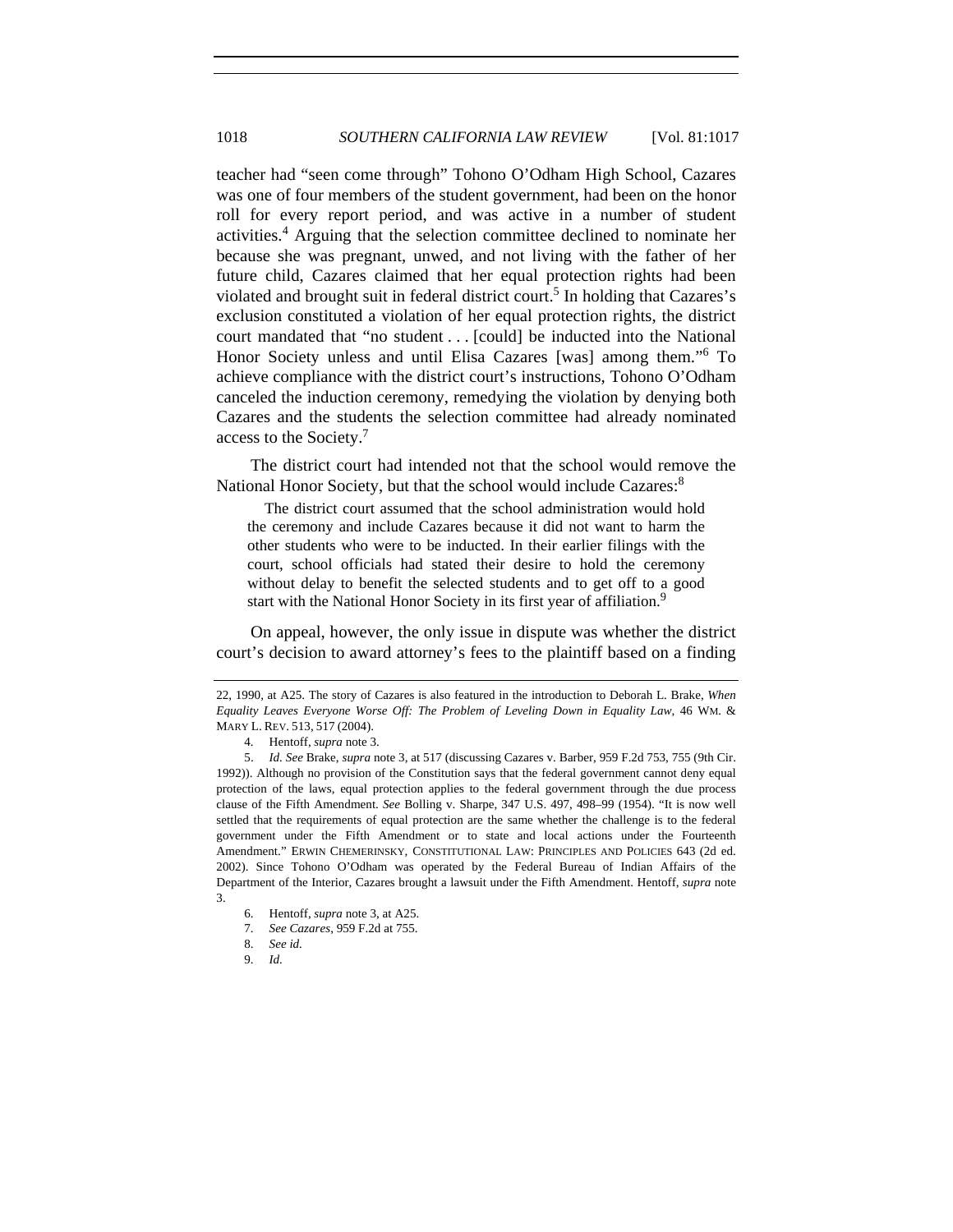teacher had "seen come through" Tohono O'Odham High School, Cazares was one of four members of the student government, had been on the honor roll for every report period, and was active in a number of student activities.[4] Arguing that the selection committee declined to nominate her because she was pregnant, unwed, and not living with the father of her future child, Cazares claimed that her equal protection rights had been violated and brought suit in federal district court.[5] In holding that Cazares's exclusion constituted a violation of her equal protection rights, the district court mandated that "no student . . . [could] be inducted into the National Honor Society unless and until Elisa Cazares [was] among them."[6] To achieve compliance with the district court's instructions, Tohono O'Odham canceled the induction ceremony, remedying the violation by denying both Cazares and the students the selection committee had already nominated access to the Society.[7]

The district court had intended not that the school would remove the National Honor Society, but that the school would include Cazares:[8]

> The district court assumed that the school administration would hold the ceremony and include Cazares because it did not want to harm the other students who were to be inducted. In their earlier filings with the court, school officials had stated their desire to hold the ceremony without delay to benefit the selected students and to get off to a good start with the National Honor Society in its first year of affiliation.[9]

On appeal, however, the only issue in dispute was whether the district court's decision to award attorney's fees to the plaintiff based on a finding

---

22, 1990, at A25. The story of Cazares is also featured in the introduction to Deborah L. Brake, *When Equality Leaves Everyone Worse Off: The Problem of Leveling Down in Equality Law*, 46 WM. & MARY L. REV. 513, 517 (2004).

4. Hentoff, *supra* note 3.

5. *Id. See* Brake, *supra* note 3, at 517 (discussing Cazares v. Barber, 959 F.2d 753, 755 (9th Cir. 1992)). Although no provision of the Constitution says that the federal government cannot deny equal protection of the laws, equal protection applies to the federal government through the due process clause of the Fifth Amendment. *See* Bolling v. Sharpe, 347 U.S. 497, 498–99 (1954). "It is now well settled that the requirements of equal protection are the same whether the challenge is to the federal government under the Fifth Amendment or to state and local actions under the Fourteenth Amendment." ERWIN CHEMERINSKY, CONSTITUTIONAL LAW: PRINCIPLES AND POLICIES 643 (2d ed. 2002). Since Tohono O'Odham was operated by the Federal Bureau of Indian Affairs of the Department of the Interior, Cazares brought a lawsuit under the Fifth Amendment. Hentoff, *supra* note 3.

6. Hentoff, *supra* note 3, at A25.

7. *See Cazares*, 959 F.2d at 755.

8. *See id.*

9. *Id.*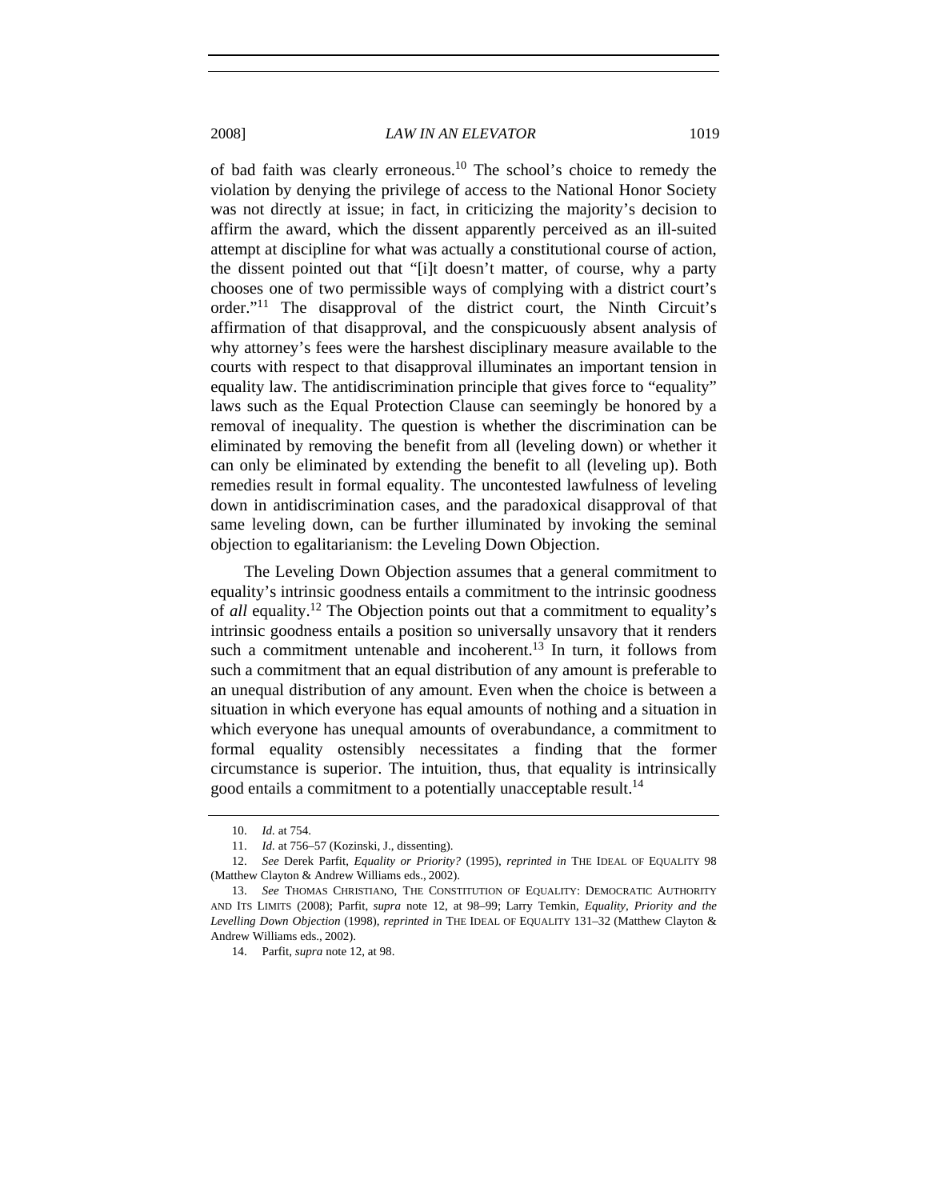of bad faith was clearly erroneous.[10] The school's choice to remedy the violation by denying the privilege of access to the National Honor Society was not directly at issue; in fact, in criticizing the majority's decision to affirm the award, which the dissent apparently perceived as an ill-suited attempt at discipline for what was actually a constitutional course of action, the dissent pointed out that "[i]t doesn't matter, of course, why a party chooses one of two permissible ways of complying with a district court's order."[11] The disapproval of the district court, the Ninth Circuit's affirmation of that disapproval, and the conspicuously absent analysis of why attorney's fees were the harshest disciplinary measure available to the courts with respect to that disapproval illuminates an important tension in equality law. The antidiscrimination principle that gives force to "equality" laws such as the Equal Protection Clause can seemingly be honored by a removal of inequality. The question is whether the discrimination can be eliminated by removing the benefit from all (leveling down) or whether it can only be eliminated by extending the benefit to all (leveling up). Both remedies result in formal equality. The uncontested lawfulness of leveling down in antidiscrimination cases, and the paradoxical disapproval of that same leveling down, can be further illuminated by invoking the seminal objection to egalitarianism: the Leveling Down Objection.

The Leveling Down Objection assumes that a general commitment to equality's intrinsic goodness entails a commitment to the intrinsic goodness of *all* equality.[12] The Objection points out that a commitment to equality's intrinsic goodness entails a position so universally unsavory that it renders such a commitment untenable and incoherent.[13] In turn, it follows from such a commitment that an equal distribution of any amount is preferable to an unequal distribution of any amount. Even when the choice is between a situation in which everyone has equal amounts of nothing and a situation in which everyone has unequal amounts of overabundance, a commitment to formal equality ostensibly necessitates a finding that the former circumstance is superior. The intuition, thus, that equality is intrinsically good entails a commitment to a potentially unacceptable result.[14]

---

10. *Id.* at 754.

11. *Id.* at 756–57 (Kozinski, J., dissenting).

12. *See* Derek Parfit, *Equality or Priority?* (1995), *reprinted in* THE IDEAL OF EQUALITY 98 (Matthew Clayton & Andrew Williams eds., 2002).

13. *See* THOMAS CHRISTIANO, THE CONSTITUTION OF EQUALITY: DEMOCRATIC AUTHORITY AND ITS LIMITS (2008); Parfit, *supra* note 12, at 98–99; Larry Temkin, *Equality, Priority and the Levelling Down Objection* (1998), *reprinted in* THE IDEAL OF EQUALITY 131–32 (Matthew Clayton & Andrew Williams eds., 2002).

14. Parfit, *supra* note 12, at 98.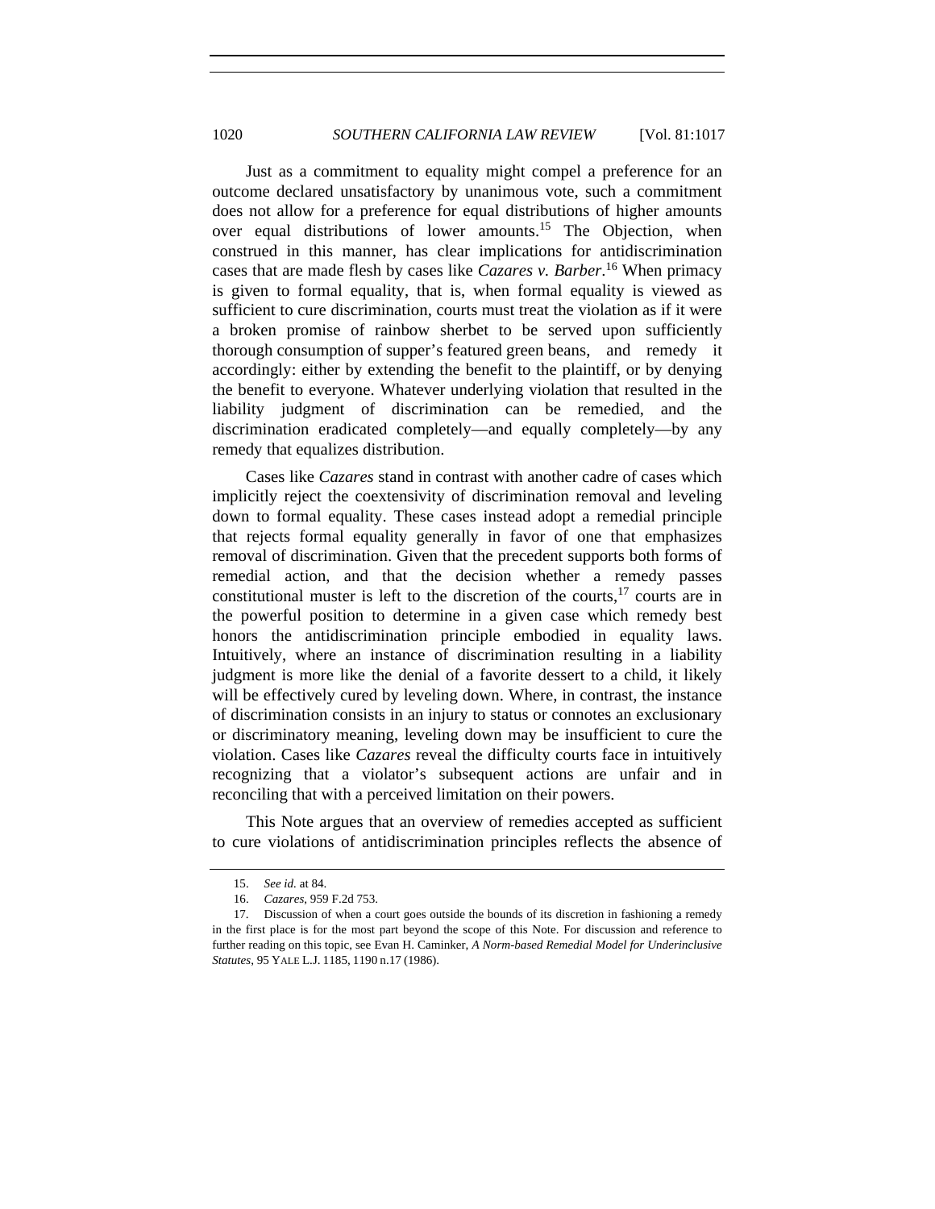Just as a commitment to equality might compel a preference for an outcome declared unsatisfactory by unanimous vote, such a commitment does not allow for a preference for equal distributions of higher amounts over equal distributions of lower amounts.[15] The Objection, when construed in this manner, has clear implications for antidiscrimination cases that are made flesh by cases like *Cazares v. Barber*.[16] When primacy is given to formal equality, that is, when formal equality is viewed as sufficient to cure discrimination, courts must treat the violation as if it were a broken promise of rainbow sherbet to be served upon sufficiently thorough consumption of supper's featured green beans, and remedy it accordingly: either by extending the benefit to the plaintiff, or by denying the benefit to everyone. Whatever underlying violation that resulted in the liability judgment of discrimination can be remedied, and the discrimination eradicated completely—and equally completely—by any remedy that equalizes distribution.

Cases like *Cazares* stand in contrast with another cadre of cases which implicitly reject the coextensivity of discrimination removal and leveling down to formal equality. These cases instead adopt a remedial principle that rejects formal equality generally in favor of one that emphasizes removal of discrimination. Given that the precedent supports both forms of remedial action, and that the decision whether a remedy passes constitutional muster is left to the discretion of the courts,[17] courts are in the powerful position to determine in a given case which remedy best honors the antidiscrimination principle embodied in equality laws. Intuitively, where an instance of discrimination resulting in a liability judgment is more like the denial of a favorite dessert to a child, it likely will be effectively cured by leveling down. Where, in contrast, the instance of discrimination consists in an injury to status or connotes an exclusionary or discriminatory meaning, leveling down may be insufficient to cure the violation. Cases like *Cazares* reveal the difficulty courts face in intuitively recognizing that a violator's subsequent actions are unfair and in reconciling that with a perceived limitation on their powers.

This Note argues that an overview of remedies accepted as sufficient to cure violations of antidiscrimination principles reflects the absence of

---

15. *See id.* at 84.

16. *Cazares*, 959 F.2d 753.

17. Discussion of when a court goes outside the bounds of its discretion in fashioning a remedy in the first place is for the most part beyond the scope of this Note. For discussion and reference to further reading on this topic, see Evan H. Caminker, *A Norm-based Remedial Model for Underinclusive Statutes*, 95 YALE L.J. 1185, 1190 n.17 (1986).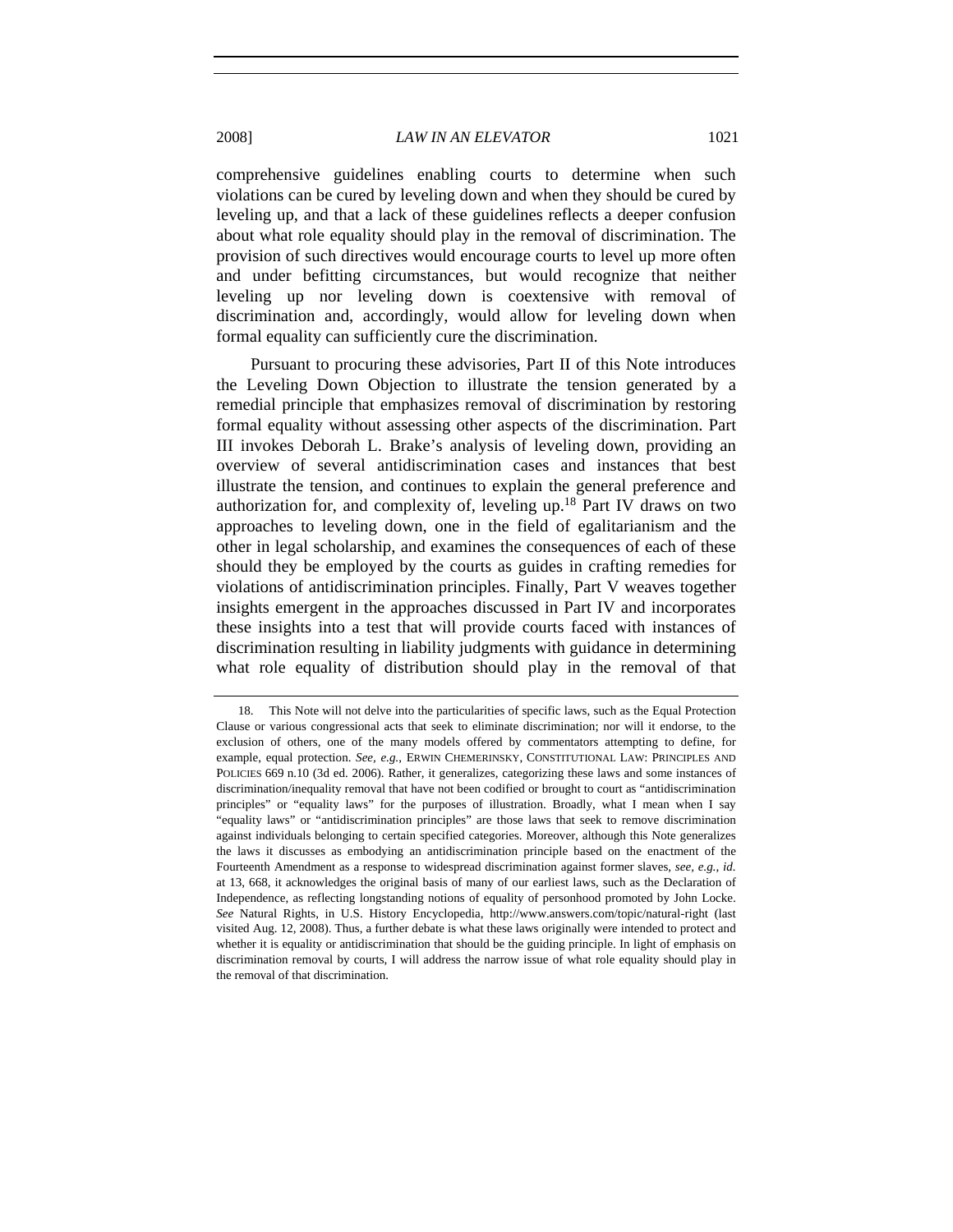comprehensive guidelines enabling courts to determine when such violations can be cured by leveling down and when they should be cured by leveling up, and that a lack of these guidelines reflects a deeper confusion about what role equality should play in the removal of discrimination. The provision of such directives would encourage courts to level up more often and under befitting circumstances, but would recognize that neither leveling up nor leveling down is coextensive with removal of discrimination and, accordingly, would allow for leveling down when formal equality can sufficiently cure the discrimination.

Pursuant to procuring these advisories, Part II of this Note introduces the Leveling Down Objection to illustrate the tension generated by a remedial principle that emphasizes removal of discrimination by restoring formal equality without assessing other aspects of the discrimination. Part III invokes Deborah L. Brake's analysis of leveling down, providing an overview of several antidiscrimination cases and instances that best illustrate the tension, and continues to explain the general preference and authorization for, and complexity of, leveling up.[18] Part IV draws on two approaches to leveling down, one in the field of egalitarianism and the other in legal scholarship, and examines the consequences of each of these should they be employed by the courts as guides in crafting remedies for violations of antidiscrimination principles. Finally, Part V weaves together insights emergent in the approaches discussed in Part IV and incorporates these insights into a test that will provide courts faced with instances of discrimination resulting in liability judgments with guidance in determining what role equality of distribution should play in the removal of that

---

18. This Note will not delve into the particularities of specific laws, such as the Equal Protection Clause or various congressional acts that seek to eliminate discrimination; nor will it endorse, to the exclusion of others, one of the many models offered by commentators attempting to define, for example, equal protection. *See, e.g.*, ERWIN CHEMERINSKY, CONSTITUTIONAL LAW: PRINCIPLES AND POLICIES 669 n.10 (3d ed. 2006). Rather, it generalizes, categorizing these laws and some instances of discrimination/inequality removal that have not been codified or brought to court as "antidiscrimination principles" or "equality laws" for the purposes of illustration. Broadly, what I mean when I say "equality laws" or "antidiscrimination principles" are those laws that seek to remove discrimination against individuals belonging to certain specified categories. Moreover, although this Note generalizes the laws it discusses as embodying an antidiscrimination principle based on the enactment of the Fourteenth Amendment as a response to widespread discrimination against former slaves, *see, e.g.*, *id.* at 13, 668, it acknowledges the original basis of many of our earliest laws, such as the Declaration of Independence, as reflecting longstanding notions of equality of personhood promoted by John Locke. *See* Natural Rights, in U.S. History Encyclopedia, http://www.answers.com/topic/natural-right (last visited Aug. 12, 2008). Thus, a further debate is what these laws originally were intended to protect and whether it is equality or antidiscrimination that should be the guiding principle. In light of emphasis on discrimination removal by courts, I will address the narrow issue of what role equality should play in the removal of that discrimination.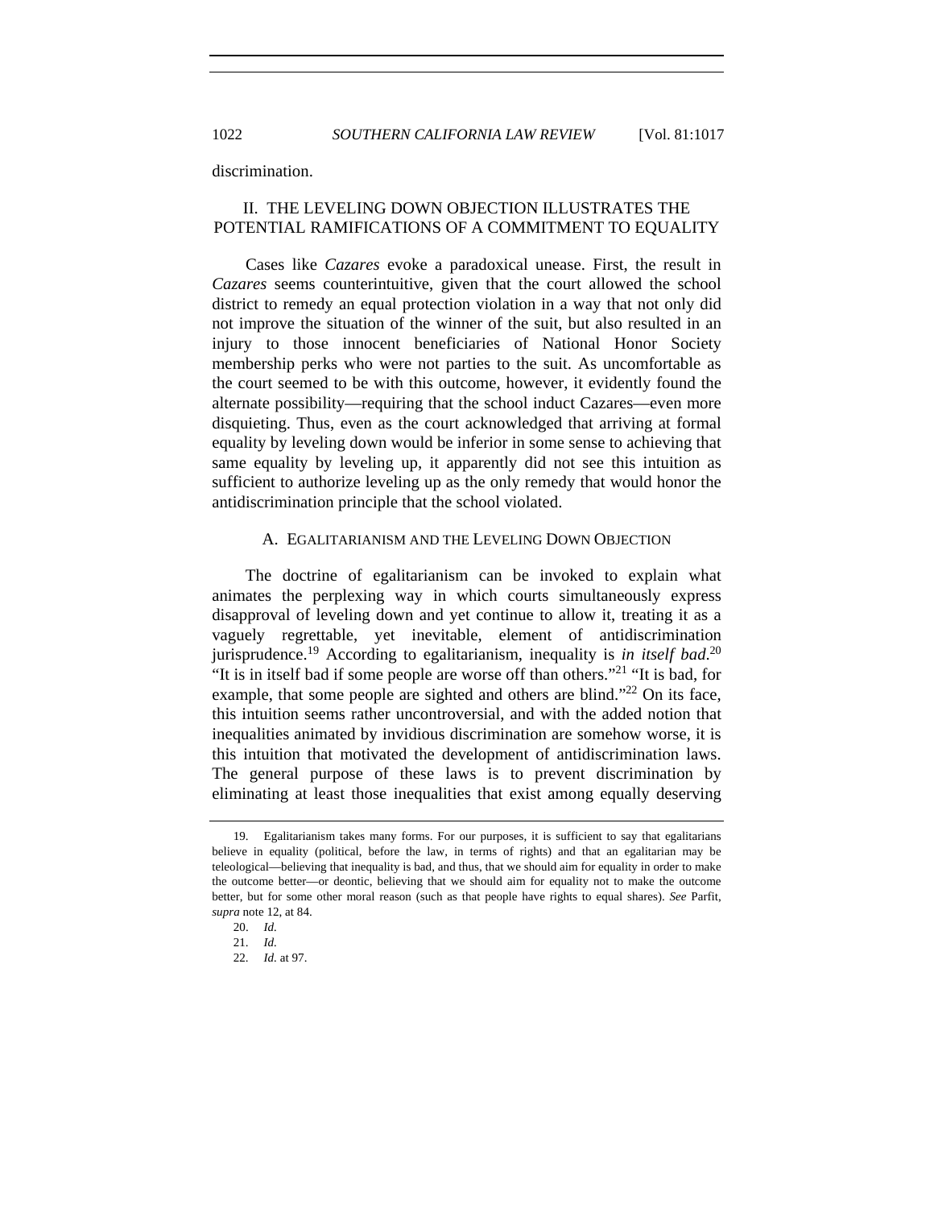discrimination.

## II. THE LEVELING DOWN OBJECTION ILLUSTRATES THE POTENTIAL RAMIFICATIONS OF A COMMITMENT TO EQUALITY

Cases like *Cazares* evoke a paradoxical unease. First, the result in *Cazares* seems counterintuitive, given that the court allowed the school district to remedy an equal protection violation in a way that not only did not improve the situation of the winner of the suit, but also resulted in an injury to those innocent beneficiaries of National Honor Society membership perks who were not parties to the suit. As uncomfortable as the court seemed to be with this outcome, however, it evidently found the alternate possibility—requiring that the school induct Cazares—even more disquieting. Thus, even as the court acknowledged that arriving at formal equality by leveling down would be inferior in some sense to achieving that same equality by leveling up, it apparently did not see this intuition as sufficient to authorize leveling up as the only remedy that would honor the antidiscrimination principle that the school violated.

### A. EGALITARIANISM AND THE LEVELING DOWN OBJECTION

The doctrine of egalitarianism can be invoked to explain what animates the perplexing way in which courts simultaneously express disapproval of leveling down and yet continue to allow it, treating it as a vaguely regrettable, yet inevitable, element of antidiscrimination jurisprudence.[19] According to egalitarianism, inequality is *in itself bad*.[20] "It is in itself bad if some people are worse off than others."[21] "It is bad, for example, that some people are sighted and others are blind."[22] On its face, this intuition seems rather uncontroversial, and with the added notion that inequalities animated by invidious discrimination are somehow worse, it is this intuition that motivated the development of antidiscrimination laws. The general purpose of these laws is to prevent discrimination by eliminating at least those inequalities that exist among equally deserving

---

19. Egalitarianism takes many forms. For our purposes, it is sufficient to say that egalitarians believe in equality (political, before the law, in terms of rights) and that an egalitarian may be teleological—believing that inequality is bad, and thus, that we should aim for equality in order to make the outcome better—or deontic, believing that we should aim for equality not to make the outcome better, but for some other moral reason (such as that people have rights to equal shares). *See* Parfit, *supra* note 12, at 84.

20. *Id.*

21. *Id.*

22. *Id.* at 97.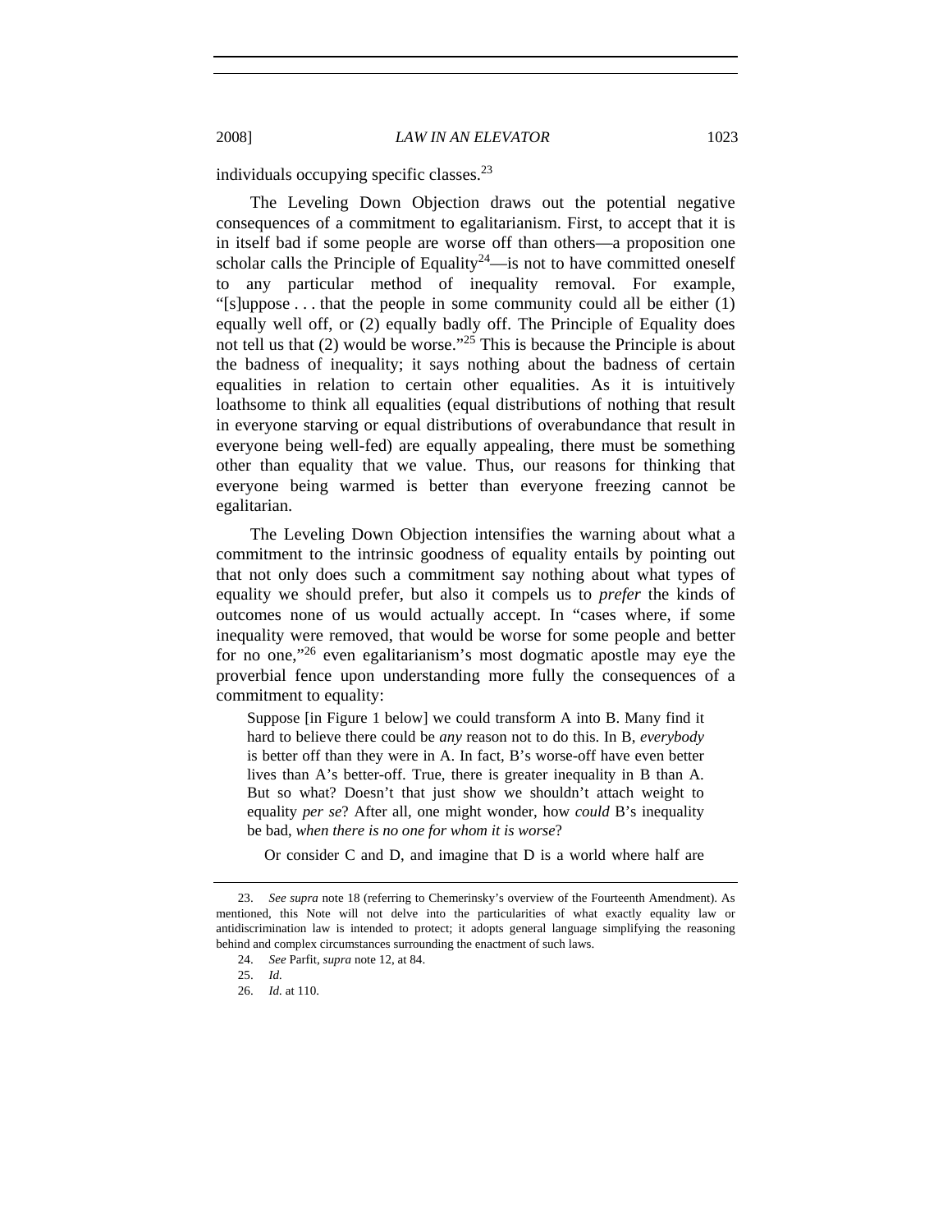individuals occupying specific classes.[23]

The Leveling Down Objection draws out the potential negative consequences of a commitment to egalitarianism. First, to accept that it is in itself bad if some people are worse off than others—a proposition one scholar calls the Principle of Equality[24]—is not to have committed oneself to any particular method of inequality removal. For example, "[s]uppose . . . that the people in some community could all be either (1) equally well off, or (2) equally badly off. The Principle of Equality does not tell us that (2) would be worse."[25] This is because the Principle is about the badness of inequality; it says nothing about the badness of certain equalities in relation to certain other equalities. As it is intuitively loathsome to think all equalities (equal distributions of nothing that result in everyone starving or equal distributions of overabundance that result in everyone being well-fed) are equally appealing, there must be something other than equality that we value. Thus, our reasons for thinking that everyone being warmed is better than everyone freezing cannot be egalitarian.

The Leveling Down Objection intensifies the warning about what a commitment to the intrinsic goodness of equality entails by pointing out that not only does such a commitment say nothing about what types of equality we should prefer, but also it compels us to *prefer* the kinds of outcomes none of us would actually accept. In "cases where, if some inequality were removed, that would be worse for some people and better for no one,"[26] even egalitarianism's most dogmatic apostle may eye the proverbial fence upon understanding more fully the consequences of a commitment to equality:

> Suppose [in Figure 1 below] we could transform A into B. Many find it hard to believe there could be *any* reason not to do this. In B, *everybody* is better off than they were in A. In fact, B's worse-off have even better lives than A's better-off. True, there is greater inequality in B than A. But so what? Doesn't that just show we shouldn't attach weight to equality *per se*? After all, one might wonder, how *could* B's inequality be bad, *when there is no one for whom it is worse*?
>
> Or consider C and D, and imagine that D is a world where half are

23. *See supra* note 18 (referring to Chemerinsky's overview of the Fourteenth Amendment). As mentioned, this Note will not delve into the particularities of what exactly equality law or antidiscrimination law is intended to protect; it adopts general language simplifying the reasoning behind and complex circumstances surrounding the enactment of such laws.

24. *See* Parfit, *supra* note 12, at 84.

25. *Id.*

26. *Id.* at 110.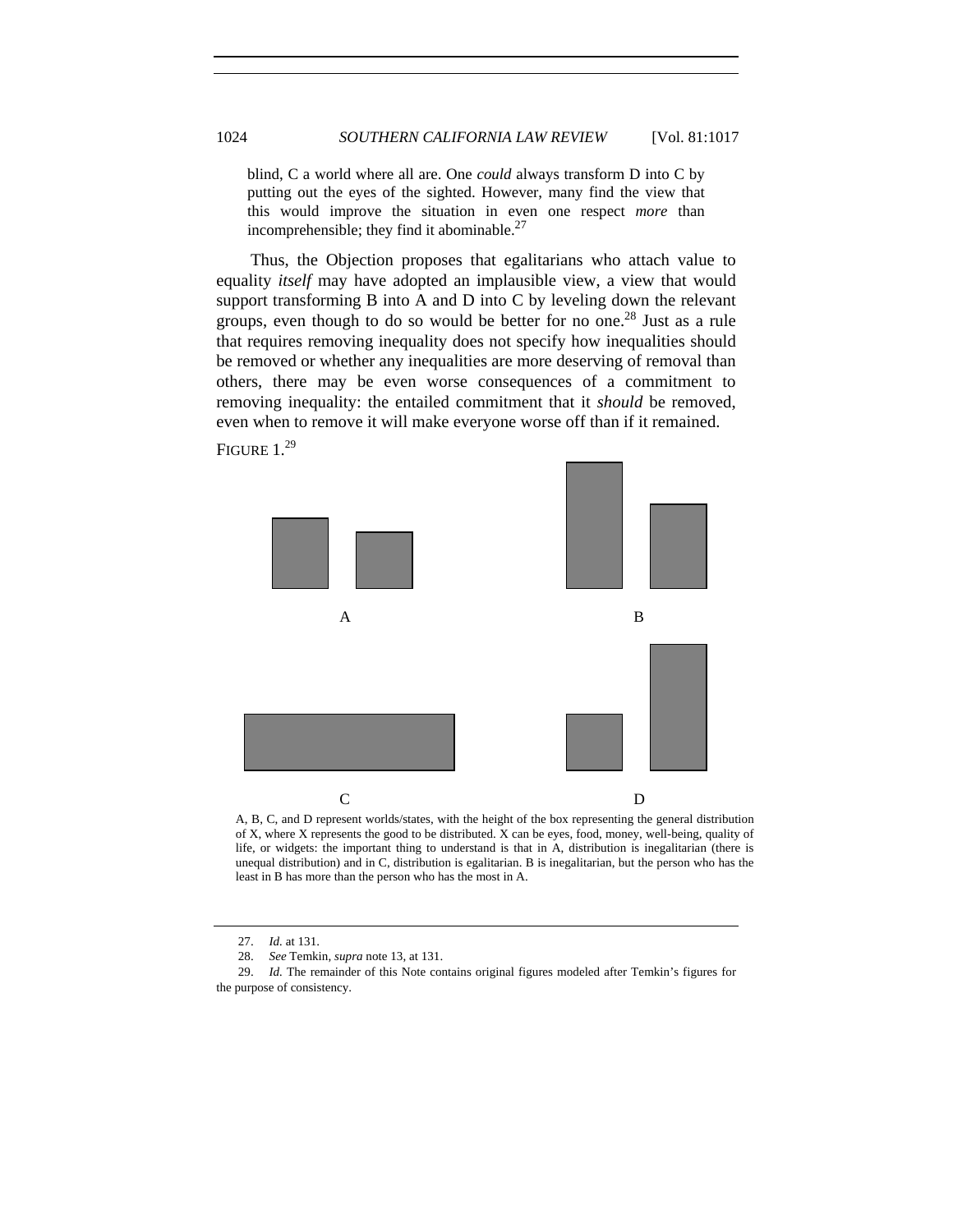> blind, C a world where all are. One *could* always transform D into C by putting out the eyes of the sighted. However, many find the view that this would improve the situation in even one respect *more* than incomprehensible; they find it abominable.[27]

Thus, the Objection proposes that egalitarians who attach value to equality *itself* may have adopted an implausible view, a view that would support transforming B into A and D into C by leveling down the relevant groups, even though to do so would be better for no one.[28] Just as a rule that requires removing inequality does not specify how inequalities should be removed or whether any inequalities are more deserving of removal than others, there may be even worse consequences of a commitment to removing inequality: the entailed commitment that it *should* be removed, even when to remove it will make everyone worse off than if it remained.

FIGURE 1.[29]

A B

C D

A, B, C, and D represent worlds/states, with the height of the box representing the general distribution of X, where X represents the good to be distributed. X can be eyes, food, money, well-being, quality of life, or widgets: the important thing to understand is that in A, distribution is inegalitarian (there is unequal distribution) and in C, distribution is egalitarian. B is inegalitarian, but the person who has the least in B has more than the person who has the most in A.

---

27. *Id.* at 131.

28. *See* Temkin, *supra* note 13, at 131.

29. *Id.* The remainder of this Note contains original figures modeled after Temkin's figures for the purpose of consistency.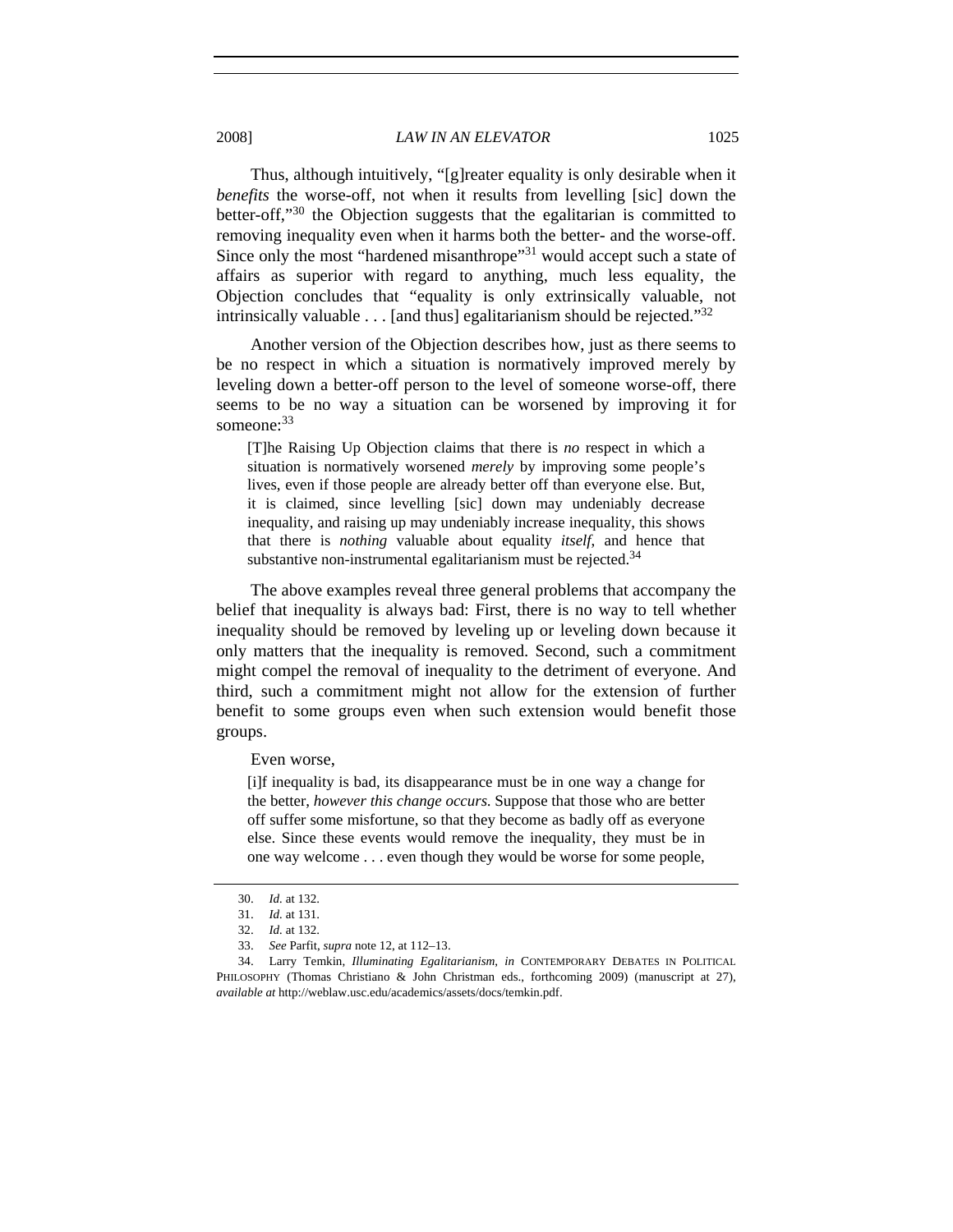Thus, although intuitively, "[g]reater equality is only desirable when it *benefits* the worse-off, not when it results from levelling [sic] down the better-off,"[30] the Objection suggests that the egalitarian is committed to removing inequality even when it harms both the better- and the worse-off. Since only the most "hardened misanthrope"[31] would accept such a state of affairs as superior with regard to anything, much less equality, the Objection concludes that "equality is only extrinsically valuable, not intrinsically valuable . . . [and thus] egalitarianism should be rejected."[32]

Another version of the Objection describes how, just as there seems to be no respect in which a situation is normatively improved merely by leveling down a better-off person to the level of someone worse-off, there seems to be no way a situation can be worsened by improving it for someone:[33]

> [T]he Raising Up Objection claims that there is *no* respect in which a situation is normatively worsened *merely* by improving some people's lives, even if those people are already better off than everyone else. But, it is claimed, since levelling [sic] down may undeniably decrease inequality, and raising up may undeniably increase inequality, this shows that there is *nothing* valuable about equality *itself*, and hence that substantive non-instrumental egalitarianism must be rejected.[34]

The above examples reveal three general problems that accompany the belief that inequality is always bad: First, there is no way to tell whether inequality should be removed by leveling up or leveling down because it only matters that the inequality is removed. Second, such a commitment might compel the removal of inequality to the detriment of everyone. And third, such a commitment might not allow for the extension of further benefit to some groups even when such extension would benefit those groups.

Even worse,

> [i]f inequality is bad, its disappearance must be in one way a change for the better, *however this change occurs.* Suppose that those who are better off suffer some misfortune, so that they become as badly off as everyone else. Since these events would remove the inequality, they must be in one way welcome . . . even though they would be worse for some people,

---

30. *Id.* at 132.

31. *Id.* at 131.

32. *Id.* at 132.

33. *See* Parfit, *supra* note 12, at 112–13.

34. Larry Temkin, *Illuminating Egalitarianism*, *in* CONTEMPORARY DEBATES IN POLITICAL PHILOSOPHY (Thomas Christiano & John Christman eds., forthcoming 2009) (manuscript at 27), *available at* http://weblaw.usc.edu/academics/assets/docs/temkin.pdf.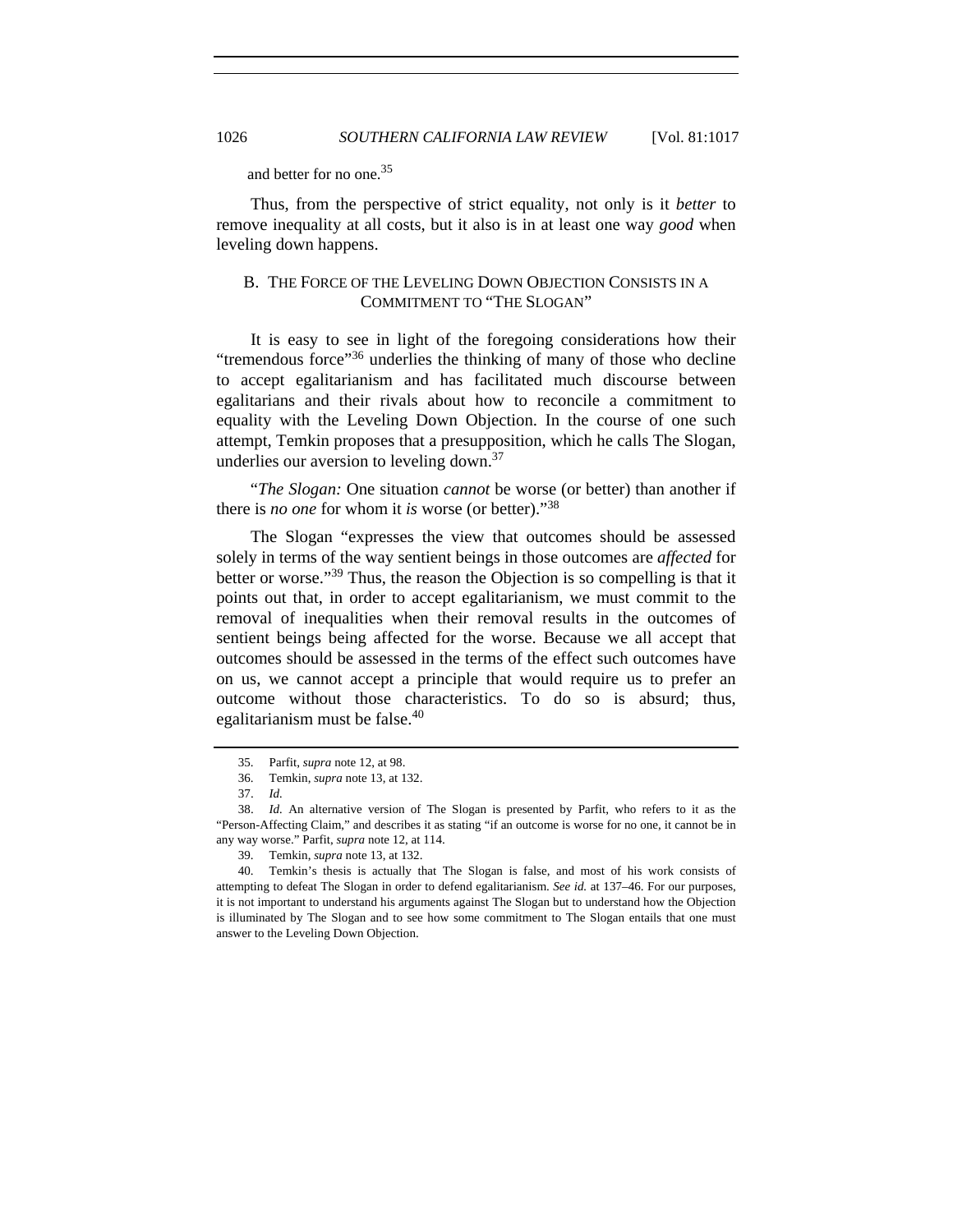and better for no one.[35]

Thus, from the perspective of strict equality, not only is it *better* to remove inequality at all costs, but it also is in at least one way *good* when leveling down happens.

### B. THE FORCE OF THE LEVELING DOWN OBJECTION CONSISTS IN A COMMITMENT TO "THE SLOGAN"

It is easy to see in light of the foregoing considerations how their "tremendous force"[36] underlies the thinking of many of those who decline to accept egalitarianism and has facilitated much discourse between egalitarians and their rivals about how to reconcile a commitment to equality with the Leveling Down Objection. In the course of one such attempt, Temkin proposes that a presupposition, which he calls The Slogan, underlies our aversion to leveling down.[37]

"*The Slogan:* One situation *cannot* be worse (or better) than another if there is *no one* for whom it *is* worse (or better)."[38]

The Slogan "expresses the view that outcomes should be assessed solely in terms of the way sentient beings in those outcomes are *affected* for better or worse."[39] Thus, the reason the Objection is so compelling is that it points out that, in order to accept egalitarianism, we must commit to the removal of inequalities when their removal results in the outcomes of sentient beings being affected for the worse. Because we all accept that outcomes should be assessed in the terms of the effect such outcomes have on us, we cannot accept a principle that would require us to prefer an outcome without those characteristics. To do so is absurd; thus, egalitarianism must be false.[40]

---

35. Parfit, *supra* note 12, at 98.

36. Temkin, *supra* note 13, at 132.

37. *Id.*

38. *Id.* An alternative version of The Slogan is presented by Parfit, who refers to it as the "Person-Affecting Claim," and describes it as stating "if an outcome is worse for no one, it cannot be in any way worse." Parfit, *supra* note 12, at 114.

39. Temkin, *supra* note 13, at 132.

40. Temkin's thesis is actually that The Slogan is false, and most of his work consists of attempting to defeat The Slogan in order to defend egalitarianism. *See id.* at 137–46. For our purposes, it is not important to understand his arguments against The Slogan but to understand how the Objection is illuminated by The Slogan and to see how some commitment to The Slogan entails that one must answer to the Leveling Down Objection.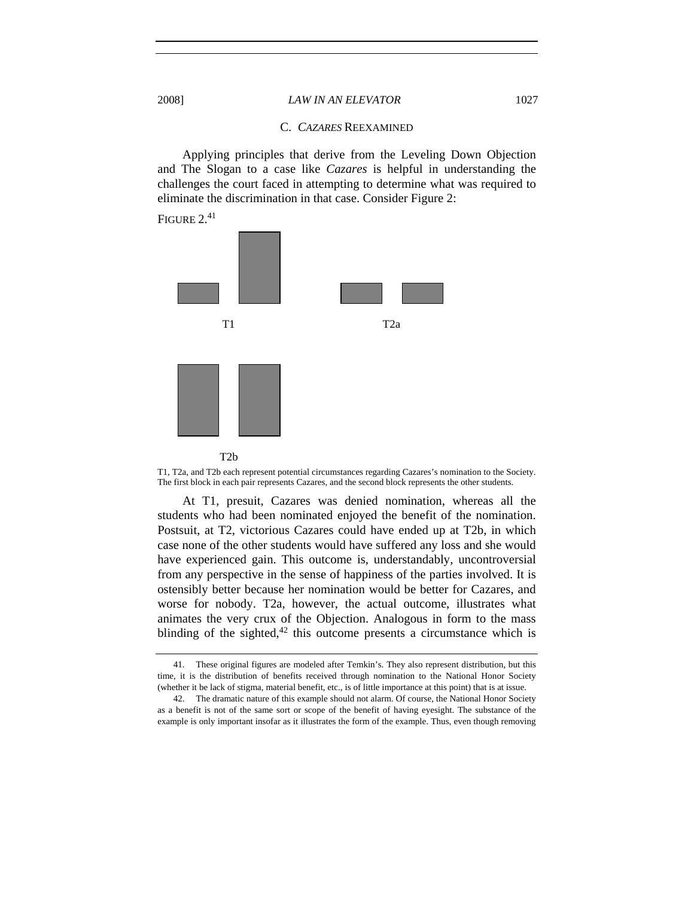### C. *CAZARES* REEXAMINED

Applying principles that derive from the Leveling Down Objection and The Slogan to a case like *Cazares* is helpful in understanding the challenges the court faced in attempting to determine what was required to eliminate the discrimination in that case. Consider Figure 2:

FIGURE 2.[41]

T1

T2a

T2b

T1, T2a, and T2b each represent potential circumstances regarding Cazares's nomination to the Society. The first block in each pair represents Cazares, and the second block represents the other students.

At T1, presuit, Cazares was denied nomination, whereas all the students who had been nominated enjoyed the benefit of the nomination. Postsuit, at T2, victorious Cazares could have ended up at T2b, in which case none of the other students would have suffered any loss and she would have experienced gain. This outcome is, understandably, uncontroversial from any perspective in the sense of happiness of the parties involved. It is ostensibly better because her nomination would be better for Cazares, and worse for nobody. T2a, however, the actual outcome, illustrates what animates the very crux of the Objection. Analogous in form to the mass blinding of the sighted,[42] this outcome presents a circumstance which is

---

41. These original figures are modeled after Temkin's. They also represent distribution, but this time, it is the distribution of benefits received through nomination to the National Honor Society (whether it be lack of stigma, material benefit, etc., is of little importance at this point) that is at issue.

42. The dramatic nature of this example should not alarm. Of course, the National Honor Society as a benefit is not of the same sort or scope of the benefit of having eyesight. The substance of the example is only important insofar as it illustrates the form of the example. Thus, even though removing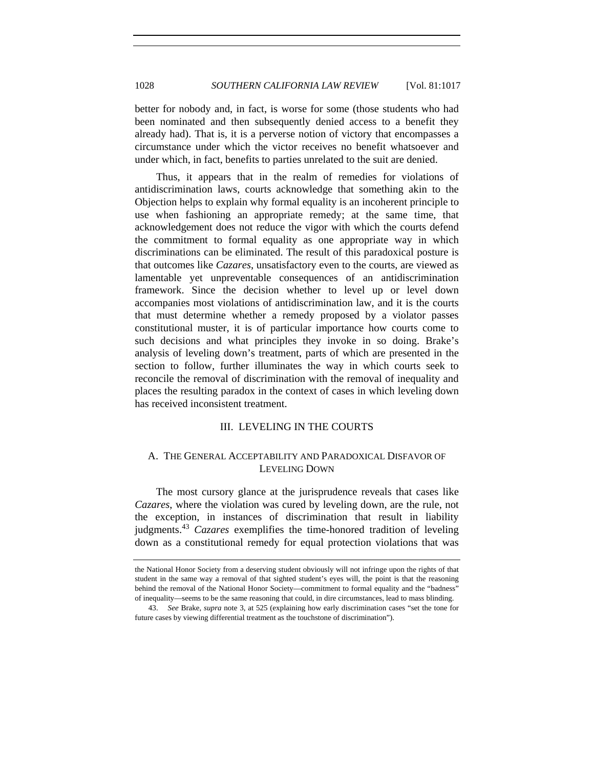better for nobody and, in fact, is worse for some (those students who had been nominated and then subsequently denied access to a benefit they already had). That is, it is a perverse notion of victory that encompasses a circumstance under which the victor receives no benefit whatsoever and under which, in fact, benefits to parties unrelated to the suit are denied.

Thus, it appears that in the realm of remedies for violations of antidiscrimination laws, courts acknowledge that something akin to the Objection helps to explain why formal equality is an incoherent principle to use when fashioning an appropriate remedy; at the same time, that acknowledgement does not reduce the vigor with which the courts defend the commitment to formal equality as one appropriate way in which discriminations can be eliminated. The result of this paradoxical posture is that outcomes like *Cazares*, unsatisfactory even to the courts, are viewed as lamentable yet unpreventable consequences of an antidiscrimination framework. Since the decision whether to level up or level down accompanies most violations of antidiscrimination law, and it is the courts that must determine whether a remedy proposed by a violator passes constitutional muster, it is of particular importance how courts come to such decisions and what principles they invoke in so doing. Brake's analysis of leveling down's treatment, parts of which are presented in the section to follow, further illuminates the way in which courts seek to reconcile the removal of discrimination with the removal of inequality and places the resulting paradox in the context of cases in which leveling down has received inconsistent treatment.

## III. LEVELING IN THE COURTS

### A. THE GENERAL ACCEPTABILITY AND PARADOXICAL DISFAVOR OF LEVELING DOWN

The most cursory glance at the jurisprudence reveals that cases like *Cazares*, where the violation was cured by leveling down, are the rule, not the exception, in instances of discrimination that result in liability judgments.[43] *Cazares* exemplifies the time-honored tradition of leveling down as a constitutional remedy for equal protection violations that was

---

the National Honor Society from a deserving student obviously will not infringe upon the rights of that student in the same way a removal of that sighted student's eyes will, the point is that the reasoning behind the removal of the National Honor Society—commitment to formal equality and the "badness" of inequality—seems to be the same reasoning that could, in dire circumstances, lead to mass blinding.

43. *See* Brake, *supra* note 3, at 525 (explaining how early discrimination cases "set the tone for future cases by viewing differential treatment as the touchstone of discrimination").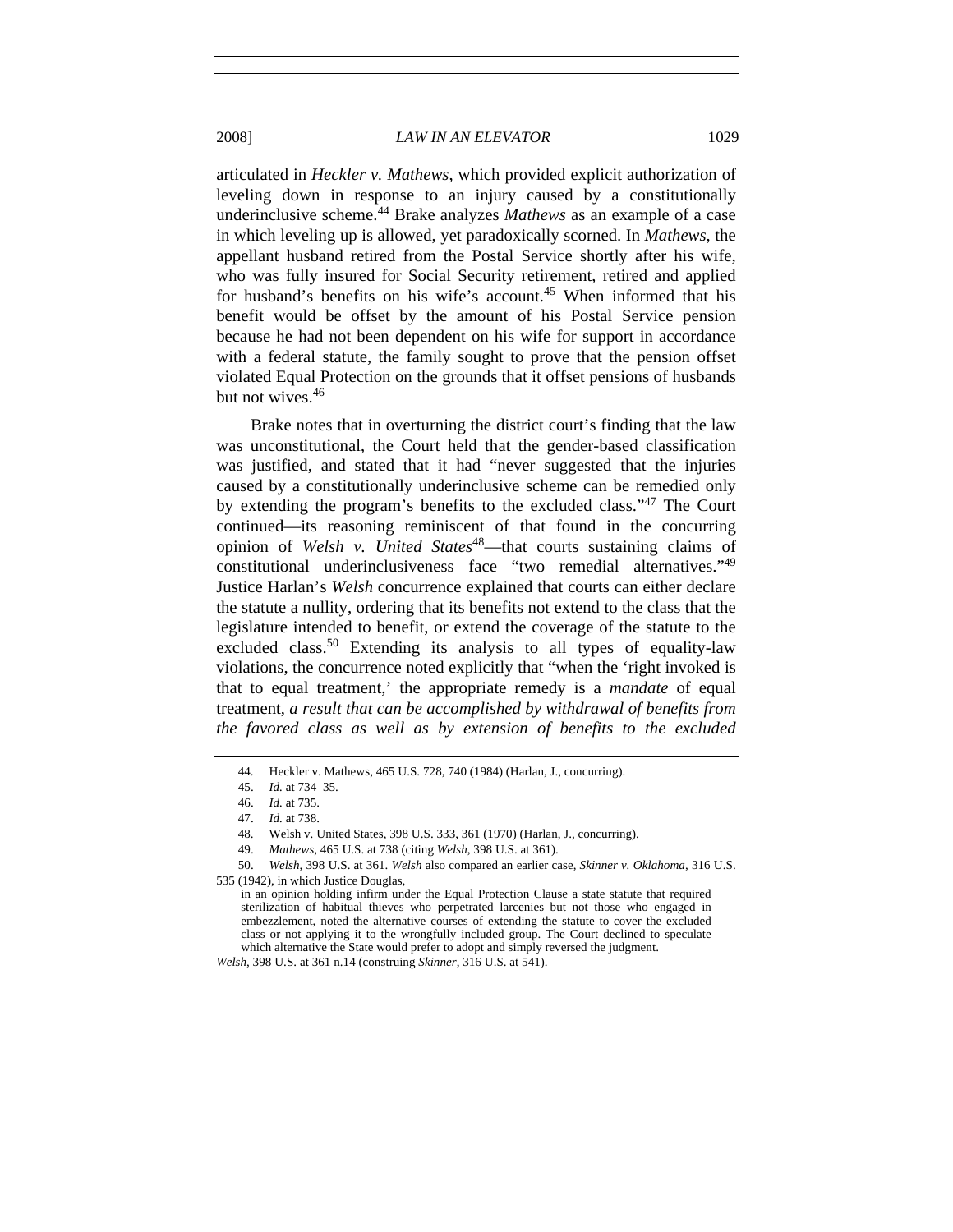articulated in *Heckler v. Mathews*, which provided explicit authorization of leveling down in response to an injury caused by a constitutionally underinclusive scheme.[44] Brake analyzes *Mathews* as an example of a case in which leveling up is allowed, yet paradoxically scorned. In *Mathews*, the appellant husband retired from the Postal Service shortly after his wife, who was fully insured for Social Security retirement, retired and applied for husband's benefits on his wife's account.[45] When informed that his benefit would be offset by the amount of his Postal Service pension because he had not been dependent on his wife for support in accordance with a federal statute, the family sought to prove that the pension offset violated Equal Protection on the grounds that it offset pensions of husbands but not wives.[46]

Brake notes that in overturning the district court's finding that the law was unconstitutional, the Court held that the gender-based classification was justified, and stated that it had "never suggested that the injuries caused by a constitutionally underinclusive scheme can be remedied only by extending the program's benefits to the excluded class."[47] The Court continued—its reasoning reminiscent of that found in the concurring opinion of *Welsh v. United States*[48]—that courts sustaining claims of constitutional underinclusiveness face "two remedial alternatives."[49] Justice Harlan's *Welsh* concurrence explained that courts can either declare the statute a nullity, ordering that its benefits not extend to the class that the legislature intended to benefit, or extend the coverage of the statute to the excluded class.[50] Extending its analysis to all types of equality-law violations, the concurrence noted explicitly that "when the 'right invoked is that to equal treatment,' the appropriate remedy is a *mandate* of equal treatment, *a result that can be accomplished by withdrawal of benefits from the favored class as well as by extension of benefits to the excluded*

---

44. Heckler v. Mathews, 465 U.S. 728, 740 (1984) (Harlan, J., concurring).

45. *Id.* at 734–35.

46. *Id.* at 735.

47. *Id.* at 738.

48. Welsh v. United States, 398 U.S. 333, 361 (1970) (Harlan, J., concurring).

49. *Mathews*, 465 U.S. at 738 (citing *Welsh*, 398 U.S. at 361).

50. *Welsh*, 398 U.S. at 361. *Welsh* also compared an earlier case, *Skinner v. Oklahoma*, 316 U.S. 535 (1942), in which Justice Douglas,

> in an opinion holding infirm under the Equal Protection Clause a state statute that required sterilization of habitual thieves who perpetrated larcenies but not those who engaged in embezzlement, noted the alternative courses of extending the statute to cover the excluded class or not applying it to the wrongfully included group. The Court declined to speculate which alternative the State would prefer to adopt and simply reversed the judgment.

*Welsh*, 398 U.S. at 361 n.14 (construing *Skinner*, 316 U.S. at 541).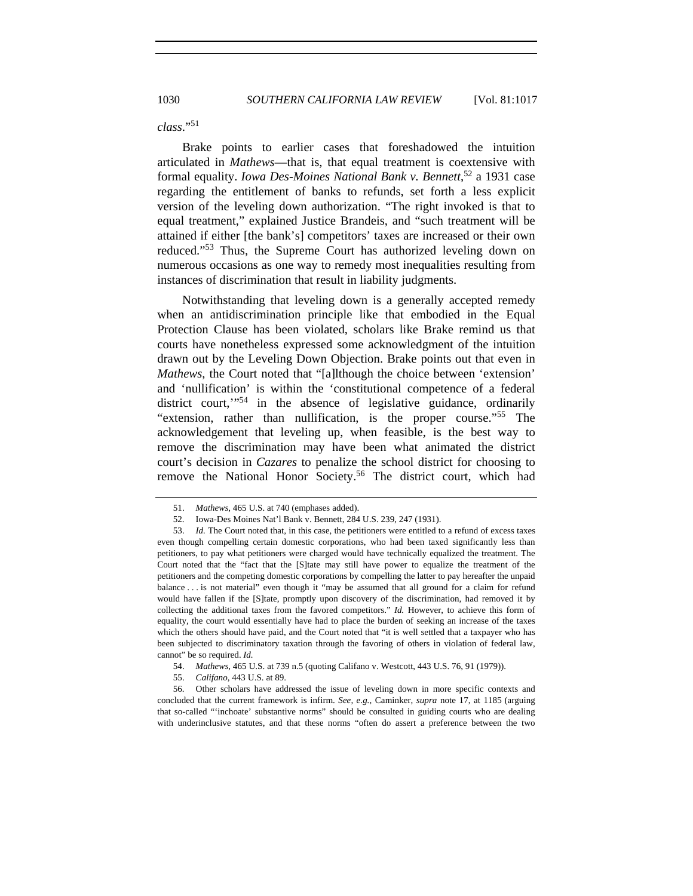*class*."[51]

Brake points to earlier cases that foreshadowed the intuition articulated in *Mathews*—that is, that equal treatment is coextensive with formal equality. *Iowa Des-Moines National Bank v. Bennett*,[52] a 1931 case regarding the entitlement of banks to refunds, set forth a less explicit version of the leveling down authorization. "The right invoked is that to equal treatment," explained Justice Brandeis, and "such treatment will be attained if either [the bank's] competitors' taxes are increased or their own reduced."[53] Thus, the Supreme Court has authorized leveling down on numerous occasions as one way to remedy most inequalities resulting from instances of discrimination that result in liability judgments.

Notwithstanding that leveling down is a generally accepted remedy when an antidiscrimination principle like that embodied in the Equal Protection Clause has been violated, scholars like Brake remind us that courts have nonetheless expressed some acknowledgment of the intuition drawn out by the Leveling Down Objection. Brake points out that even in *Mathews*, the Court noted that "[a]lthough the choice between 'extension' and 'nullification' is within the 'constitutional competence of a federal district court,'"[54] in the absence of legislative guidance, ordinarily "extension, rather than nullification, is the proper course."[55] The acknowledgement that leveling up, when feasible, is the best way to remove the discrimination may have been what animated the district court's decision in *Cazares* to penalize the school district for choosing to remove the National Honor Society.[56] The district court, which had

---

51. *Mathews*, 465 U.S. at 740 (emphases added).

52. Iowa-Des Moines Nat'l Bank v. Bennett, 284 U.S. 239, 247 (1931).

53. *Id.* The Court noted that, in this case, the petitioners were entitled to a refund of excess taxes even though compelling certain domestic corporations, who had been taxed significantly less than petitioners, to pay what petitioners were charged would have technically equalized the treatment. The Court noted that the "fact that the [S]tate may still have power to equalize the treatment of the petitioners and the competing domestic corporations by compelling the latter to pay hereafter the unpaid balance . . . is not material" even though it "may be assumed that all ground for a claim for refund would have fallen if the [S]tate, promptly upon discovery of the discrimination, had removed it by collecting the additional taxes from the favored competitors." *Id.* However, to achieve this form of equality, the court would essentially have had to place the burden of seeking an increase of the taxes which the others should have paid, and the Court noted that "it is well settled that a taxpayer who has been subjected to discriminatory taxation through the favoring of others in violation of federal law, cannot" be so required. *Id.*

54. *Mathews*, 465 U.S. at 739 n.5 (quoting Califano v. Westcott, 443 U.S. 76, 91 (1979)).

55. *Califano*, 443 U.S. at 89.

56. Other scholars have addressed the issue of leveling down in more specific contexts and concluded that the current framework is infirm. *See, e.g.*, Caminker, *supra* note 17, at 1185 (arguing that so-called "'inchoate' substantive norms" should be consulted in guiding courts who are dealing with underinclusive statutes, and that these norms "often do assert a preference between the two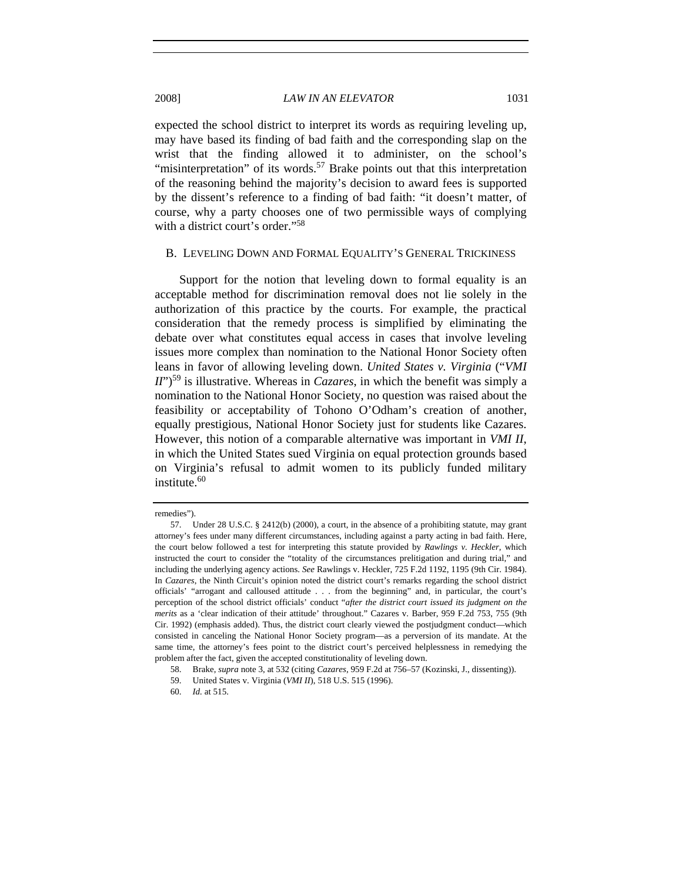expected the school district to interpret its words as requiring leveling up, may have based its finding of bad faith and the corresponding slap on the wrist that the finding allowed it to administer, on the school's "misinterpretation" of its words.[57] Brake points out that this interpretation of the reasoning behind the majority's decision to award fees is supported by the dissent's reference to a finding of bad faith: "it doesn't matter, of course, why a party chooses one of two permissible ways of complying with a district court's order."[58]

## B. LEVELING DOWN AND FORMAL EQUALITY'S GENERAL TRICKINESS

Support for the notion that leveling down to formal equality is an acceptable method for discrimination removal does not lie solely in the authorization of this practice by the courts. For example, the practical consideration that the remedy process is simplified by eliminating the debate over what constitutes equal access in cases that involve leveling issues more complex than nomination to the National Honor Society often leans in favor of allowing leveling down. *United States v. Virginia* ("*VMI II*")[59] is illustrative. Whereas in *Cazares*, in which the benefit was simply a nomination to the National Honor Society, no question was raised about the feasibility or acceptability of Tohono O'Odham's creation of another, equally prestigious, National Honor Society just for students like Cazares. However, this notion of a comparable alternative was important in *VMI II*, in which the United States sued Virginia on equal protection grounds based on Virginia's refusal to admit women to its publicly funded military institute.[60]

---

remedies").

57. Under 28 U.S.C. § 2412(b) (2000), a court, in the absence of a prohibiting statute, may grant attorney's fees under many different circumstances, including against a party acting in bad faith. Here, the court below followed a test for interpreting this statute provided by *Rawlings v. Heckler*, which instructed the court to consider the "totality of the circumstances prelitigation and during trial," and including the underlying agency actions. *See* Rawlings v. Heckler, 725 F.2d 1192, 1195 (9th Cir. 1984). In *Cazares*, the Ninth Circuit's opinion noted the district court's remarks regarding the school district officials' "arrogant and calloused attitude . . . from the beginning" and, in particular, the court's perception of the school district officials' conduct "*after the district court issued its judgment on the merits* as a 'clear indication of their attitude' throughout." Cazares v. Barber, 959 F.2d 753, 755 (9th Cir. 1992) (emphasis added). Thus, the district court clearly viewed the postjudgment conduct—which consisted in canceling the National Honor Society program—as a perversion of its mandate. At the same time, the attorney's fees point to the district court's perceived helplessness in remedying the problem after the fact, given the accepted constitutionality of leveling down.

58. Brake, *supra* note 3, at 532 (citing *Cazares*, 959 F.2d at 756–57 (Kozinski, J., dissenting)).

59. United States v. Virginia (*VMI II*), 518 U.S. 515 (1996).

60. *Id.* at 515.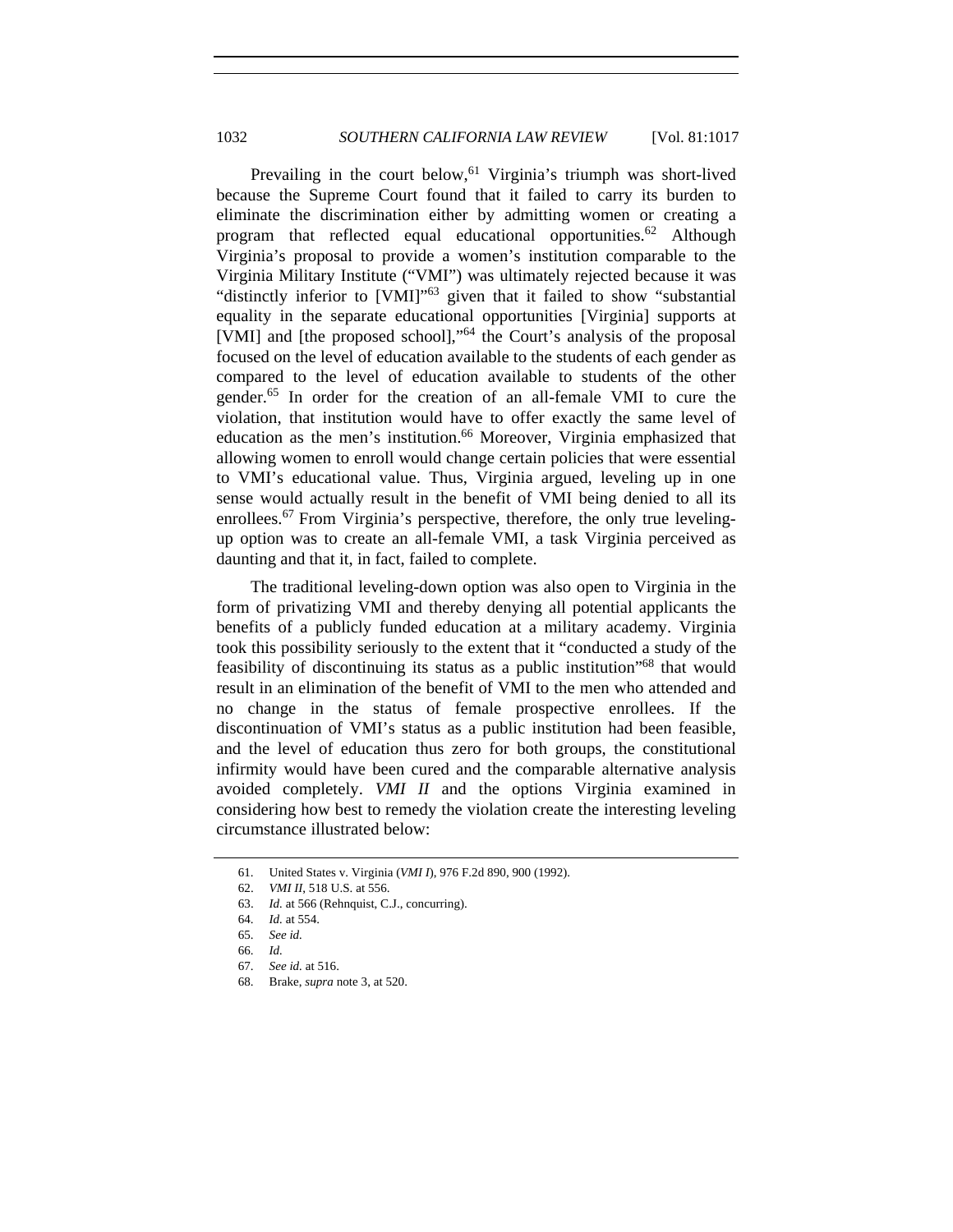Prevailing in the court below,[61] Virginia's triumph was short-lived because the Supreme Court found that it failed to carry its burden to eliminate the discrimination either by admitting women or creating a program that reflected equal educational opportunities.[62] Although Virginia's proposal to provide a women's institution comparable to the Virginia Military Institute ("VMI") was ultimately rejected because it was "distinctly inferior to [VMI]"[63] given that it failed to show "substantial equality in the separate educational opportunities [Virginia] supports at [VMI] and [the proposed school],"[64] the Court's analysis of the proposal focused on the level of education available to the students of each gender as compared to the level of education available to students of the other gender.[65] In order for the creation of an all-female VMI to cure the violation, that institution would have to offer exactly the same level of education as the men's institution.[66] Moreover, Virginia emphasized that allowing women to enroll would change certain policies that were essential to VMI's educational value. Thus, Virginia argued, leveling up in one sense would actually result in the benefit of VMI being denied to all its enrollees.[67] From Virginia's perspective, therefore, the only true leveling-up option was to create an all-female VMI, a task Virginia perceived as daunting and that it, in fact, failed to complete.

The traditional leveling-down option was also open to Virginia in the form of privatizing VMI and thereby denying all potential applicants the benefits of a publicly funded education at a military academy. Virginia took this possibility seriously to the extent that it "conducted a study of the feasibility of discontinuing its status as a public institution"[68] that would result in an elimination of the benefit of VMI to the men who attended and no change in the status of female prospective enrollees. If the discontinuation of VMI's status as a public institution had been feasible, and the level of education thus zero for both groups, the constitutional infirmity would have been cured and the comparable alternative analysis avoided completely. *VMI II* and the options Virginia examined in considering how best to remedy the violation create the interesting leveling circumstance illustrated below:

---

61. United States v. Virginia (*VMI I*), 976 F.2d 890, 900 (1992).

62. *VMI II*, 518 U.S. at 556.

63. *Id.* at 566 (Rehnquist, C.J., concurring).

64. *Id.* at 554.

65. *See id.*

66. *Id.*

67. *See id.* at 516.

68. Brake, *supra* note 3, at 520.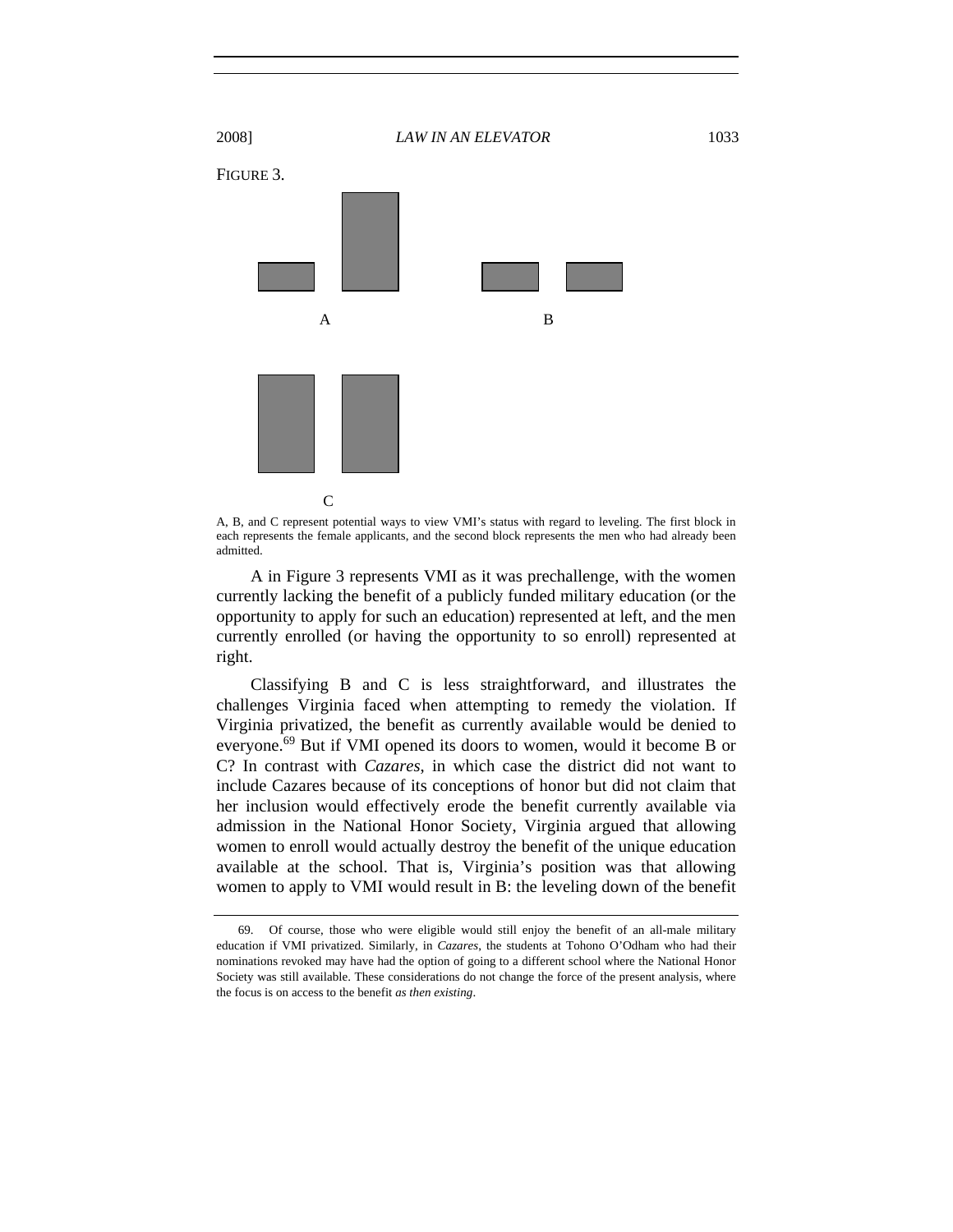FIGURE 3.

A

B

C

A, B, and C represent potential ways to view VMI's status with regard to leveling. The first block in each represents the female applicants, and the second block represents the men who had already been admitted.

A in Figure 3 represents VMI as it was prechallenge, with the women currently lacking the benefit of a publicly funded military education (or the opportunity to apply for such an education) represented at left, and the men currently enrolled (or having the opportunity to so enroll) represented at right.

Classifying B and C is less straightforward, and illustrates the challenges Virginia faced when attempting to remedy the violation. If Virginia privatized, the benefit as currently available would be denied to everyone.[69] But if VMI opened its doors to women, would it become B or C? In contrast with *Cazares*, in which case the district did not want to include Cazares because of its conceptions of honor but did not claim that her inclusion would effectively erode the benefit currently available via admission in the National Honor Society, Virginia argued that allowing women to enroll would actually destroy the benefit of the unique education available at the school. That is, Virginia's position was that allowing women to apply to VMI would result in B: the leveling down of the benefit

69. Of course, those who were eligible would still enjoy the benefit of an all-male military education if VMI privatized. Similarly, in *Cazares*, the students at Tohono O'Odham who had their nominations revoked may have had the option of going to a different school where the National Honor Society was still available. These considerations do not change the force of the present analysis, where the focus is on access to the benefit *as then existing*.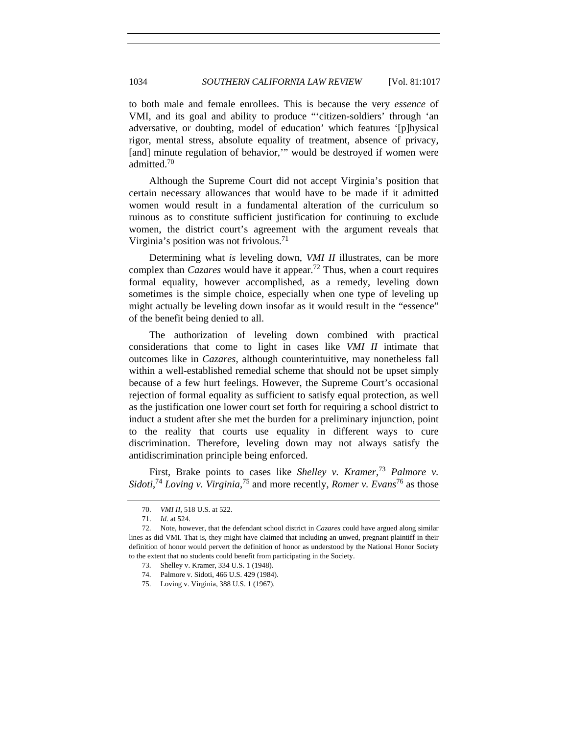to both male and female enrollees. This is because the very *essence* of VMI, and its goal and ability to produce "'citizen-soldiers' through 'an adversative, or doubting, model of education' which features '[p]hysical rigor, mental stress, absolute equality of treatment, absence of privacy, [and] minute regulation of behavior,'" would be destroyed if women were admitted.[70]

Although the Supreme Court did not accept Virginia's position that certain necessary allowances that would have to be made if it admitted women would result in a fundamental alteration of the curriculum so ruinous as to constitute sufficient justification for continuing to exclude women, the district court's agreement with the argument reveals that Virginia's position was not frivolous.[71]

Determining what *is* leveling down, *VMI II* illustrates, can be more complex than *Cazares* would have it appear.[72] Thus, when a court requires formal equality, however accomplished, as a remedy, leveling down sometimes is the simple choice, especially when one type of leveling up might actually be leveling down insofar as it would result in the "essence" of the benefit being denied to all.

The authorization of leveling down combined with practical considerations that come to light in cases like *VMI II* intimate that outcomes like in *Cazares*, although counterintuitive, may nonetheless fall within a well-established remedial scheme that should not be upset simply because of a few hurt feelings. However, the Supreme Court's occasional rejection of formal equality as sufficient to satisfy equal protection, as well as the justification one lower court set forth for requiring a school district to induct a student after she met the burden for a preliminary injunction, point to the reality that courts use equality in different ways to cure discrimination. Therefore, leveling down may not always satisfy the antidiscrimination principle being enforced.

First, Brake points to cases like *Shelley v. Kramer*,[73] *Palmore v. Sidoti*,[74] *Loving v. Virginia*,[75] and more recently, *Romer v. Evans*[76] as those

---

70. *VMI II*, 518 U.S. at 522.

71. *Id.* at 524.

72. Note, however, that the defendant school district in *Cazares* could have argued along similar lines as did VMI. That is, they might have claimed that including an unwed, pregnant plaintiff in their definition of honor would pervert the definition of honor as understood by the National Honor Society to the extent that no students could benefit from participating in the Society.

73. Shelley v. Kramer, 334 U.S. 1 (1948).

74. Palmore v. Sidoti, 466 U.S. 429 (1984).

75. Loving v. Virginia, 388 U.S. 1 (1967).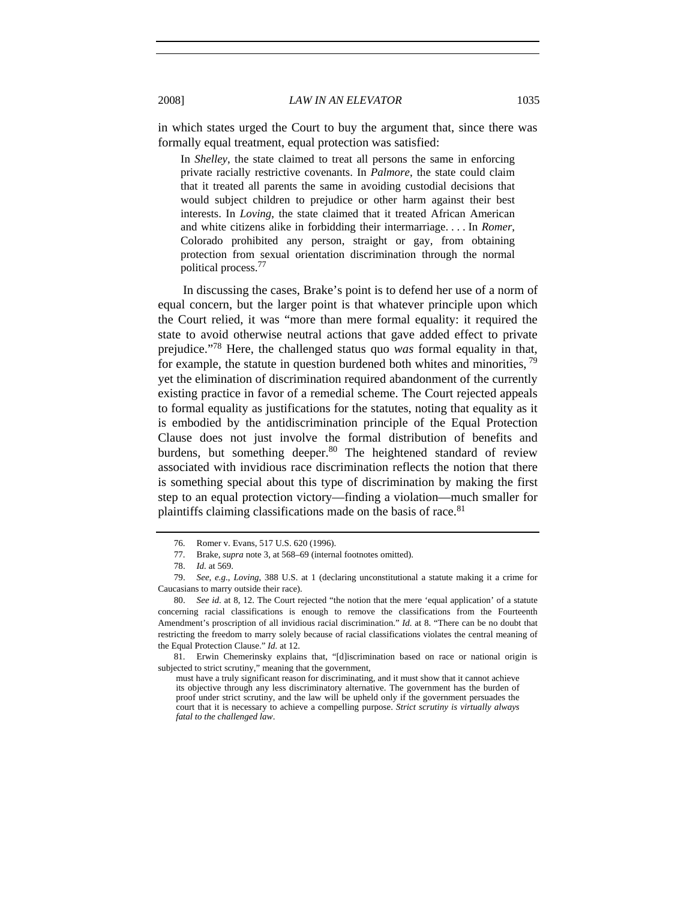in which states urged the Court to buy the argument that, since there was formally equal treatment, equal protection was satisfied:

> In *Shelley*, the state claimed to treat all persons the same in enforcing private racially restrictive covenants. In *Palmore*, the state could claim that it treated all parents the same in avoiding custodial decisions that would subject children to prejudice or other harm against their best interests. In *Loving*, the state claimed that it treated African American and white citizens alike in forbidding their intermarriage. . . . In *Romer*, Colorado prohibited any person, straight or gay, from obtaining protection from sexual orientation discrimination through the normal political process.[77]

In discussing the cases, Brake's point is to defend her use of a norm of equal concern, but the larger point is that whatever principle upon which the Court relied, it was "more than mere formal equality: it required the state to avoid otherwise neutral actions that gave added effect to private prejudice."[78] Here, the challenged status quo *was* formal equality in that, for example, the statute in question burdened both whites and minorities,[79] yet the elimination of discrimination required abandonment of the currently existing practice in favor of a remedial scheme. The Court rejected appeals to formal equality as justifications for the statutes, noting that equality as it is embodied by the antidiscrimination principle of the Equal Protection Clause does not just involve the formal distribution of benefits and burdens, but something deeper.[80] The heightened standard of review associated with invidious race discrimination reflects the notion that there is something special about this type of discrimination by making the first step to an equal protection victory—finding a violation—much smaller for plaintiffs claiming classifications made on the basis of race.[81]

---

76. Romer v. Evans, 517 U.S. 620 (1996).

77. Brake, *supra* note 3, at 568–69 (internal footnotes omitted).

78. *Id.* at 569.

79. *See, e.g.*, *Loving*, 388 U.S. at 1 (declaring unconstitutional a statute making it a crime for Caucasians to marry outside their race).

80. *See id.* at 8, 12. The Court rejected "the notion that the mere 'equal application' of a statute concerning racial classifications is enough to remove the classifications from the Fourteenth Amendment's proscription of all invidious racial discrimination." *Id.* at 8. "There can be no doubt that restricting the freedom to marry solely because of racial classifications violates the central meaning of the Equal Protection Clause." *Id.* at 12.

81. Erwin Chemerinsky explains that, "[d]iscrimination based on race or national origin is subjected to strict scrutiny," meaning that the government,

> must have a truly significant reason for discriminating, and it must show that it cannot achieve its objective through any less discriminatory alternative. The government has the burden of proof under strict scrutiny, and the law will be upheld only if the government persuades the court that it is necessary to achieve a compelling purpose. *Strict scrutiny is virtually always fatal to the challenged law*.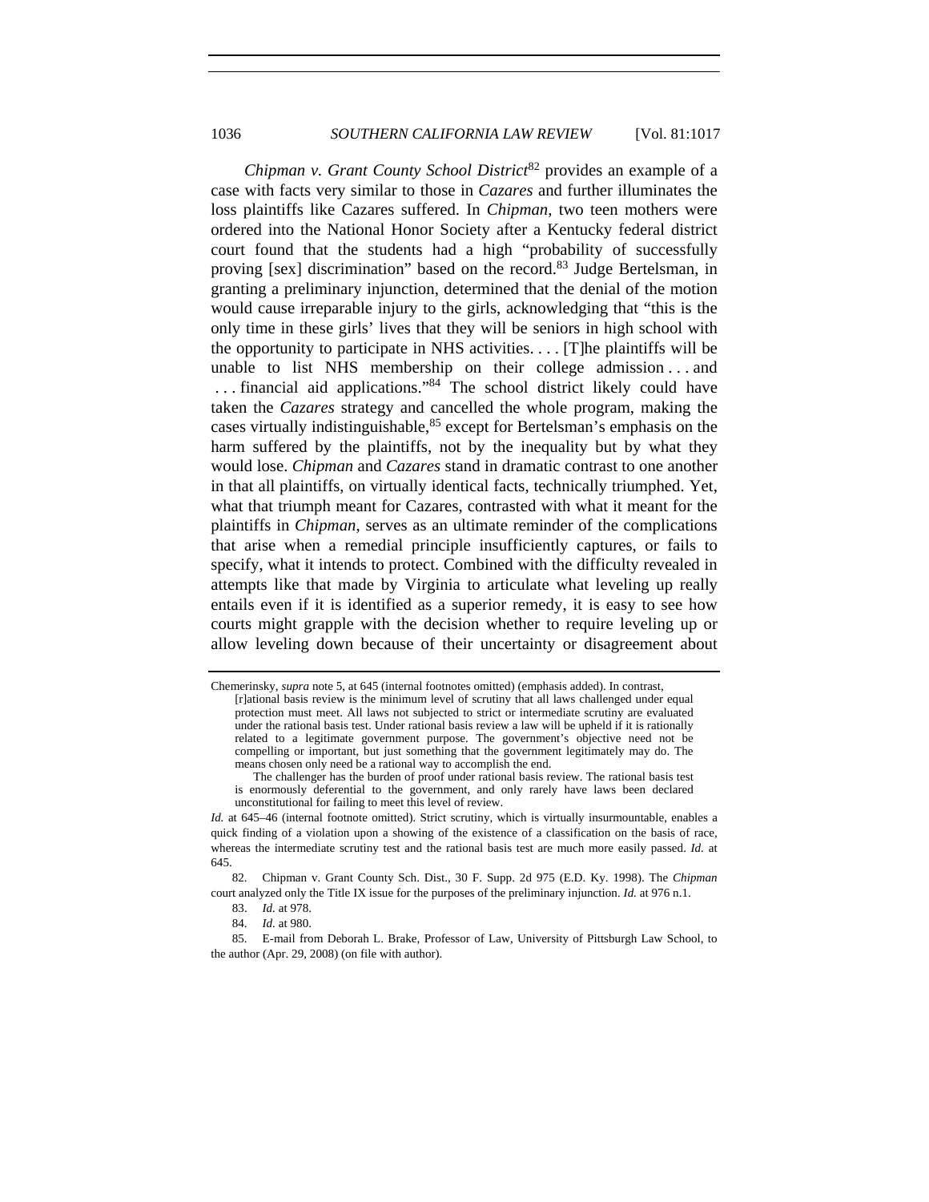*Chipman v. Grant County School District*[82] provides an example of a case with facts very similar to those in *Cazares* and further illuminates the loss plaintiffs like Cazares suffered. In *Chipman*, two teen mothers were ordered into the National Honor Society after a Kentucky federal district court found that the students had a high "probability of successfully proving [sex] discrimination" based on the record.[83] Judge Bertelsman, in granting a preliminary injunction, determined that the denial of the motion would cause irreparable injury to the girls, acknowledging that "this is the only time in these girls' lives that they will be seniors in high school with the opportunity to participate in NHS activities. . . . [T]he plaintiffs will be unable to list NHS membership on their college admission . . . and . . . financial aid applications."[84] The school district likely could have taken the *Cazares* strategy and cancelled the whole program, making the cases virtually indistinguishable,[85] except for Bertelsman's emphasis on the harm suffered by the plaintiffs, not by the inequality but by what they would lose. *Chipman* and *Cazares* stand in dramatic contrast to one another in that all plaintiffs, on virtually identical facts, technically triumphed. Yet, what that triumph meant for Cazares, contrasted with what it meant for the plaintiffs in *Chipman*, serves as an ultimate reminder of the complications that arise when a remedial principle insufficiently captures, or fails to specify, what it intends to protect. Combined with the difficulty revealed in attempts like that made by Virginia to articulate what leveling up really entails even if it is identified as a superior remedy, it is easy to see how courts might grapple with the decision whether to require leveling up or allow leveling down because of their uncertainty or disagreement about

---

Chemerinsky, *supra* note 5, at 645 (internal footnotes omitted) (emphasis added). In contrast,

> [r]ational basis review is the minimum level of scrutiny that all laws challenged under equal protection must meet. All laws not subjected to strict or intermediate scrutiny are evaluated under the rational basis test. Under rational basis review a law will be upheld if it is rationally related to a legitimate government purpose. The government's objective need not be compelling or important, but just something that the government legitimately may do. The means chosen only need be a rational way to accomplish the end.
>
> The challenger has the burden of proof under rational basis review. The rational basis test is enormously deferential to the government, and only rarely have laws been declared unconstitutional for failing to meet this level of review.

*Id.* at 645–46 (internal footnote omitted). Strict scrutiny, which is virtually insurmountable, enables a quick finding of a violation upon a showing of the existence of a classification on the basis of race, whereas the intermediate scrutiny test and the rational basis test are much more easily passed. *Id.* at 645.

82. Chipman v. Grant County Sch. Dist., 30 F. Supp. 2d 975 (E.D. Ky. 1998). The *Chipman* court analyzed only the Title IX issue for the purposes of the preliminary injunction. *Id.* at 976 n.1.

83. *Id.* at 978.

84. *Id.* at 980.

85. E-mail from Deborah L. Brake, Professor of Law, University of Pittsburgh Law School, to the author (Apr. 29, 2008) (on file with author).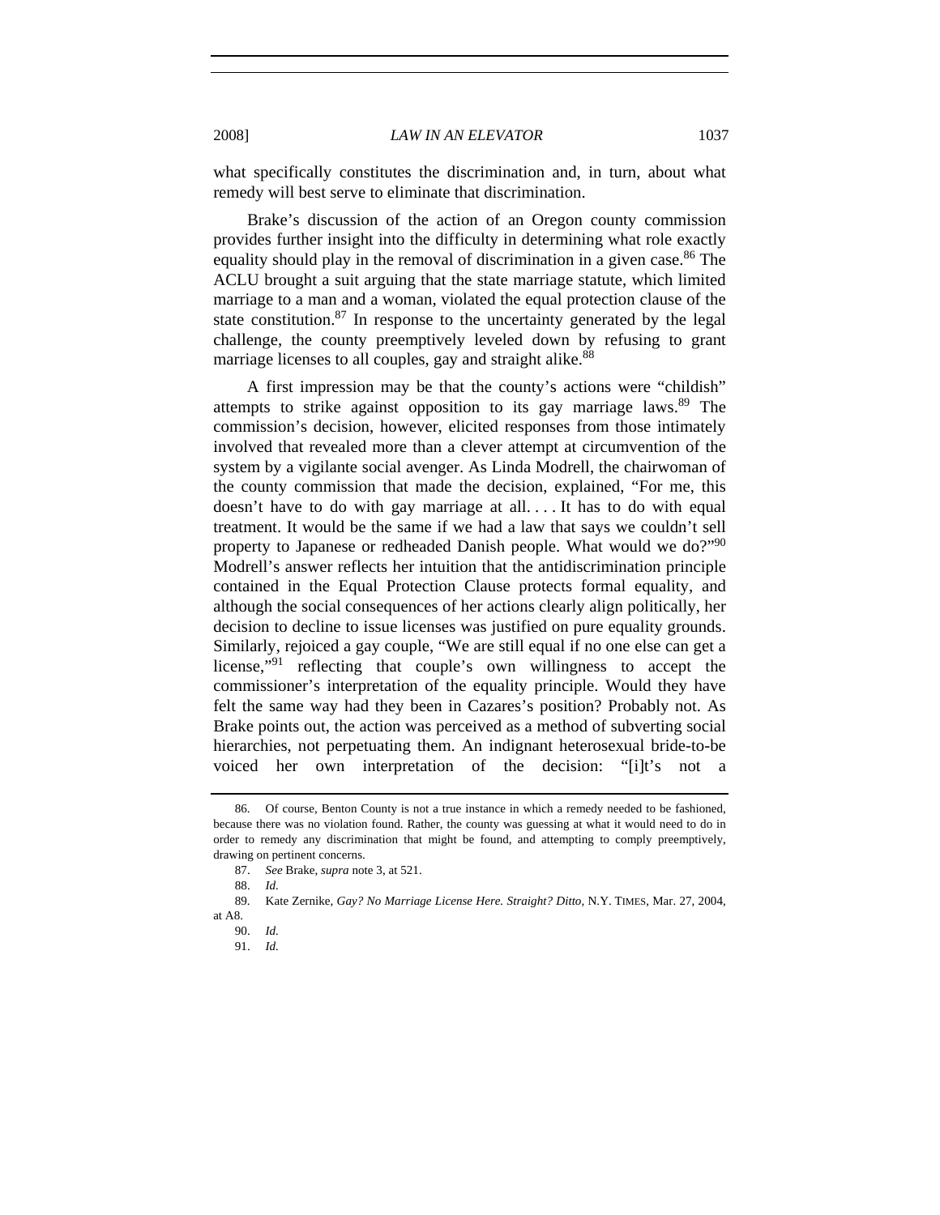what specifically constitutes the discrimination and, in turn, about what remedy will best serve to eliminate that discrimination.

Brake's discussion of the action of an Oregon county commission provides further insight into the difficulty in determining what role exactly equality should play in the removal of discrimination in a given case.[86] The ACLU brought a suit arguing that the state marriage statute, which limited marriage to a man and a woman, violated the equal protection clause of the state constitution.[87] In response to the uncertainty generated by the legal challenge, the county preemptively leveled down by refusing to grant marriage licenses to all couples, gay and straight alike.[88]

A first impression may be that the county's actions were "childish" attempts to strike against opposition to its gay marriage laws.[89] The commission's decision, however, elicited responses from those intimately involved that revealed more than a clever attempt at circumvention of the system by a vigilante social avenger. As Linda Modrell, the chairwoman of the county commission that made the decision, explained, "For me, this doesn't have to do with gay marriage at all. . . . It has to do with equal treatment. It would be the same if we had a law that says we couldn't sell property to Japanese or redheaded Danish people. What would we do?"[90] Modrell's answer reflects her intuition that the antidiscrimination principle contained in the Equal Protection Clause protects formal equality, and although the social consequences of her actions clearly align politically, her decision to decline to issue licenses was justified on pure equality grounds. Similarly, rejoiced a gay couple, "We are still equal if no one else can get a license,"[91] reflecting that couple's own willingness to accept the commissioner's interpretation of the equality principle. Would they have felt the same way had they been in Cazares's position? Probably not. As Brake points out, the action was perceived as a method of subverting social hierarchies, not perpetuating them. An indignant heterosexual bride-to-be voiced her own interpretation of the decision: "[i]t's not a

---

86. Of course, Benton County is not a true instance in which a remedy needed to be fashioned, because there was no violation found. Rather, the county was guessing at what it would need to do in order to remedy any discrimination that might be found, and attempting to comply preemptively, drawing on pertinent concerns.

87. *See* Brake, *supra* note 3, at 521.

88. *Id.*

89. Kate Zernike, *Gay? No Marriage License Here. Straight? Ditto*, N.Y. TIMES, Mar. 27, 2004, at A8.

90. *Id.*

91. *Id.*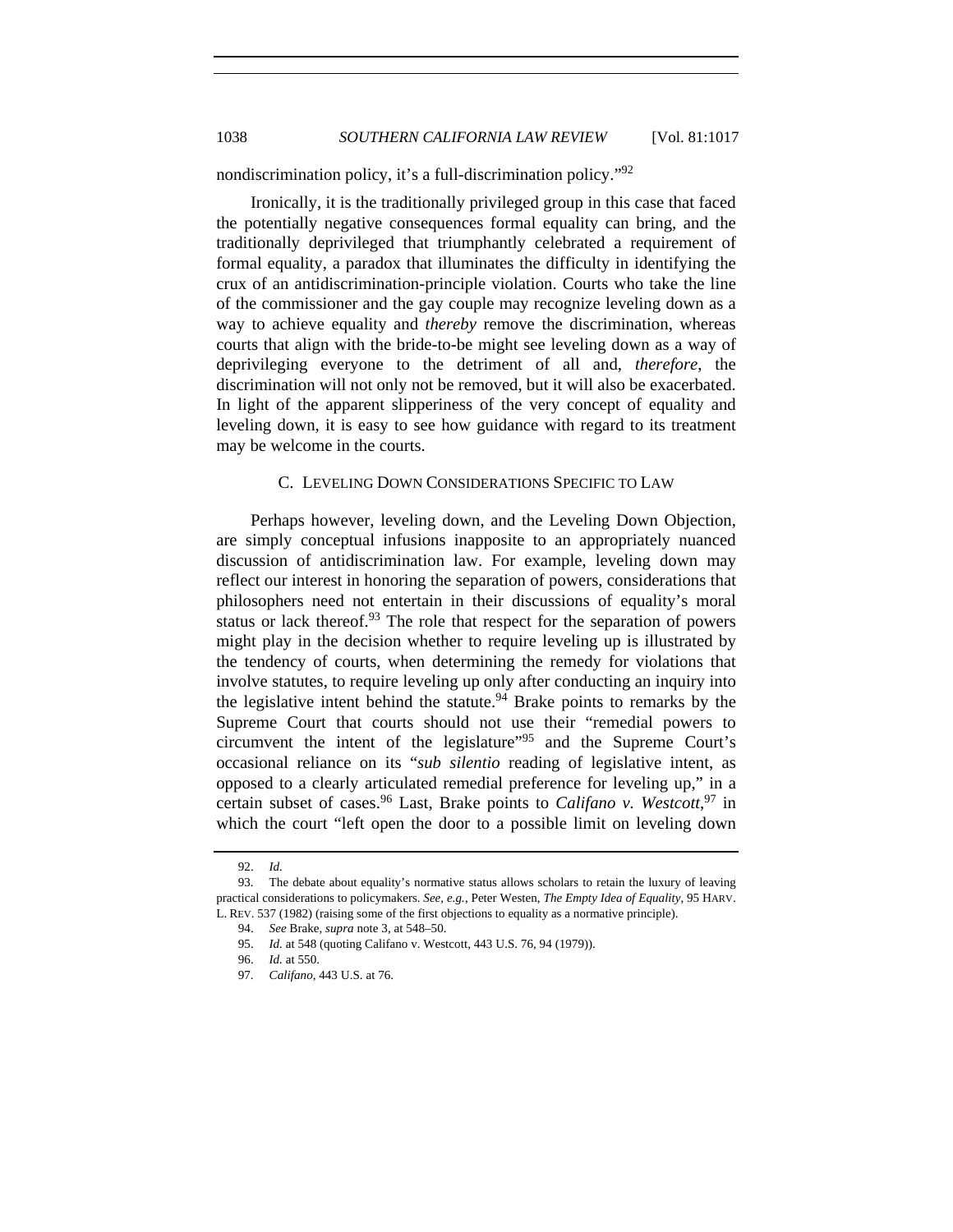nondiscrimination policy, it's a full-discrimination policy."[92]

Ironically, it is the traditionally privileged group in this case that faced the potentially negative consequences formal equality can bring, and the traditionally deprivileged that triumphantly celebrated a requirement of formal equality, a paradox that illuminates the difficulty in identifying the crux of an antidiscrimination-principle violation. Courts who take the line of the commissioner and the gay couple may recognize leveling down as a way to achieve equality and *thereby* remove the discrimination, whereas courts that align with the bride-to-be might see leveling down as a way of deprivileging everyone to the detriment of all and, *therefore*, the discrimination will not only not be removed, but it will also be exacerbated. In light of the apparent slipperiness of the very concept of equality and leveling down, it is easy to see how guidance with regard to its treatment may be welcome in the courts.

### C. LEVELING DOWN CONSIDERATIONS SPECIFIC TO LAW

Perhaps however, leveling down, and the Leveling Down Objection, are simply conceptual infusions inapposite to an appropriately nuanced discussion of antidiscrimination law. For example, leveling down may reflect our interest in honoring the separation of powers, considerations that philosophers need not entertain in their discussions of equality's moral status or lack thereof.[93] The role that respect for the separation of powers might play in the decision whether to require leveling up is illustrated by the tendency of courts, when determining the remedy for violations that involve statutes, to require leveling up only after conducting an inquiry into the legislative intent behind the statute.[94] Brake points to remarks by the Supreme Court that courts should not use their "remedial powers to circumvent the intent of the legislature"[95] and the Supreme Court's occasional reliance on its "*sub silentio* reading of legislative intent, as opposed to a clearly articulated remedial preference for leveling up," in a certain subset of cases.[96] Last, Brake points to *Califano v. Westcott*,[97] in which the court "left open the door to a possible limit on leveling down

---

92. *Id.*

93. The debate about equality's normative status allows scholars to retain the luxury of leaving practical considerations to policymakers. *See, e.g.*, Peter Westen, *The Empty Idea of Equality*, 95 HARV. L. REV. 537 (1982) (raising some of the first objections to equality as a normative principle).

94. *See* Brake, *supra* note 3, at 548–50.

95. *Id.* at 548 (quoting Califano v. Westcott, 443 U.S. 76, 94 (1979)).

96. *Id.* at 550.

97. *Califano*, 443 U.S. at 76.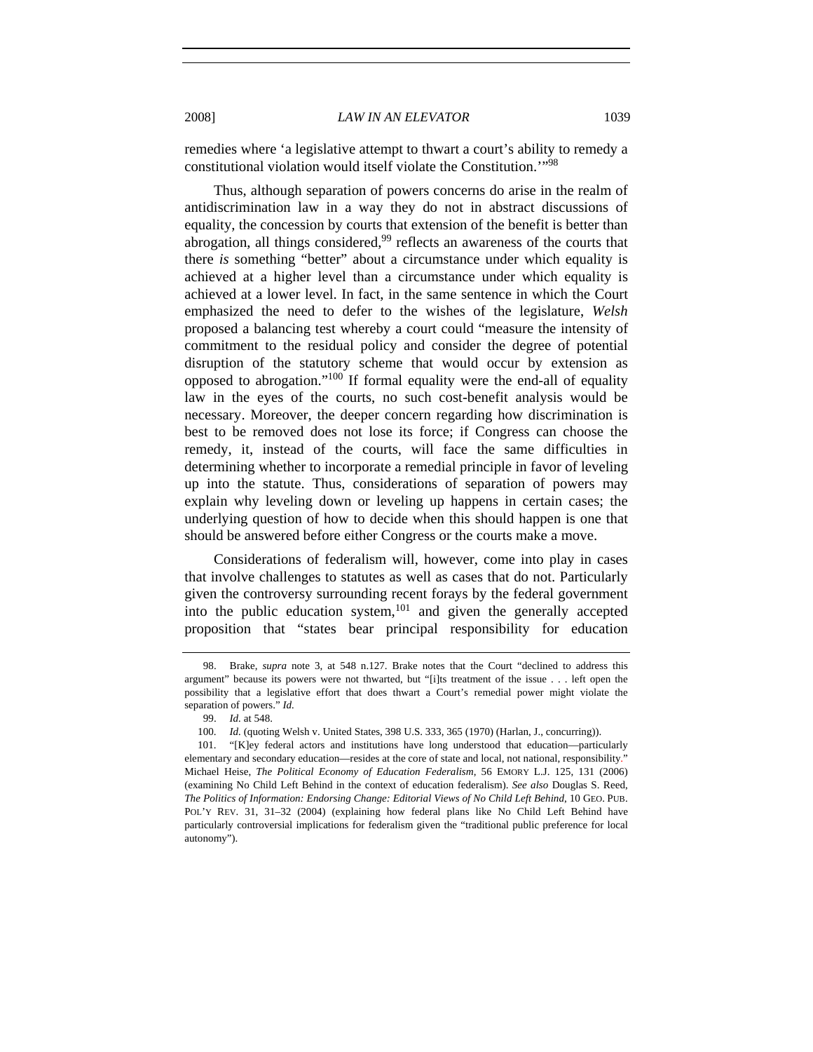remedies where 'a legislative attempt to thwart a court's ability to remedy a constitutional violation would itself violate the Constitution.'"[98]

Thus, although separation of powers concerns do arise in the realm of antidiscrimination law in a way they do not in abstract discussions of equality, the concession by courts that extension of the benefit is better than abrogation, all things considered,[99] reflects an awareness of the courts that there *is* something "better" about a circumstance under which equality is achieved at a higher level than a circumstance under which equality is achieved at a lower level. In fact, in the same sentence in which the Court emphasized the need to defer to the wishes of the legislature, *Welsh* proposed a balancing test whereby a court could "measure the intensity of commitment to the residual policy and consider the degree of potential disruption of the statutory scheme that would occur by extension as opposed to abrogation."[100] If formal equality were the end-all of equality law in the eyes of the courts, no such cost-benefit analysis would be necessary. Moreover, the deeper concern regarding how discrimination is best to be removed does not lose its force; if Congress can choose the remedy, it, instead of the courts, will face the same difficulties in determining whether to incorporate a remedial principle in favor of leveling up into the statute. Thus, considerations of separation of powers may explain why leveling down or leveling up happens in certain cases; the underlying question of how to decide when this should happen is one that should be answered before either Congress or the courts make a move.

Considerations of federalism will, however, come into play in cases that involve challenges to statutes as well as cases that do not. Particularly given the controversy surrounding recent forays by the federal government into the public education system,[101] and given the generally accepted proposition that "states bear principal responsibility for education

---

98. Brake, *supra* note 3, at 548 n.127. Brake notes that the Court "declined to address this argument" because its powers were not thwarted, but "[i]ts treatment of the issue . . . left open the possibility that a legislative effort that does thwart a Court's remedial power might violate the separation of powers." *Id.*

99. *Id.* at 548.

100. *Id.* (quoting Welsh v. United States, 398 U.S. 333, 365 (1970) (Harlan, J., concurring)).

101. "[K]ey federal actors and institutions have long understood that education—particularly elementary and secondary education—resides at the core of state and local, not national, responsibility." Michael Heise, *The Political Economy of Education Federalism*, 56 EMORY L.J. 125, 131 (2006) (examining No Child Left Behind in the context of education federalism). *See also* Douglas S. Reed, *The Politics of Information: Endorsing Change: Editorial Views of No Child Left Behind*, 10 GEO. PUB. POL'Y REV. 31, 31–32 (2004) (explaining how federal plans like No Child Left Behind have particularly controversial implications for federalism given the "traditional public preference for local autonomy").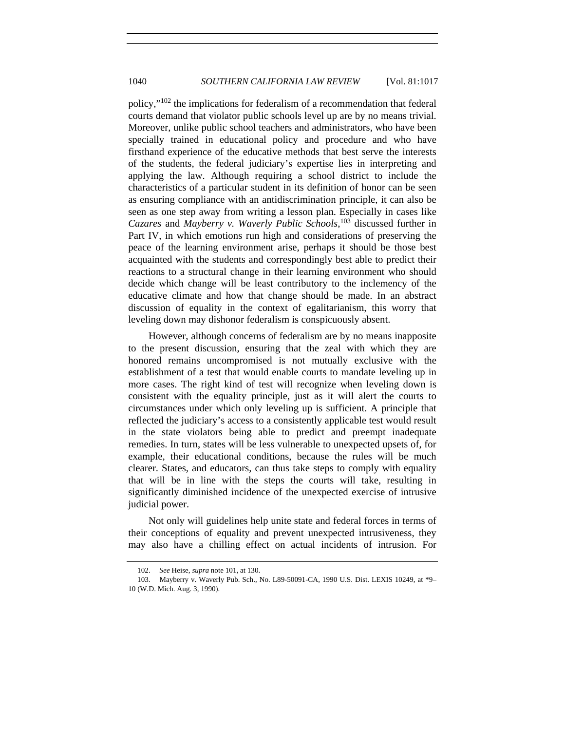policy,"[102] the implications for federalism of a recommendation that federal courts demand that violator public schools level up are by no means trivial. Moreover, unlike public school teachers and administrators, who have been specially trained in educational policy and procedure and who have firsthand experience of the educative methods that best serve the interests of the students, the federal judiciary's expertise lies in interpreting and applying the law. Although requiring a school district to include the characteristics of a particular student in its definition of honor can be seen as ensuring compliance with an antidiscrimination principle, it can also be seen as one step away from writing a lesson plan. Especially in cases like *Cazares* and *Mayberry v. Waverly Public Schools*,[103] discussed further in Part IV, in which emotions run high and considerations of preserving the peace of the learning environment arise, perhaps it should be those best acquainted with the students and correspondingly best able to predict their reactions to a structural change in their learning environment who should decide which change will be least contributory to the inclemency of the educative climate and how that change should be made. In an abstract discussion of equality in the context of egalitarianism, this worry that leveling down may dishonor federalism is conspicuously absent.

However, although concerns of federalism are by no means inapposite to the present discussion, ensuring that the zeal with which they are honored remains uncompromised is not mutually exclusive with the establishment of a test that would enable courts to mandate leveling up in more cases. The right kind of test will recognize when leveling down is consistent with the equality principle, just as it will alert the courts to circumstances under which only leveling up is sufficient. A principle that reflected the judiciary's access to a consistently applicable test would result in the state violators being able to predict and preempt inadequate remedies. In turn, states will be less vulnerable to unexpected upsets of, for example, their educational conditions, because the rules will be much clearer. States, and educators, can thus take steps to comply with equality that will be in line with the steps the courts will take, resulting in significantly diminished incidence of the unexpected exercise of intrusive judicial power.

Not only will guidelines help unite state and federal forces in terms of their conceptions of equality and prevent unexpected intrusiveness, they may also have a chilling effect on actual incidents of intrusion. For

---

102. *See* Heise, *supra* note 101, at 130.

103. Mayberry v. Waverly Pub. Sch., No. L89-50091-CA, 1990 U.S. Dist. LEXIS 10249, at *9–10 (W.D. Mich. Aug. 3, 1990).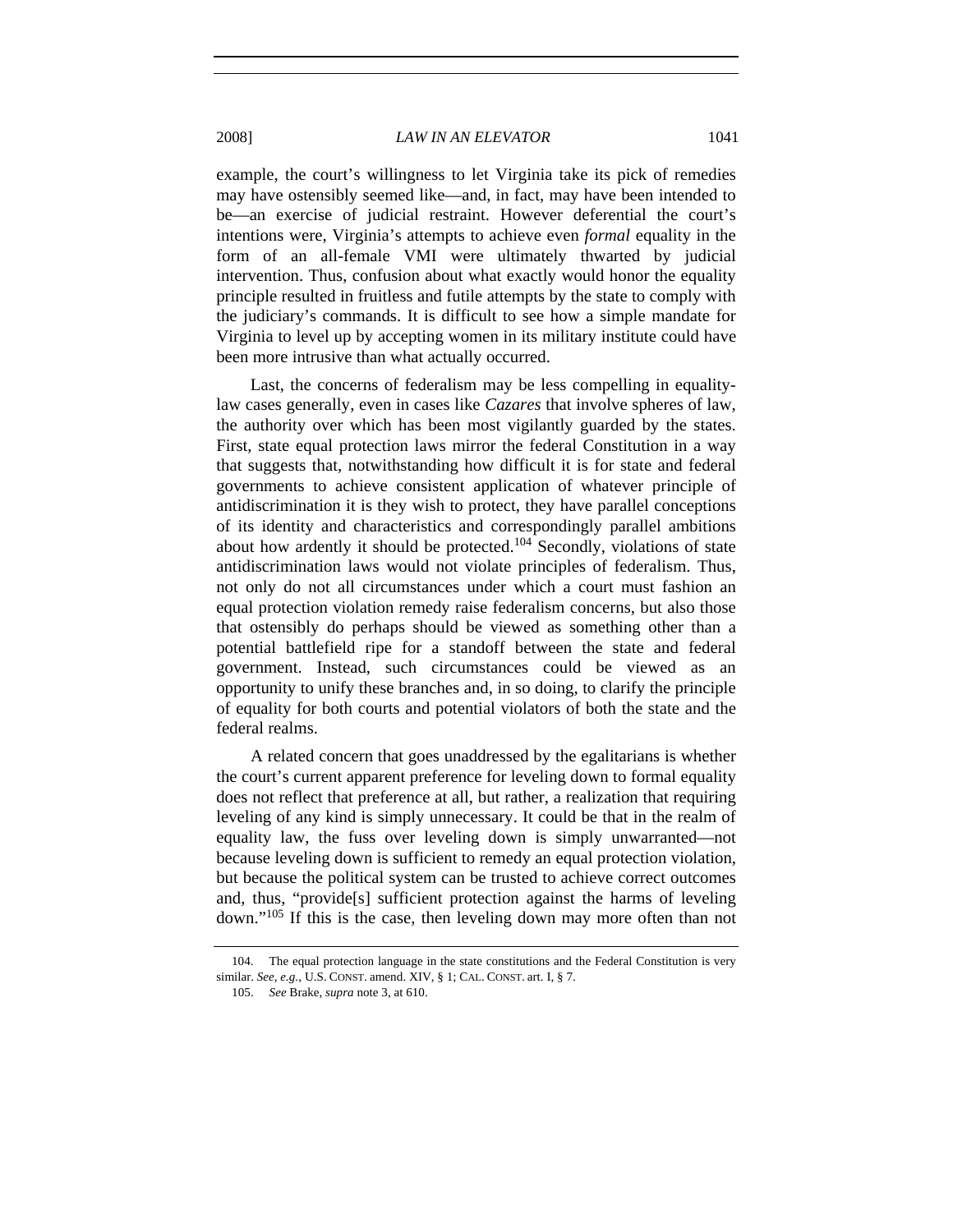example, the court's willingness to let Virginia take its pick of remedies may have ostensibly seemed like—and, in fact, may have been intended to be—an exercise of judicial restraint. However deferential the court's intentions were, Virginia's attempts to achieve even *formal* equality in the form of an all-female VMI were ultimately thwarted by judicial intervention. Thus, confusion about what exactly would honor the equality principle resulted in fruitless and futile attempts by the state to comply with the judiciary's commands. It is difficult to see how a simple mandate for Virginia to level up by accepting women in its military institute could have been more intrusive than what actually occurred.

Last, the concerns of federalism may be less compelling in equality-law cases generally, even in cases like *Cazares* that involve spheres of law, the authority over which has been most vigilantly guarded by the states. First, state equal protection laws mirror the federal Constitution in a way that suggests that, notwithstanding how difficult it is for state and federal governments to achieve consistent application of whatever principle of antidiscrimination it is they wish to protect, they have parallel conceptions of its identity and characteristics and correspondingly parallel ambitions about how ardently it should be protected.[104] Secondly, violations of state antidiscrimination laws would not violate principles of federalism. Thus, not only do not all circumstances under which a court must fashion an equal protection violation remedy raise federalism concerns, but also those that ostensibly do perhaps should be viewed as something other than a potential battlefield ripe for a standoff between the state and federal government. Instead, such circumstances could be viewed as an opportunity to unify these branches and, in so doing, to clarify the principle of equality for both courts and potential violators of both the state and the federal realms.

A related concern that goes unaddressed by the egalitarians is whether the court's current apparent preference for leveling down to formal equality does not reflect that preference at all, but rather, a realization that requiring leveling of any kind is simply unnecessary. It could be that in the realm of equality law, the fuss over leveling down is simply unwarranted—not because leveling down is sufficient to remedy an equal protection violation, but because the political system can be trusted to achieve correct outcomes and, thus, "provide[s] sufficient protection against the harms of leveling down."[105] If this is the case, then leveling down may more often than not

---

104. The equal protection language in the state constitutions and the Federal Constitution is very similar. *See, e.g.*, U.S. CONST. amend. XIV, § 1; CAL. CONST. art. I, § 7.

105. *See* Brake, *supra* note 3, at 610.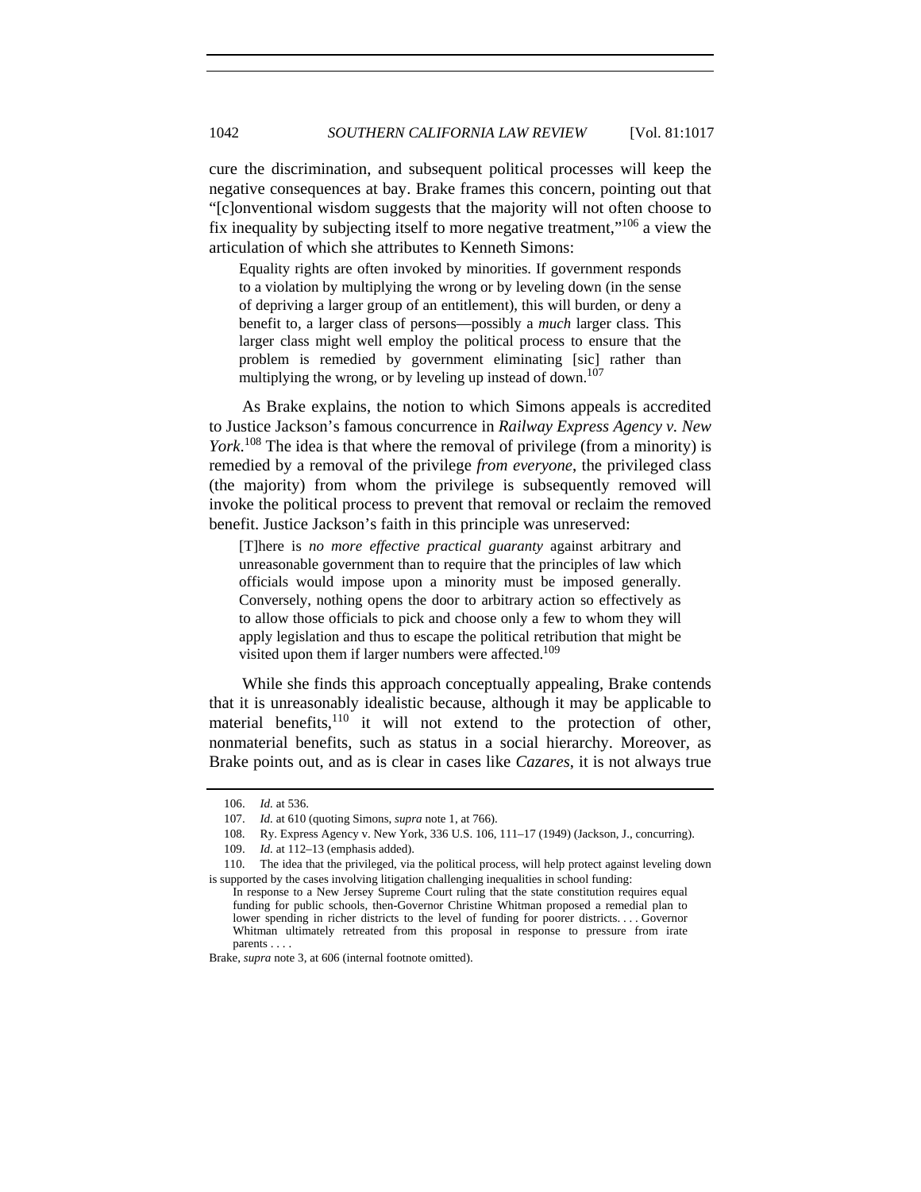cure the discrimination, and subsequent political processes will keep the negative consequences at bay. Brake frames this concern, pointing out that "[c]onventional wisdom suggests that the majority will not often choose to fix inequality by subjecting itself to more negative treatment,"[106] a view the articulation of which she attributes to Kenneth Simons:

> Equality rights are often invoked by minorities. If government responds to a violation by multiplying the wrong or by leveling down (in the sense of depriving a larger group of an entitlement), this will burden, or deny a benefit to, a larger class of persons—possibly a *much* larger class. This larger class might well employ the political process to ensure that the problem is remedied by government eliminating [sic] rather than multiplying the wrong, or by leveling up instead of down.[107]

As Brake explains, the notion to which Simons appeals is accredited to Justice Jackson's famous concurrence in *Railway Express Agency v. New York*.[108] The idea is that where the removal of privilege (from a minority) is remedied by a removal of the privilege *from everyone*, the privileged class (the majority) from whom the privilege is subsequently removed will invoke the political process to prevent that removal or reclaim the removed benefit. Justice Jackson's faith in this principle was unreserved:

> [T]here is *no more effective practical guaranty* against arbitrary and unreasonable government than to require that the principles of law which officials would impose upon a minority must be imposed generally. Conversely, nothing opens the door to arbitrary action so effectively as to allow those officials to pick and choose only a few to whom they will apply legislation and thus to escape the political retribution that might be visited upon them if larger numbers were affected.[109]

While she finds this approach conceptually appealing, Brake contends that it is unreasonably idealistic because, although it may be applicable to material benefits,[110] it will not extend to the protection of other, nonmaterial benefits, such as status in a social hierarchy. Moreover, as Brake points out, and as is clear in cases like *Cazares*, it is not always true

---

106. *Id.* at 536.

107. *Id.* at 610 (quoting Simons, *supra* note 1, at 766).

108. Ry. Express Agency v. New York, 336 U.S. 106, 111–17 (1949) (Jackson, J., concurring).

109. *Id.* at 112–13 (emphasis added).

110. The idea that the privileged, via the political process, will help protect against leveling down is supported by the cases involving litigation challenging inequalities in school funding:

> In response to a New Jersey Supreme Court ruling that the state constitution requires equal funding for public schools, then-Governor Christine Whitman proposed a remedial plan to lower spending in richer districts to the level of funding for poorer districts. . . . Governor Whitman ultimately retreated from this proposal in response to pressure from irate parents . . . .

Brake, *supra* note 3, at 606 (internal footnote omitted).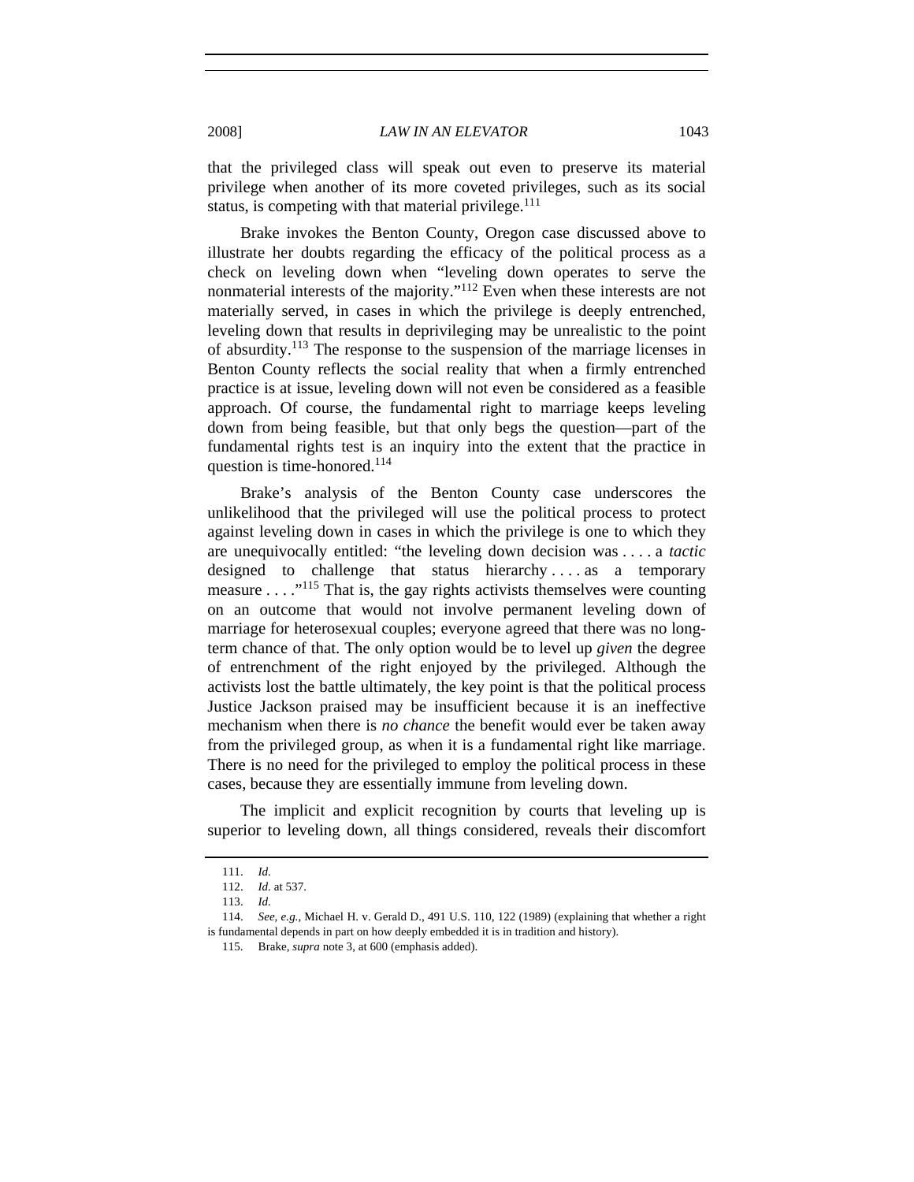that the privileged class will speak out even to preserve its material privilege when another of its more coveted privileges, such as its social status, is competing with that material privilege.[111]

Brake invokes the Benton County, Oregon case discussed above to illustrate her doubts regarding the efficacy of the political process as a check on leveling down when "leveling down operates to serve the nonmaterial interests of the majority."[112] Even when these interests are not materially served, in cases in which the privilege is deeply entrenched, leveling down that results in deprivileging may be unrealistic to the point of absurdity.[113] The response to the suspension of the marriage licenses in Benton County reflects the social reality that when a firmly entrenched practice is at issue, leveling down will not even be considered as a feasible approach. Of course, the fundamental right to marriage keeps leveling down from being feasible, but that only begs the question—part of the fundamental rights test is an inquiry into the extent that the practice in question is time-honored.[114]

Brake's analysis of the Benton County case underscores the unlikelihood that the privileged will use the political process to protect against leveling down in cases in which the privilege is one to which they are unequivocally entitled: "the leveling down decision was . . . . a *tactic* designed to challenge that status hierarchy . . . . as a temporary measure . . . ."[115] That is, the gay rights activists themselves were counting on an outcome that would not involve permanent leveling down of marriage for heterosexual couples; everyone agreed that there was no long-term chance of that. The only option would be to level up *given* the degree of entrenchment of the right enjoyed by the privileged. Although the activists lost the battle ultimately, the key point is that the political process Justice Jackson praised may be insufficient because it is an ineffective mechanism when there is *no chance* the benefit would ever be taken away from the privileged group, as when it is a fundamental right like marriage. There is no need for the privileged to employ the political process in these cases, because they are essentially immune from leveling down.

The implicit and explicit recognition by courts that leveling up is superior to leveling down, all things considered, reveals their discomfort

---

111. *Id.*

112. *Id.* at 537.

113. *Id.*

114. *See, e.g.*, Michael H. v. Gerald D., 491 U.S. 110, 122 (1989) (explaining that whether a right is fundamental depends in part on how deeply embedded it is in tradition and history).

115. Brake, *supra* note 3, at 600 (emphasis added).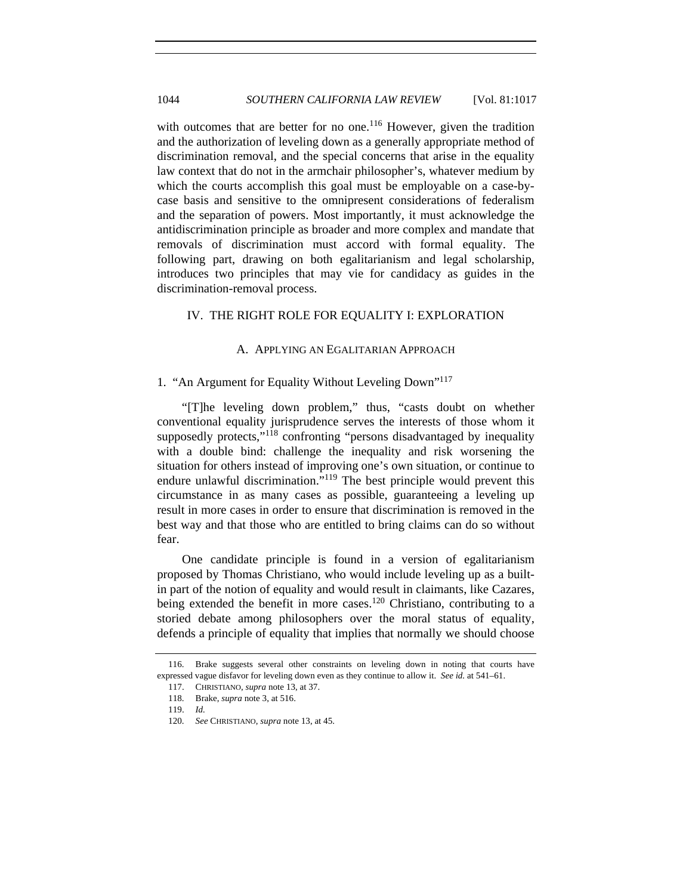with outcomes that are better for no one.[116] However, given the tradition and the authorization of leveling down as a generally appropriate method of discrimination removal, and the special concerns that arise in the equality law context that do not in the armchair philosopher's, whatever medium by which the courts accomplish this goal must be employable on a case-by-case basis and sensitive to the omnipresent considerations of federalism and the separation of powers. Most importantly, it must acknowledge the antidiscrimination principle as broader and more complex and mandate that removals of discrimination must accord with formal equality. The following part, drawing on both egalitarianism and legal scholarship, introduces two principles that may vie for candidacy as guides in the discrimination-removal process.

## IV. THE RIGHT ROLE FOR EQUALITY I: EXPLORATION

### A. APPLYING AN EGALITARIAN APPROACH

#### 1. "An Argument for Equality Without Leveling Down"[117]

"[T]he leveling down problem," thus, "casts doubt on whether conventional equality jurisprudence serves the interests of those whom it supposedly protects,"[118] confronting "persons disadvantaged by inequality with a double bind: challenge the inequality and risk worsening the situation for others instead of improving one's own situation, or continue to endure unlawful discrimination."[119] The best principle would prevent this circumstance in as many cases as possible, guaranteeing a leveling up result in more cases in order to ensure that discrimination is removed in the best way and that those who are entitled to bring claims can do so without fear.

One candidate principle is found in a version of egalitarianism proposed by Thomas Christiano, who would include leveling up as a built-in part of the notion of equality and would result in claimants, like Cazares, being extended the benefit in more cases.[120] Christiano, contributing to a storied debate among philosophers over the moral status of equality, defends a principle of equality that implies that normally we should choose

---

116. Brake suggests several other constraints on leveling down in noting that courts have expressed vague disfavor for leveling down even as they continue to allow it. *See id.* at 541–61.

117. CHRISTIANO, *supra* note 13, at 37.

118. Brake, *supra* note 3, at 516.

119. *Id.*

120. *See* CHRISTIANO, *supra* note 13, at 45.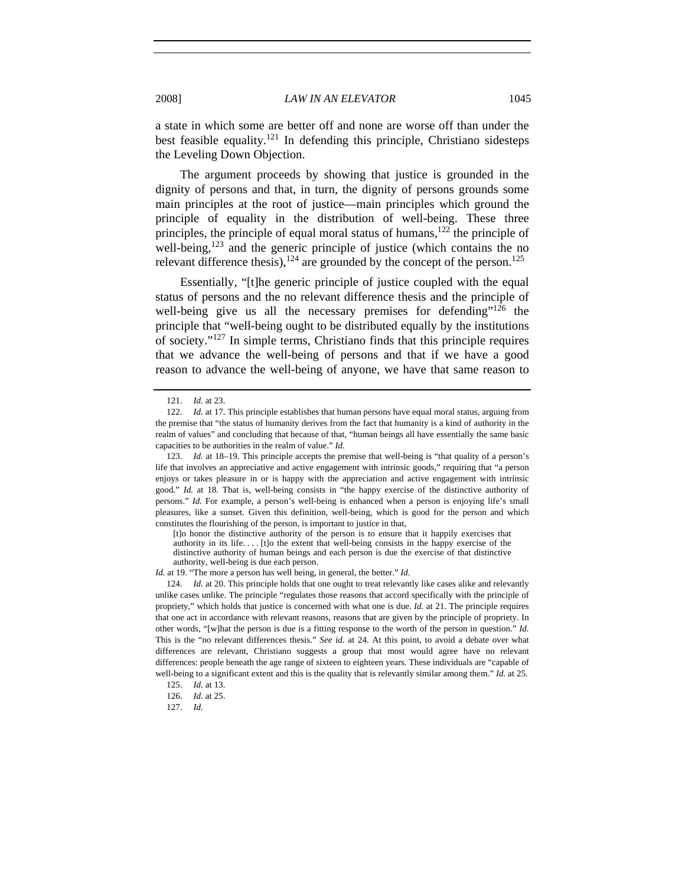a state in which some are better off and none are worse off than under the best feasible equality.[121] In defending this principle, Christiano sidesteps the Leveling Down Objection.

The argument proceeds by showing that justice is grounded in the dignity of persons and that, in turn, the dignity of persons grounds some main principles at the root of justice—main principles which ground the principle of equality in the distribution of well-being. These three principles, the principle of equal moral status of humans,[122] the principle of well-being,[123] and the generic principle of justice (which contains the no relevant difference thesis),[124] are grounded by the concept of the person.[125]

Essentially, "[t]he generic principle of justice coupled with the equal status of persons and the no relevant difference thesis and the principle of well-being give us all the necessary premises for defending"[126] the principle that "well-being ought to be distributed equally by the institutions of society."[127] In simple terms, Christiano finds that this principle requires that we advance the well-being of persons and that if we have a good reason to advance the well-being of anyone, we have that same reason to

---

121. *Id.* at 23.

122. *Id.* at 17. This principle establishes that human persons have equal moral status, arguing from the premise that "the status of humanity derives from the fact that humanity is a kind of authority in the realm of values" and concluding that because of that, "human beings all have essentially the same basic capacities to be authorities in the realm of value." *Id.*

123. *Id.* at 18–19. This principle accepts the premise that well-being is "that quality of a person's life that involves an appreciative and active engagement with intrinsic goods," requiring that "a person enjoys or takes pleasure in or is happy with the appreciation and active engagement with intrinsic good." *Id.* at 18. That is, well-being consists in "the happy exercise of the distinctive authority of persons." *Id.* For example, a person's well-being is enhanced when a person is enjoying life's small pleasures, like a sunset. Given this definition, well-being, which is good for the person and which constitutes the flourishing of the person, is important to justice in that,

> [t]o honor the distinctive authority of the person is to ensure that it happily exercises that authority in its life. . . . [t]o the extent that well-being consists in the happy exercise of the distinctive authority of human beings and each person is due the exercise of that distinctive authority, well-being is due each person.

*Id.* at 19. "The more a person has well being, in general, the better." *Id.*

124. *Id.* at 20. This principle holds that one ought to treat relevantly like cases alike and relevantly unlike cases unlike. The principle "regulates those reasons that accord specifically with the principle of propriety," which holds that justice is concerned with what one is due. *Id.* at 21. The principle requires that one act in accordance with relevant reasons, reasons that are given by the principle of propriety. In other words, "[w]hat the person is due is a fitting response to the worth of the person in question." *Id.* This is the "no relevant differences thesis." *See id.* at 24. At this point, to avoid a debate over what differences are relevant, Christiano suggests a group that most would agree have no relevant differences: people beneath the age range of sixteen to eighteen years. These individuals are "capable of well-being to a significant extent and this is the quality that is relevantly similar among them." *Id.* at 25.

125. *Id.* at 13.

126. *Id.* at 25.

127. *Id.*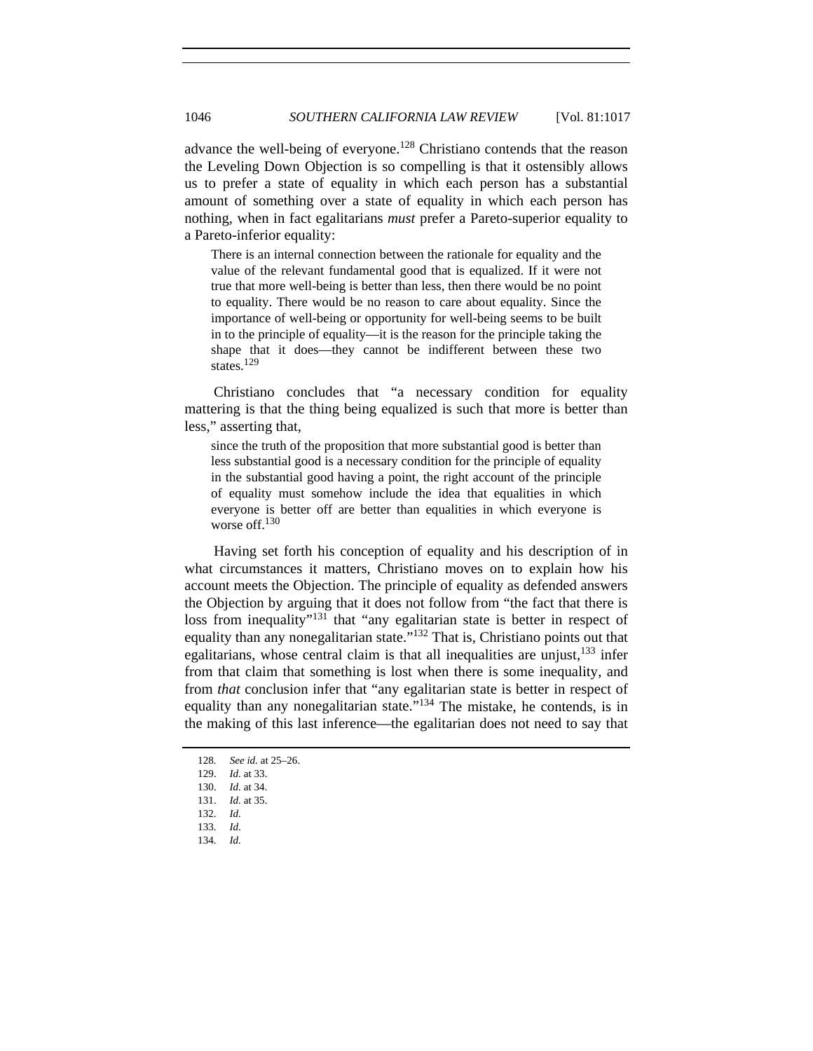advance the well-being of everyone.[128] Christiano contends that the reason the Leveling Down Objection is so compelling is that it ostensibly allows us to prefer a state of equality in which each person has a substantial amount of something over a state of equality in which each person has nothing, when in fact egalitarians *must* prefer a Pareto-superior equality to a Pareto-inferior equality:

> There is an internal connection between the rationale for equality and the value of the relevant fundamental good that is equalized. If it were not true that more well-being is better than less, then there would be no point to equality. There would be no reason to care about equality. Since the importance of well-being or opportunity for well-being seems to be built in to the principle of equality—it is the reason for the principle taking the shape that it does—they cannot be indifferent between these two states.[129]

Christiano concludes that "a necessary condition for equality mattering is that the thing being equalized is such that more is better than less," asserting that,

> since the truth of the proposition that more substantial good is better than less substantial good is a necessary condition for the principle of equality in the substantial good having a point, the right account of the principle of equality must somehow include the idea that equalities in which everyone is better off are better than equalities in which everyone is worse off.[130]

Having set forth his conception of equality and his description of in what circumstances it matters, Christiano moves on to explain how his account meets the Objection. The principle of equality as defended answers the Objection by arguing that it does not follow from "the fact that there is loss from inequality"[131] that "any egalitarian state is better in respect of equality than any nonegalitarian state."[132] That is, Christiano points out that egalitarians, whose central claim is that all inequalities are unjust,[133] infer from that claim that something is lost when there is some inequality, and from *that* conclusion infer that "any egalitarian state is better in respect of equality than any nonegalitarian state."[134] The mistake, he contends, is in the making of this last inference—the egalitarian does not need to say that

128. *See id.* at 25–26.
129. *Id.* at 33.
130. *Id.* at 34.
131. *Id.* at 35.
132. *Id.*
133. *Id.*
134. *Id.*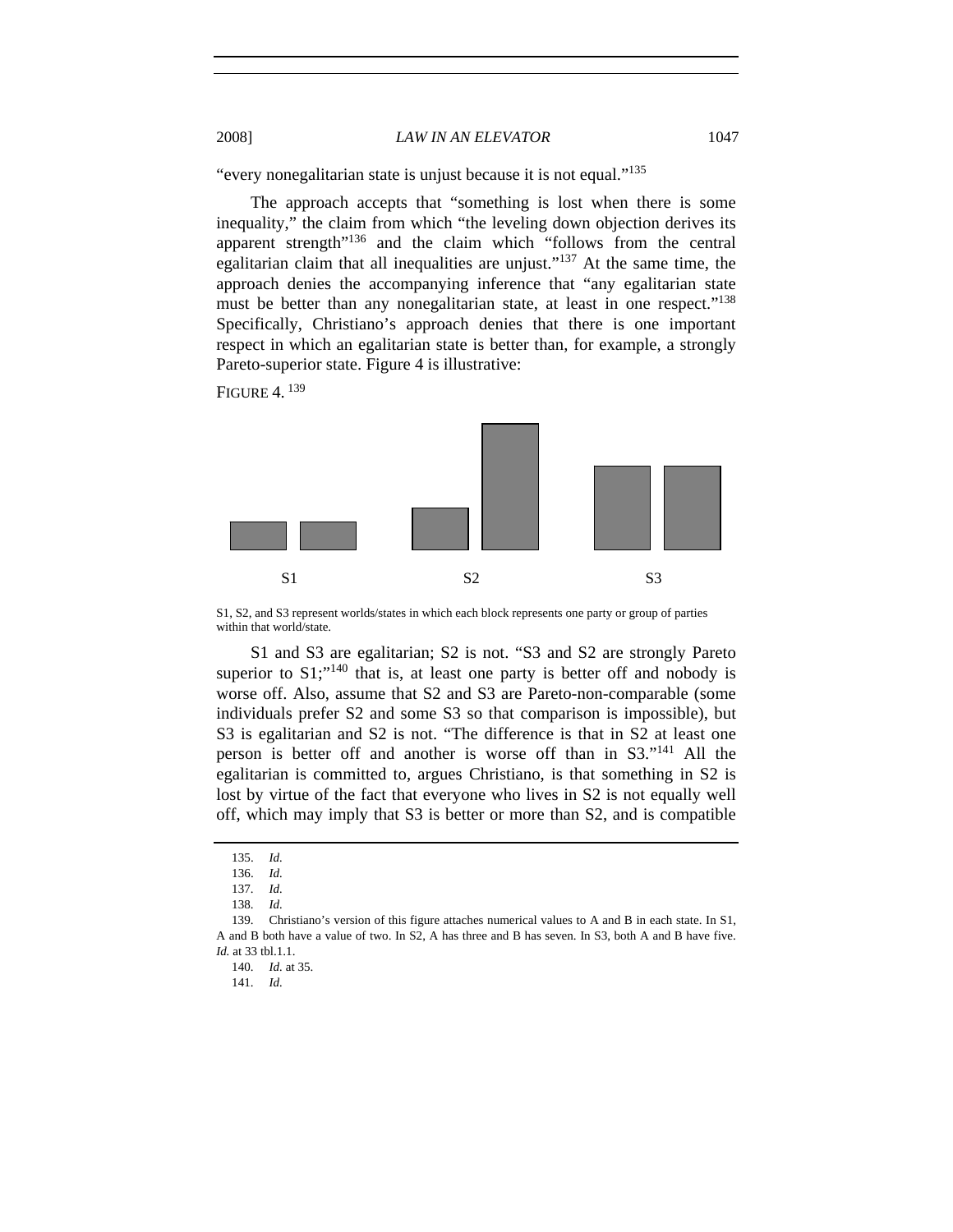"every nonegalitarian state is unjust because it is not equal."[135]

The approach accepts that "something is lost when there is some inequality," the claim from which "the leveling down objection derives its apparent strength"[136] and the claim which "follows from the central egalitarian claim that all inequalities are unjust."[137] At the same time, the approach denies the accompanying inference that "any egalitarian state must be better than any nonegalitarian state, at least in one respect."[138] Specifically, Christiano's approach denies that there is one important respect in which an egalitarian state is better than, for example, a strongly Pareto-superior state. Figure 4 is illustrative:

FIGURE 4. [139]

S1 S2 S3

S1, S2, and S3 represent worlds/states in which each block represents one party or group of parties within that world/state.

S1 and S3 are egalitarian; S2 is not. "S3 and S2 are strongly Pareto superior to S1;"[140] that is, at least one party is better off and nobody is worse off. Also, assume that S2 and S3 are Pareto-non-comparable (some individuals prefer S2 and some S3 so that comparison is impossible), but S3 is egalitarian and S2 is not. "The difference is that in S2 at least one person is better off and another is worse off than in S3."[141] All the egalitarian is committed to, argues Christiano, is that something in S2 is lost by virtue of the fact that everyone who lives in S2 is not equally well off, which may imply that S3 is better or more than S2, and is compatible

---

135. *Id.*

136. *Id.*

137. *Id.*

138. *Id.*

139. Christiano's version of this figure attaches numerical values to A and B in each state. In S1, A and B both have a value of two. In S2, A has three and B has seven. In S3, both A and B have five. *Id.* at 33 tbl.1.1.

140. *Id.* at 35.

141. *Id.*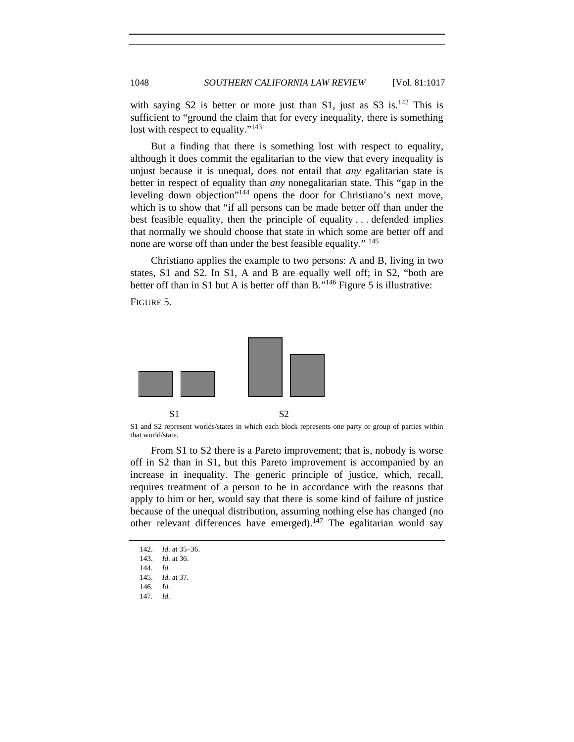with saying S2 is better or more just than S1, just as S3 is.[142] This is sufficient to "ground the claim that for every inequality, there is something lost with respect to equality."[143]

But a finding that there is something lost with respect to equality, although it does commit the egalitarian to the view that every inequality is unjust because it is unequal, does not entail that *any* egalitarian state is better in respect of equality than *any* nonegalitarian state. This "gap in the leveling down objection"[144] opens the door for Christiano's next move, which is to show that "if all persons can be made better off than under the best feasible equality, then the principle of equality . . . defended implies that normally we should choose that state in which some are better off and none are worse off than under the best feasible equality." [145]

Christiano applies the example to two persons: A and B, living in two states, S1 and S2. In S1, A and B are equally well off; in S2, "both are better off than in S1 but A is better off than B."[146] Figure 5 is illustrative:

FIGURE 5.

S1 S2

S1 and S2 represent worlds/states in which each block represents one party or group of parties within that world/state.

From S1 to S2 there is a Pareto improvement; that is, nobody is worse off in S2 than in S1, but this Pareto improvement is accompanied by an increase in inequality. The generic principle of justice, which, recall, requires treatment of a person to be in accordance with the reasons that apply to him or her, would say that there is some kind of failure of justice because of the unequal distribution, assuming nothing else has changed (no other relevant differences have emerged).[147] The egalitarian would say

142. *Id.* at 35–36.
143. *Id.* at 36.
144. *Id.*
145. *Id.* at 37.
146. *Id.*
147. *Id.*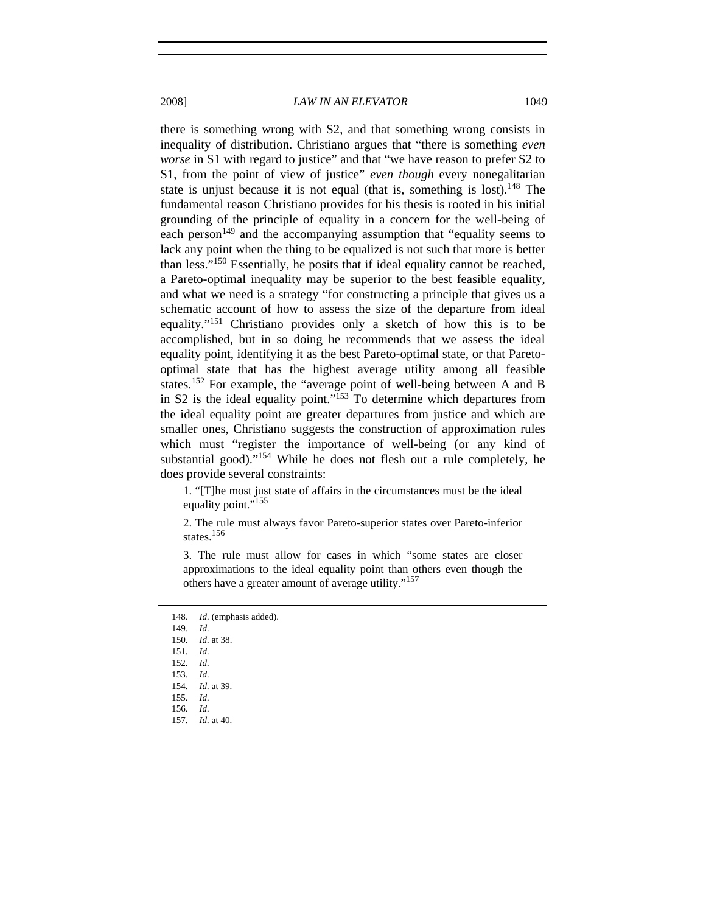there is something wrong with S2, and that something wrong consists in inequality of distribution. Christiano argues that "there is something *even worse* in S1 with regard to justice" and that "we have reason to prefer S2 to S1, from the point of view of justice" *even though* every nonegalitarian state is unjust because it is not equal (that is, something is lost).[148] The fundamental reason Christiano provides for his thesis is rooted in his initial grounding of the principle of equality in a concern for the well-being of each person[149] and the accompanying assumption that "equality seems to lack any point when the thing to be equalized is not such that more is better than less."[150] Essentially, he posits that if ideal equality cannot be reached, a Pareto-optimal inequality may be superior to the best feasible equality, and what we need is a strategy "for constructing a principle that gives us a schematic account of how to assess the size of the departure from ideal equality."[151] Christiano provides only a sketch of how this is to be accomplished, but in so doing he recommends that we assess the ideal equality point, identifying it as the best Pareto-optimal state, or that Pareto-optimal state that has the highest average utility among all feasible states.[152] For example, the "average point of well-being between A and B in S2 is the ideal equality point."[153] To determine which departures from the ideal equality point are greater departures from justice and which are smaller ones, Christiano suggests the construction of approximation rules which must "register the importance of well-being (or any kind of substantial good)."[154] While he does not flesh out a rule completely, he does provide several constraints:

> 1. "[T]he most just state of affairs in the circumstances must be the ideal equality point."[155]
>
> 2. The rule must always favor Pareto-superior states over Pareto-inferior states.[156]
>
> 3. The rule must allow for cases in which "some states are closer approximations to the ideal equality point than others even though the others have a greater amount of average utility."[157]

---

148. *Id.* (emphasis added).
149. *Id.*
150. *Id.* at 38.
151. *Id.*
152. *Id.*
153. *Id.*
154. *Id.* at 39.
155. *Id.*
156. *Id.*
157. *Id.* at 40.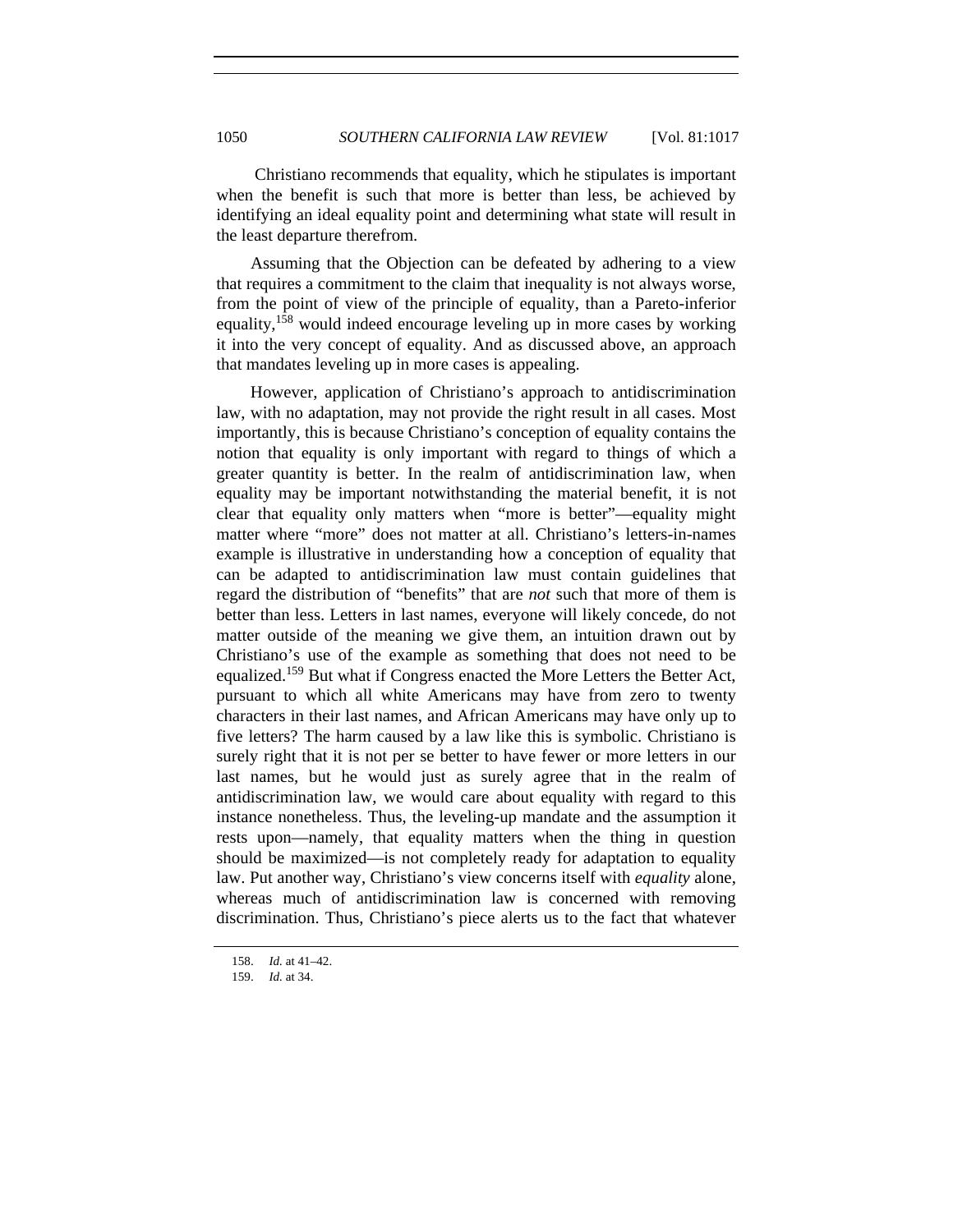Christiano recommends that equality, which he stipulates is important when the benefit is such that more is better than less, be achieved by identifying an ideal equality point and determining what state will result in the least departure therefrom.

Assuming that the Objection can be defeated by adhering to a view that requires a commitment to the claim that inequality is not always worse, from the point of view of the principle of equality, than a Pareto-inferior equality,[158] would indeed encourage leveling up in more cases by working it into the very concept of equality. And as discussed above, an approach that mandates leveling up in more cases is appealing.

However, application of Christiano's approach to antidiscrimination law, with no adaptation, may not provide the right result in all cases. Most importantly, this is because Christiano's conception of equality contains the notion that equality is only important with regard to things of which a greater quantity is better. In the realm of antidiscrimination law, when equality may be important notwithstanding the material benefit, it is not clear that equality only matters when "more is better"—equality might matter where "more" does not matter at all. Christiano's letters-in-names example is illustrative in understanding how a conception of equality that can be adapted to antidiscrimination law must contain guidelines that regard the distribution of "benefits" that are *not* such that more of them is better than less. Letters in last names, everyone will likely concede, do not matter outside of the meaning we give them, an intuition drawn out by Christiano's use of the example as something that does not need to be equalized.[159] But what if Congress enacted the More Letters the Better Act, pursuant to which all white Americans may have from zero to twenty characters in their last names, and African Americans may have only up to five letters? The harm caused by a law like this is symbolic. Christiano is surely right that it is not per se better to have fewer or more letters in our last names, but he would just as surely agree that in the realm of antidiscrimination law, we would care about equality with regard to this instance nonetheless. Thus, the leveling-up mandate and the assumption it rests upon—namely, that equality matters when the thing in question should be maximized—is not completely ready for adaptation to equality law. Put another way, Christiano's view concerns itself with *equality* alone, whereas much of antidiscrimination law is concerned with removing discrimination. Thus, Christiano's piece alerts us to the fact that whatever

158. *Id.* at 41–42.

159. *Id.* at 34.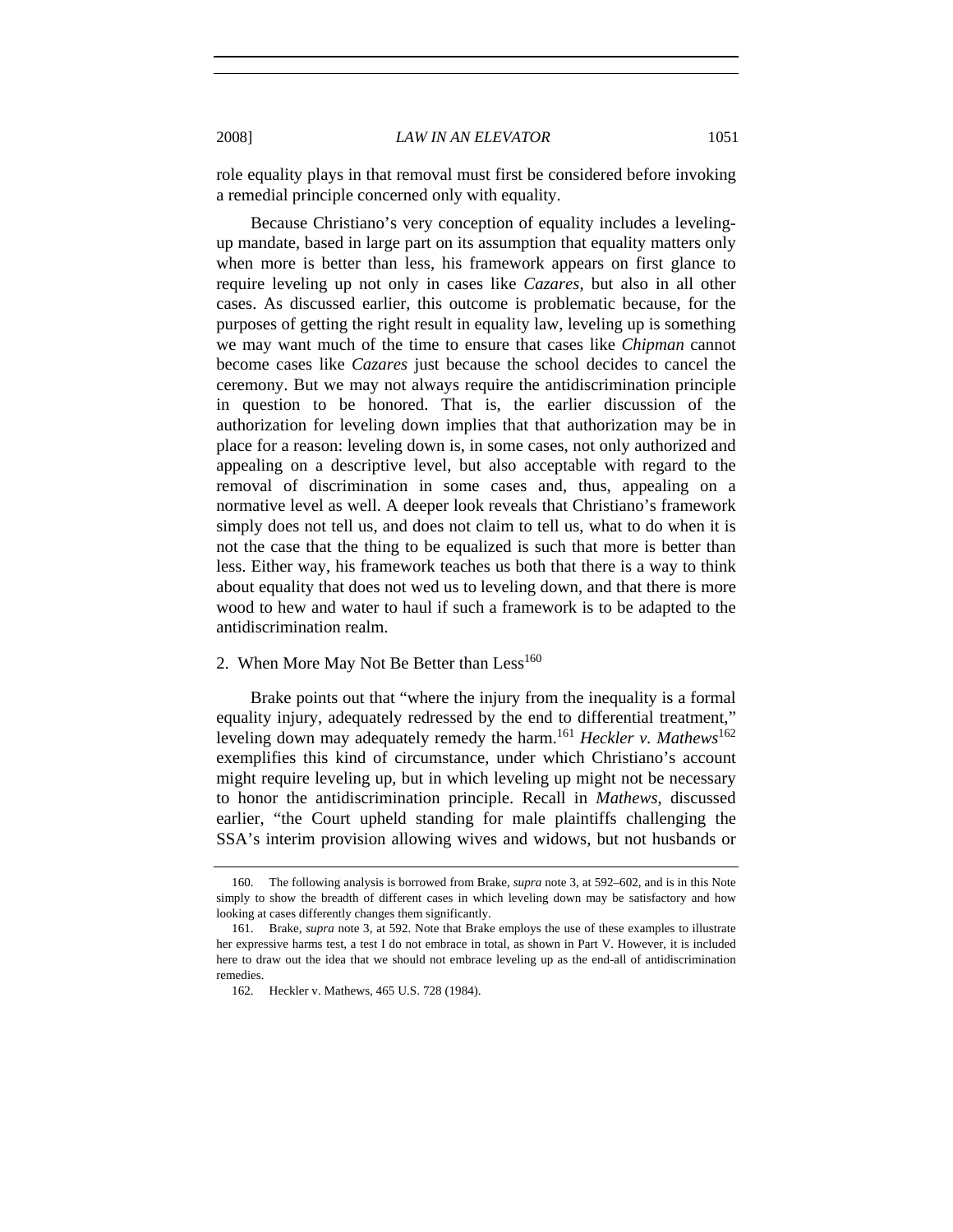role equality plays in that removal must first be considered before invoking a remedial principle concerned only with equality.

Because Christiano's very conception of equality includes a leveling-up mandate, based in large part on its assumption that equality matters only when more is better than less, his framework appears on first glance to require leveling up not only in cases like *Cazares*, but also in all other cases. As discussed earlier, this outcome is problematic because, for the purposes of getting the right result in equality law, leveling up is something we may want much of the time to ensure that cases like *Chipman* cannot become cases like *Cazares* just because the school decides to cancel the ceremony. But we may not always require the antidiscrimination principle in question to be honored. That is, the earlier discussion of the authorization for leveling down implies that that authorization may be in place for a reason: leveling down is, in some cases, not only authorized and appealing on a descriptive level, but also acceptable with regard to the removal of discrimination in some cases and, thus, appealing on a normative level as well. A deeper look reveals that Christiano's framework simply does not tell us, and does not claim to tell us, what to do when it is not the case that the thing to be equalized is such that more is better than less. Either way, his framework teaches us both that there is a way to think about equality that does not wed us to leveling down, and that there is more wood to hew and water to haul if such a framework is to be adapted to the antidiscrimination realm.

### 2. When More May Not Be Better than Less[160]

Brake points out that "where the injury from the inequality is a formal equality injury, adequately redressed by the end to differential treatment," leveling down may adequately remedy the harm.[161] *Heckler v. Mathews*[162] exemplifies this kind of circumstance, under which Christiano's account might require leveling up, but in which leveling up might not be necessary to honor the antidiscrimination principle. Recall in *Mathews*, discussed earlier, "the Court upheld standing for male plaintiffs challenging the SSA's interim provision allowing wives and widows, but not husbands or

---

160. The following analysis is borrowed from Brake, *supra* note 3, at 592–602, and is in this Note simply to show the breadth of different cases in which leveling down may be satisfactory and how looking at cases differently changes them significantly.

161. Brake, *supra* note 3, at 592. Note that Brake employs the use of these examples to illustrate her expressive harms test, a test I do not embrace in total, as shown in Part V. However, it is included here to draw out the idea that we should not embrace leveling up as the end-all of antidiscrimination remedies.

162. Heckler v. Mathews, 465 U.S. 728 (1984).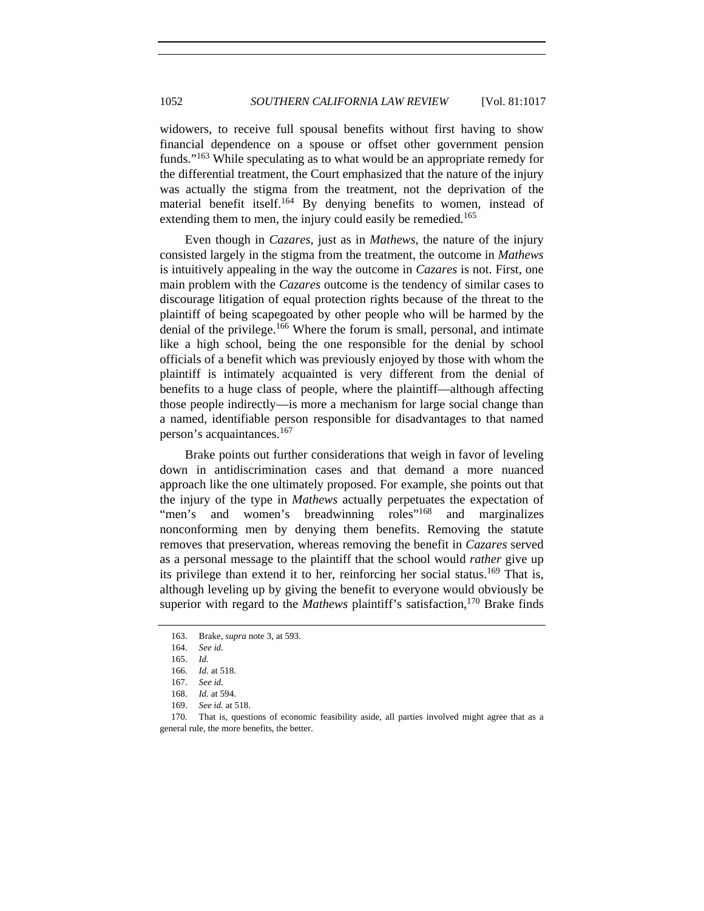widowers, to receive full spousal benefits without first having to show financial dependence on a spouse or offset other government pension funds."[163] While speculating as to what would be an appropriate remedy for the differential treatment, the Court emphasized that the nature of the injury was actually the stigma from the treatment, not the deprivation of the material benefit itself.[164] By denying benefits to women, instead of extending them to men, the injury could easily be remedied.[165]

Even though in *Cazares*, just as in *Mathews*, the nature of the injury consisted largely in the stigma from the treatment, the outcome in *Mathews* is intuitively appealing in the way the outcome in *Cazares* is not. First, one main problem with the *Cazares* outcome is the tendency of similar cases to discourage litigation of equal protection rights because of the threat to the plaintiff of being scapegoated by other people who will be harmed by the denial of the privilege.[166] Where the forum is small, personal, and intimate like a high school, being the one responsible for the denial by school officials of a benefit which was previously enjoyed by those with whom the plaintiff is intimately acquainted is very different from the denial of benefits to a huge class of people, where the plaintiff—although affecting those people indirectly—is more a mechanism for large social change than a named, identifiable person responsible for disadvantages to that named person's acquaintances.[167]

Brake points out further considerations that weigh in favor of leveling down in antidiscrimination cases and that demand a more nuanced approach like the one ultimately proposed. For example, she points out that the injury of the type in *Mathews* actually perpetuates the expectation of "men's and women's breadwinning roles"[168] and marginalizes nonconforming men by denying them benefits. Removing the statute removes that preservation, whereas removing the benefit in *Cazares* served as a personal message to the plaintiff that the school would *rather* give up its privilege than extend it to her, reinforcing her social status.[169] That is, although leveling up by giving the benefit to everyone would obviously be superior with regard to the *Mathews* plaintiff's satisfaction,[170] Brake finds

163. Brake, *supra* note 3, at 593.

164. *See id.*

165. *Id.*

166. *Id.* at 518.

167. *See id.*

168. *Id.* at 594.

169. *See id.* at 518.

170. That is, questions of economic feasibility aside, all parties involved might agree that as a general rule, the more benefits, the better.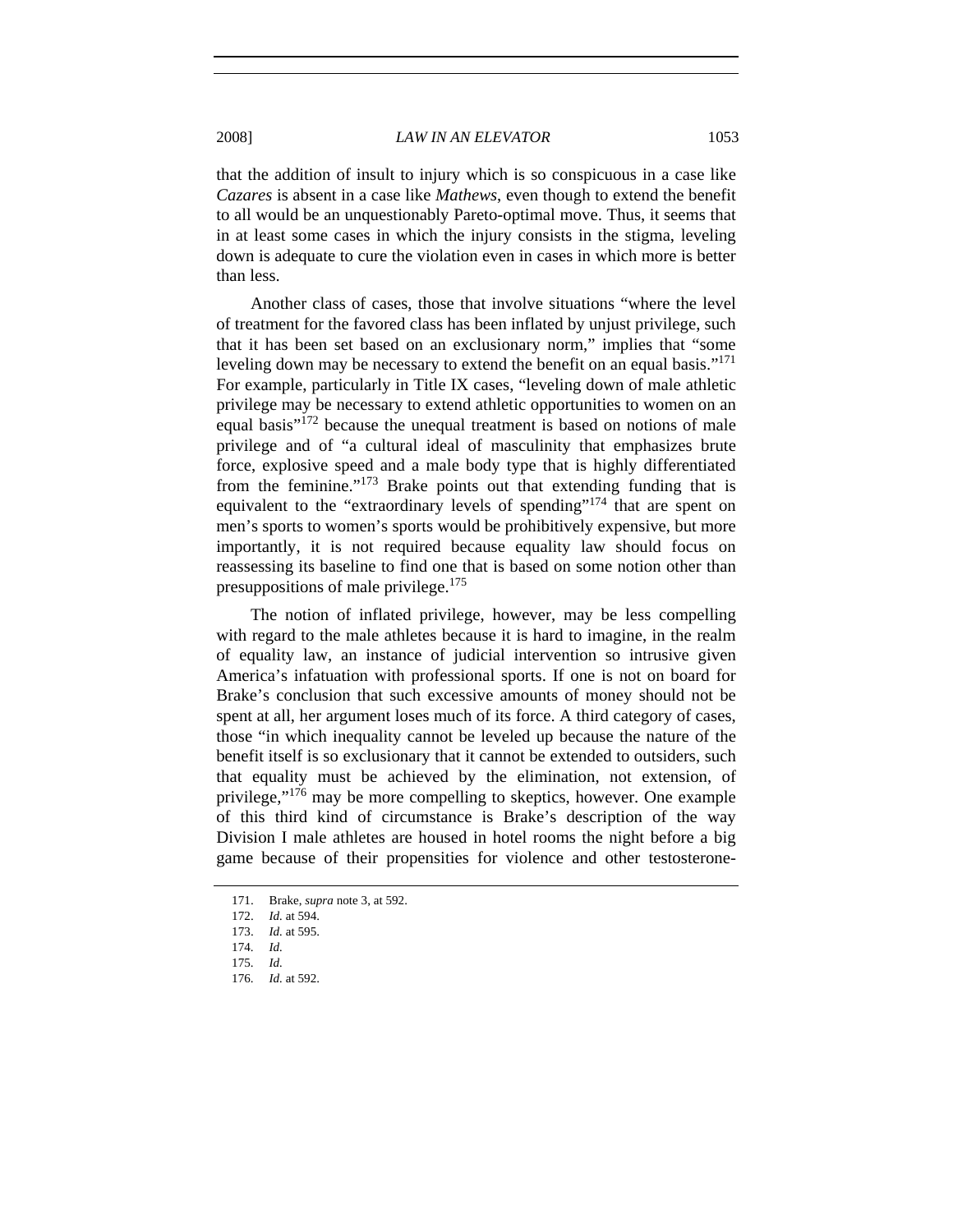that the addition of insult to injury which is so conspicuous in a case like *Cazares* is absent in a case like *Mathews*, even though to extend the benefit to all would be an unquestionably Pareto-optimal move. Thus, it seems that in at least some cases in which the injury consists in the stigma, leveling down is adequate to cure the violation even in cases in which more is better than less.

Another class of cases, those that involve situations "where the level of treatment for the favored class has been inflated by unjust privilege, such that it has been set based on an exclusionary norm," implies that "some leveling down may be necessary to extend the benefit on an equal basis."[171] For example, particularly in Title IX cases, "leveling down of male athletic privilege may be necessary to extend athletic opportunities to women on an equal basis"[172] because the unequal treatment is based on notions of male privilege and of "a cultural ideal of masculinity that emphasizes brute force, explosive speed and a male body type that is highly differentiated from the feminine."[173] Brake points out that extending funding that is equivalent to the "extraordinary levels of spending"[174] that are spent on men's sports to women's sports would be prohibitively expensive, but more importantly, it is not required because equality law should focus on reassessing its baseline to find one that is based on some notion other than presuppositions of male privilege.[175]

The notion of inflated privilege, however, may be less compelling with regard to the male athletes because it is hard to imagine, in the realm of equality law, an instance of judicial intervention so intrusive given America's infatuation with professional sports. If one is not on board for Brake's conclusion that such excessive amounts of money should not be spent at all, her argument loses much of its force. A third category of cases, those "in which inequality cannot be leveled up because the nature of the benefit itself is so exclusionary that it cannot be extended to outsiders, such that equality must be achieved by the elimination, not extension, of privilege,"[176] may be more compelling to skeptics, however. One example of this third kind of circumstance is Brake's description of the way Division I male athletes are housed in hotel rooms the night before a big game because of their propensities for violence and other testosterone-

---

171. Brake, *supra* note 3, at 592.
172. *Id.* at 594.
173. *Id.* at 595.
174. *Id.*
175. *Id.*
176. *Id.* at 592.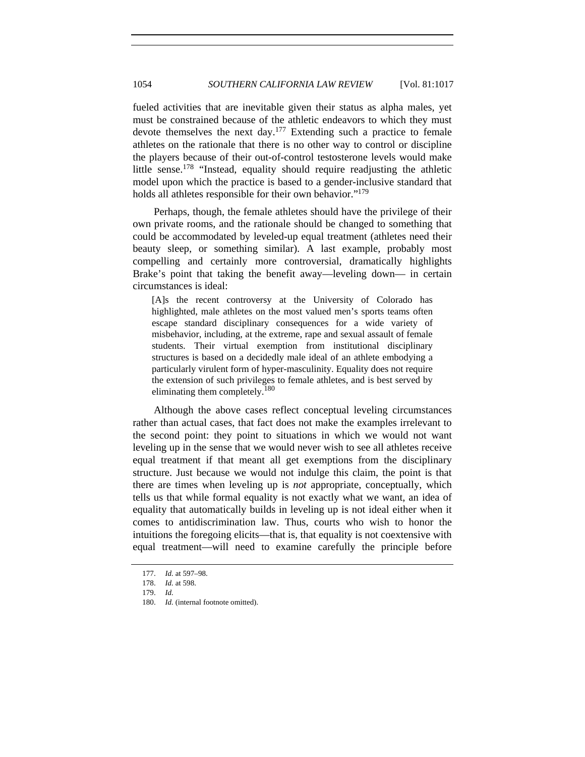fueled activities that are inevitable given their status as alpha males, yet must be constrained because of the athletic endeavors to which they must devote themselves the next day.[177] Extending such a practice to female athletes on the rationale that there is no other way to control or discipline the players because of their out-of-control testosterone levels would make little sense.[178] "Instead, equality should require readjusting the athletic model upon which the practice is based to a gender-inclusive standard that holds all athletes responsible for their own behavior."[179]

Perhaps, though, the female athletes should have the privilege of their own private rooms, and the rationale should be changed to something that could be accommodated by leveled-up equal treatment (athletes need their beauty sleep, or something similar). A last example, probably most compelling and certainly more controversial, dramatically highlights Brake's point that taking the benefit away—leveling down— in certain circumstances is ideal:

> [A]s the recent controversy at the University of Colorado has highlighted, male athletes on the most valued men's sports teams often escape standard disciplinary consequences for a wide variety of misbehavior, including, at the extreme, rape and sexual assault of female students. Their virtual exemption from institutional disciplinary structures is based on a decidedly male ideal of an athlete embodying a particularly virulent form of hyper-masculinity. Equality does not require the extension of such privileges to female athletes, and is best served by eliminating them completely.[180]

Although the above cases reflect conceptual leveling circumstances rather than actual cases, that fact does not make the examples irrelevant to the second point: they point to situations in which we would not want leveling up in the sense that we would never wish to see all athletes receive equal treatment if that meant all get exemptions from the disciplinary structure. Just because we would not indulge this claim, the point is that there are times when leveling up is *not* appropriate, conceptually, which tells us that while formal equality is not exactly what we want, an idea of equality that automatically builds in leveling up is not ideal either when it comes to antidiscrimination law. Thus, courts who wish to honor the intuitions the foregoing elicits—that is, that equality is not coextensive with equal treatment—will need to examine carefully the principle before

177. *Id.* at 597–98.

178. *Id.* at 598.

179. *Id.*

180. *Id.* (internal footnote omitted).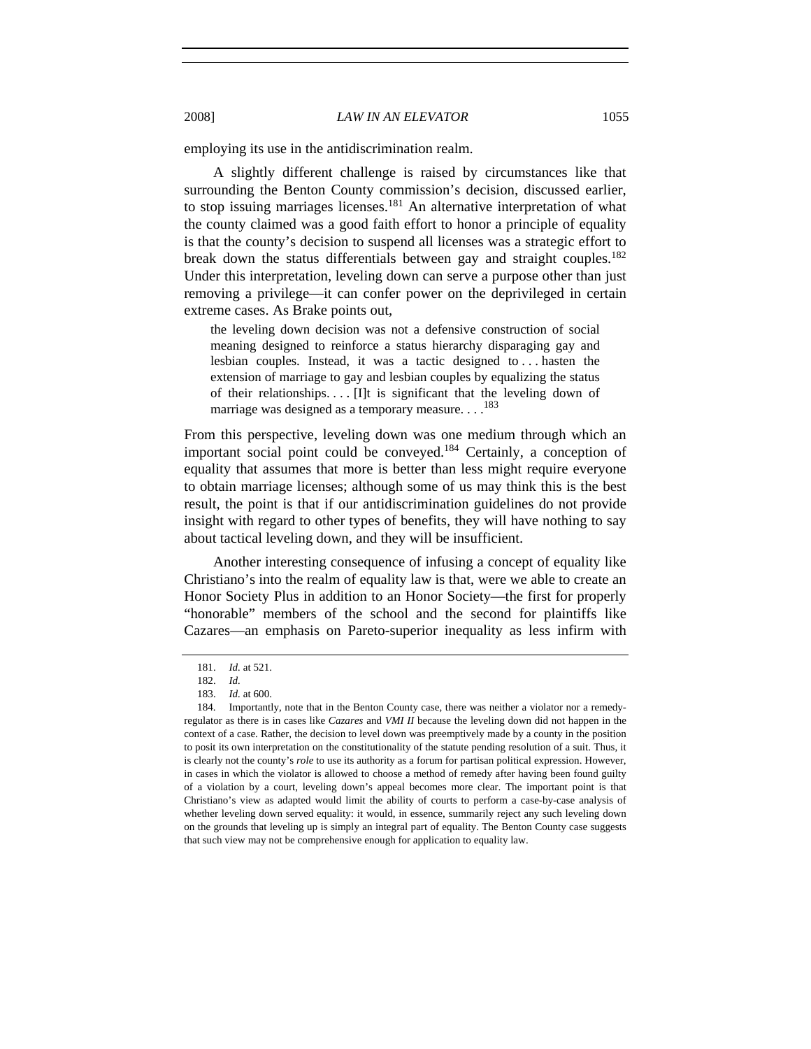employing its use in the antidiscrimination realm.

A slightly different challenge is raised by circumstances like that surrounding the Benton County commission's decision, discussed earlier, to stop issuing marriages licenses.[181] An alternative interpretation of what the county claimed was a good faith effort to honor a principle of equality is that the county's decision to suspend all licenses was a strategic effort to break down the status differentials between gay and straight couples.[182] Under this interpretation, leveling down can serve a purpose other than just removing a privilege—it can confer power on the deprivileged in certain extreme cases. As Brake points out,

> the leveling down decision was not a defensive construction of social meaning designed to reinforce a status hierarchy disparaging gay and lesbian couples. Instead, it was a tactic designed to . . . hasten the extension of marriage to gay and lesbian couples by equalizing the status of their relationships. . . . [I]t is significant that the leveling down of marriage was designed as a temporary measure. . . .[183]

From this perspective, leveling down was one medium through which an important social point could be conveyed.[184] Certainly, a conception of equality that assumes that more is better than less might require everyone to obtain marriage licenses; although some of us may think this is the best result, the point is that if our antidiscrimination guidelines do not provide insight with regard to other types of benefits, they will have nothing to say about tactical leveling down, and they will be insufficient.

Another interesting consequence of infusing a concept of equality like Christiano's into the realm of equality law is that, were we able to create an Honor Society Plus in addition to an Honor Society—the first for properly "honorable" members of the school and the second for plaintiffs like Cazares—an emphasis on Pareto-superior inequality as less infirm with

---

181. *Id.* at 521.

182. *Id.*

183. *Id.* at 600.

184. Importantly, note that in the Benton County case, there was neither a violator nor a remedy-regulator as there is in cases like *Cazares* and *VMI II* because the leveling down did not happen in the context of a case. Rather, the decision to level down was preemptively made by a county in the position to posit its own interpretation on the constitutionality of the statute pending resolution of a suit. Thus, it is clearly not the county's *role* to use its authority as a forum for partisan political expression. However, in cases in which the violator is allowed to choose a method of remedy after having been found guilty of a violation by a court, leveling down's appeal becomes more clear. The important point is that Christiano's view as adapted would limit the ability of courts to perform a case-by-case analysis of whether leveling down served equality: it would, in essence, summarily reject any such leveling down on the grounds that leveling up is simply an integral part of equality. The Benton County case suggests that such view may not be comprehensive enough for application to equality law.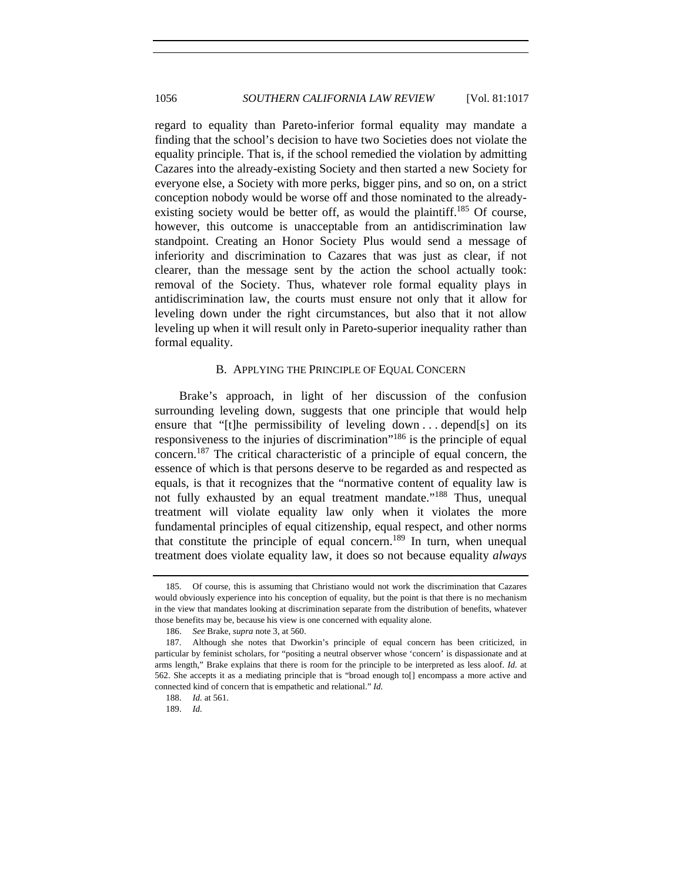regard to equality than Pareto-inferior formal equality may mandate a finding that the school's decision to have two Societies does not violate the equality principle. That is, if the school remedied the violation by admitting Cazares into the already-existing Society and then started a new Society for everyone else, a Society with more perks, bigger pins, and so on, on a strict conception nobody would be worse off and those nominated to the already-existing society would be better off, as would the plaintiff.[185] Of course, however, this outcome is unacceptable from an antidiscrimination law standpoint. Creating an Honor Society Plus would send a message of inferiority and discrimination to Cazares that was just as clear, if not clearer, than the message sent by the action the school actually took: removal of the Society. Thus, whatever role formal equality plays in antidiscrimination law, the courts must ensure not only that it allow for leveling down under the right circumstances, but also that it not allow leveling up when it will result only in Pareto-superior inequality rather than formal equality.

### B. APPLYING THE PRINCIPLE OF EQUAL CONCERN

Brake's approach, in light of her discussion of the confusion surrounding leveling down, suggests that one principle that would help ensure that "[t]he permissibility of leveling down . . . depend[s] on its responsiveness to the injuries of discrimination"[186] is the principle of equal concern.[187] The critical characteristic of a principle of equal concern, the essence of which is that persons deserve to be regarded as and respected as equals, is that it recognizes that the "normative content of equality law is not fully exhausted by an equal treatment mandate."[188] Thus, unequal treatment will violate equality law only when it violates the more fundamental principles of equal citizenship, equal respect, and other norms that constitute the principle of equal concern.[189] In turn, when unequal treatment does violate equality law, it does so not because equality *always*

185. Of course, this is assuming that Christiano would not work the discrimination that Cazares would obviously experience into his conception of equality, but the point is that there is no mechanism in the view that mandates looking at discrimination separate from the distribution of benefits, whatever those benefits may be, because his view is one concerned with equality alone.

186. *See* Brake, *supra* note 3, at 560.

187. Although she notes that Dworkin's principle of equal concern has been criticized, in particular by feminist scholars, for "positing a neutral observer whose 'concern' is dispassionate and at arms length," Brake explains that there is room for the principle to be interpreted as less aloof. *Id.* at 562. She accepts it as a mediating principle that is "broad enough to[] encompass a more active and connected kind of concern that is empathetic and relational." *Id.*

188. *Id.* at 561.

189. *Id.*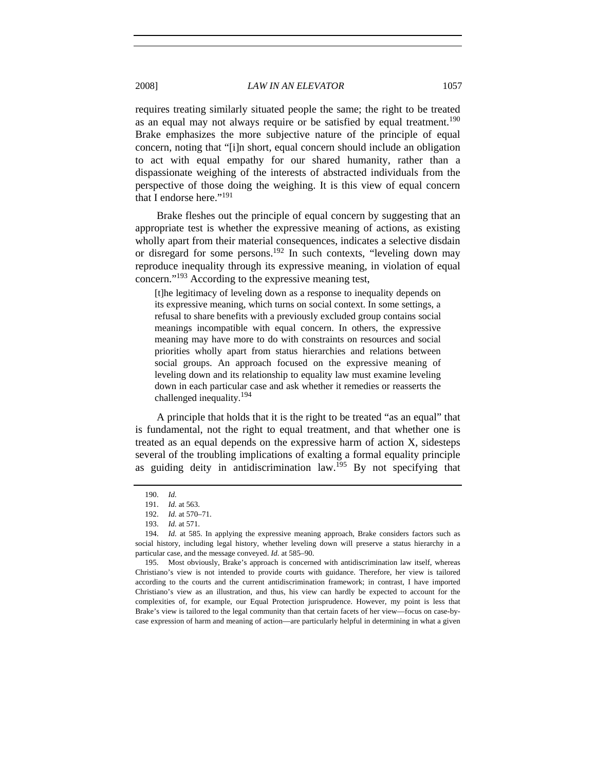requires treating similarly situated people the same; the right to be treated as an equal may not always require or be satisfied by equal treatment.[190] Brake emphasizes the more subjective nature of the principle of equal concern, noting that "[i]n short, equal concern should include an obligation to act with equal empathy for our shared humanity, rather than a dispassionate weighing of the interests of abstracted individuals from the perspective of those doing the weighing. It is this view of equal concern that I endorse here."[191]

Brake fleshes out the principle of equal concern by suggesting that an appropriate test is whether the expressive meaning of actions, as existing wholly apart from their material consequences, indicates a selective disdain or disregard for some persons.[192] In such contexts, "leveling down may reproduce inequality through its expressive meaning, in violation of equal concern."[193] According to the expressive meaning test,

> [t]he legitimacy of leveling down as a response to inequality depends on its expressive meaning, which turns on social context. In some settings, a refusal to share benefits with a previously excluded group contains social meanings incompatible with equal concern. In others, the expressive meaning may have more to do with constraints on resources and social priorities wholly apart from status hierarchies and relations between social groups. An approach focused on the expressive meaning of leveling down and its relationship to equality law must examine leveling down in each particular case and ask whether it remedies or reasserts the challenged inequality.[194]

A principle that holds that it is the right to be treated "as an equal" that is fundamental, not the right to equal treatment, and that whether one is treated as an equal depends on the expressive harm of action X, sidesteps several of the troubling implications of exalting a formal equality principle as guiding deity in antidiscrimination law.[195] By not specifying that

---

190. *Id.*

191. *Id.* at 563.

192. *Id.* at 570–71.

193. *Id.* at 571.

194. *Id.* at 585. In applying the expressive meaning approach, Brake considers factors such as social history, including legal history, whether leveling down will preserve a status hierarchy in a particular case, and the message conveyed. *Id.* at 585–90.

195. Most obviously, Brake's approach is concerned with antidiscrimination law itself, whereas Christiano's view is not intended to provide courts with guidance. Therefore, her view is tailored according to the courts and the current antidiscrimination framework; in contrast, I have imported Christiano's view as an illustration, and thus, his view can hardly be expected to account for the complexities of, for example, our Equal Protection jurisprudence. However, my point is less that Brake's view is tailored to the legal community than that certain facets of her view—focus on case-by-case expression of harm and meaning of action—are particularly helpful in determining in what a given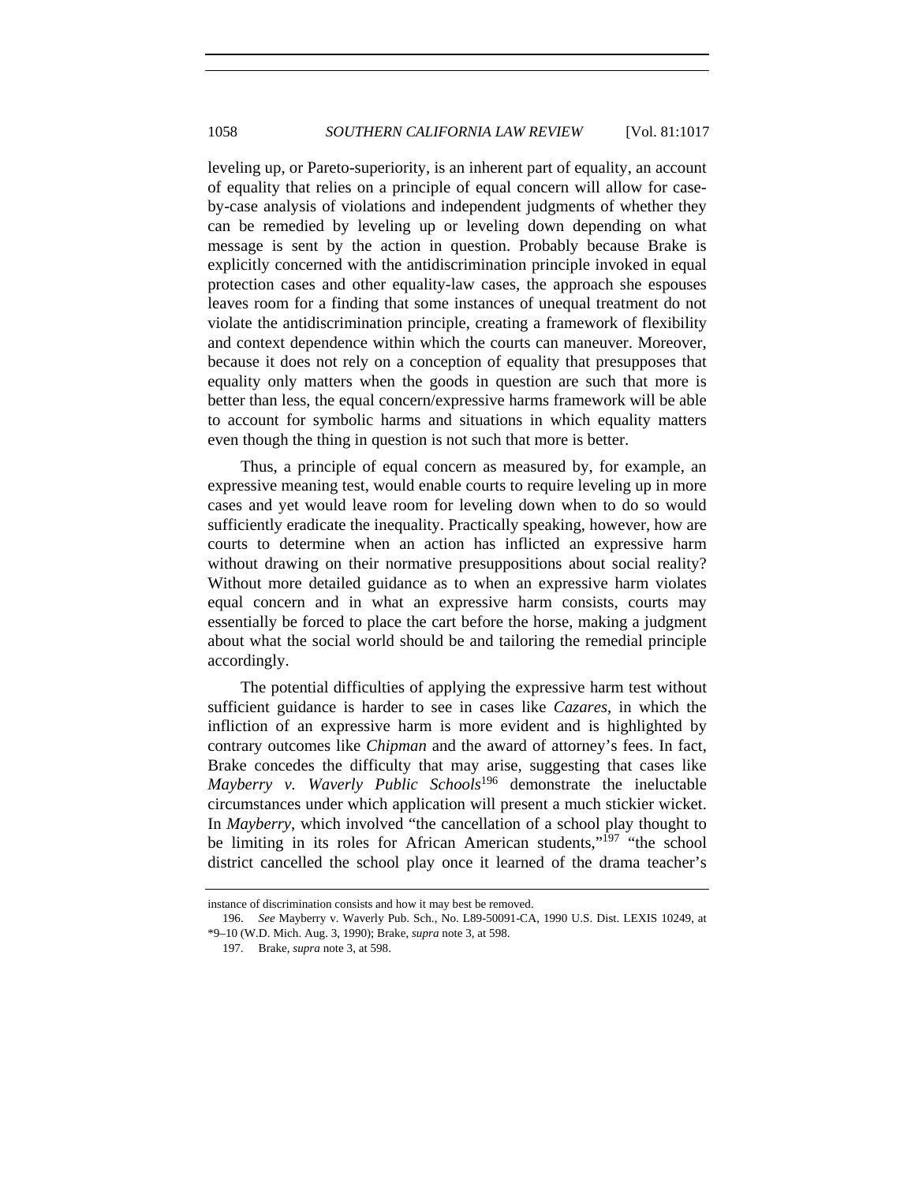leveling up, or Pareto-superiority, is an inherent part of equality, an account of equality that relies on a principle of equal concern will allow for case-by-case analysis of violations and independent judgments of whether they can be remedied by leveling up or leveling down depending on what message is sent by the action in question. Probably because Brake is explicitly concerned with the antidiscrimination principle invoked in equal protection cases and other equality-law cases, the approach she espouses leaves room for a finding that some instances of unequal treatment do not violate the antidiscrimination principle, creating a framework of flexibility and context dependence within which the courts can maneuver. Moreover, because it does not rely on a conception of equality that presupposes that equality only matters when the goods in question are such that more is better than less, the equal concern/expressive harms framework will be able to account for symbolic harms and situations in which equality matters even though the thing in question is not such that more is better.

Thus, a principle of equal concern as measured by, for example, an expressive meaning test, would enable courts to require leveling up in more cases and yet would leave room for leveling down when to do so would sufficiently eradicate the inequality. Practically speaking, however, how are courts to determine when an action has inflicted an expressive harm without drawing on their normative presuppositions about social reality? Without more detailed guidance as to when an expressive harm violates equal concern and in what an expressive harm consists, courts may essentially be forced to place the cart before the horse, making a judgment about what the social world should be and tailoring the remedial principle accordingly.

The potential difficulties of applying the expressive harm test without sufficient guidance is harder to see in cases like *Cazares*, in which the infliction of an expressive harm is more evident and is highlighted by contrary outcomes like *Chipman* and the award of attorney's fees. In fact, Brake concedes the difficulty that may arise, suggesting that cases like *Mayberry v. Waverly Public Schools*[196] demonstrate the ineluctable circumstances under which application will present a much stickier wicket. In *Mayberry*, which involved "the cancellation of a school play thought to be limiting in its roles for African American students,"[197] "the school district cancelled the school play once it learned of the drama teacher's

---

instance of discrimination consists and how it may best be removed.

196. *See* Mayberry v. Waverly Pub. Sch., No. L89-50091-CA, 1990 U.S. Dist. LEXIS 10249, at *9–10 (W.D. Mich. Aug. 3, 1990); Brake, *supra* note 3, at 598.

197. Brake, *supra* note 3, at 598.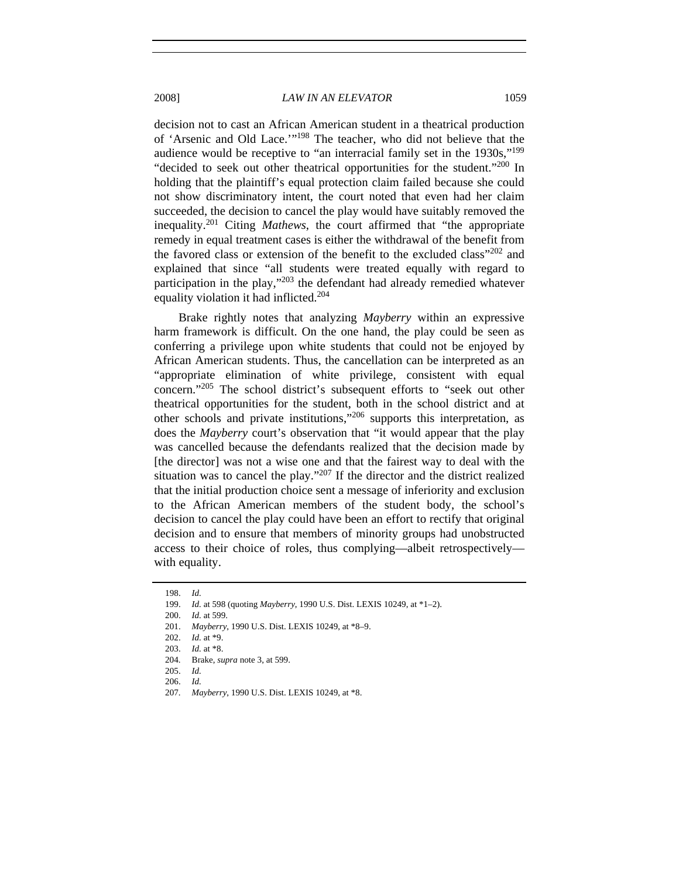decision not to cast an African American student in a theatrical production of 'Arsenic and Old Lace.'"[198] The teacher, who did not believe that the audience would be receptive to "an interracial family set in the 1930s,"[199] "decided to seek out other theatrical opportunities for the student."[200] In holding that the plaintiff's equal protection claim failed because she could not show discriminatory intent, the court noted that even had her claim succeeded, the decision to cancel the play would have suitably removed the inequality.[201] Citing *Mathews*, the court affirmed that "the appropriate remedy in equal treatment cases is either the withdrawal of the benefit from the favored class or extension of the benefit to the excluded class"[202] and explained that since "all students were treated equally with regard to participation in the play,"[203] the defendant had already remedied whatever equality violation it had inflicted.[204]

Brake rightly notes that analyzing *Mayberry* within an expressive harm framework is difficult. On the one hand, the play could be seen as conferring a privilege upon white students that could not be enjoyed by African American students. Thus, the cancellation can be interpreted as an "appropriate elimination of white privilege, consistent with equal concern."[205] The school district's subsequent efforts to "seek out other theatrical opportunities for the student, both in the school district and at other schools and private institutions,"[206] supports this interpretation, as does the *Mayberry* court's observation that "it would appear that the play was cancelled because the defendants realized that the decision made by [the director] was not a wise one and that the fairest way to deal with the situation was to cancel the play."[207] If the director and the district realized that the initial production choice sent a message of inferiority and exclusion to the African American members of the student body, the school's decision to cancel the play could have been an effort to rectify that original decision and to ensure that members of minority groups had unobstructed access to their choice of roles, thus complying—albeit retrospectively—with equality.

198. *Id.*
199. *Id.* at 598 (quoting *Mayberry*, 1990 U.S. Dist. LEXIS 10249, at *1–2).
200. *Id.* at 599.
201. *Mayberry*, 1990 U.S. Dist. LEXIS 10249, at *8–9.
202. *Id.* at *9.
203. *Id.* at *8.
204. Brake, *supra* note 3, at 599.
205. *Id.*
206. *Id.*
207. *Mayberry*, 1990 U.S. Dist. LEXIS 10249, at *8.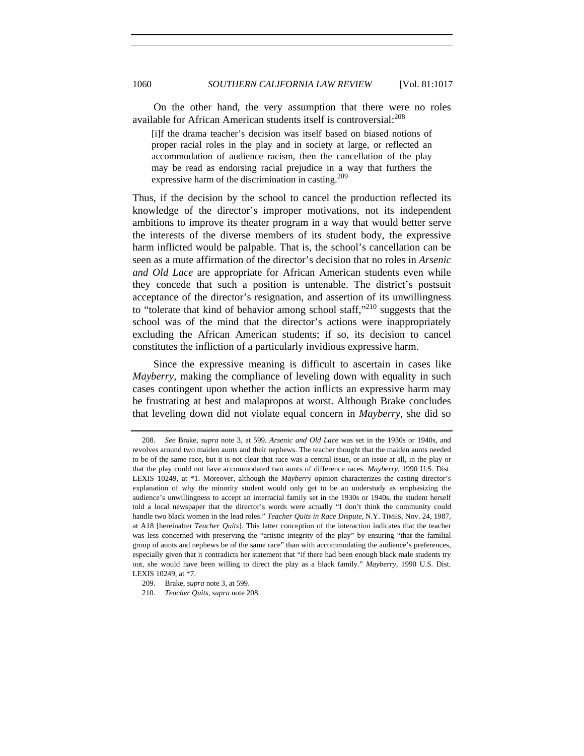On the other hand, the very assumption that there were no roles available for African American students itself is controversial:[208]

> [i]f the drama teacher's decision was itself based on biased notions of proper racial roles in the play and in society at large, or reflected an accommodation of audience racism, then the cancellation of the play may be read as endorsing racial prejudice in a way that furthers the expressive harm of the discrimination in casting.[209]

Thus, if the decision by the school to cancel the production reflected its knowledge of the director's improper motivations, not its independent ambitions to improve its theater program in a way that would better serve the interests of the diverse members of its student body, the expressive harm inflicted would be palpable. That is, the school's cancellation can be seen as a mute affirmation of the director's decision that no roles in *Arsenic and Old Lace* are appropriate for African American students even while they concede that such a position is untenable. The district's postsuit acceptance of the director's resignation, and assertion of its unwillingness to "tolerate that kind of behavior among school staff,"[210] suggests that the school was of the mind that the director's actions were inappropriately excluding the African American students; if so, its decision to cancel constitutes the infliction of a particularly invidious expressive harm.

Since the expressive meaning is difficult to ascertain in cases like *Mayberry*, making the compliance of leveling down with equality in such cases contingent upon whether the action inflicts an expressive harm may be frustrating at best and malapropos at worst. Although Brake concludes that leveling down did not violate equal concern in *Mayberry*, she did so

---

208. *See* Brake, *supra* note 3, at 599. *Arsenic and Old Lace* was set in the 1930s or 1940s, and revolves around two maiden aunts and their nephews. The teacher thought that the maiden aunts needed to be of the same race, but it is not clear that race was a central issue, or an issue at all, in the play or that the play could not have accommodated two aunts of difference races. *Mayberry*, 1990 U.S. Dist. LEXIS 10249, at *1. Moreover, although the *Mayberry* opinion characterizes the casting director's explanation of why the minority student would only get to be an understudy as emphasizing the audience's unwillingness to accept an interracial family set in the 1930s or 1940s, the student herself told a local newspaper that the director's words were actually "I don't think the community could handle two black women in the lead roles." *Teacher Quits in Race Dispute*, N.Y. TIMES, Nov. 24, 1987, at A18 [hereinafter *Teacher Quits*]. This latter conception of the interaction indicates that the teacher was less concerned with preserving the "artistic integrity of the play" by ensuring "that the familial group of aunts and nephews be of the same race" than with accommodating the audience's preferences, especially given that it contradicts her statement that "if there had been enough black male students try out, she would have been willing to direct the play as a black family." *Mayberry*, 1990 U.S. Dist. LEXIS 10249, at *7.

209. Brake, *supra* note 3, at 599.

210. *Teacher Quits*, *supra* note 208.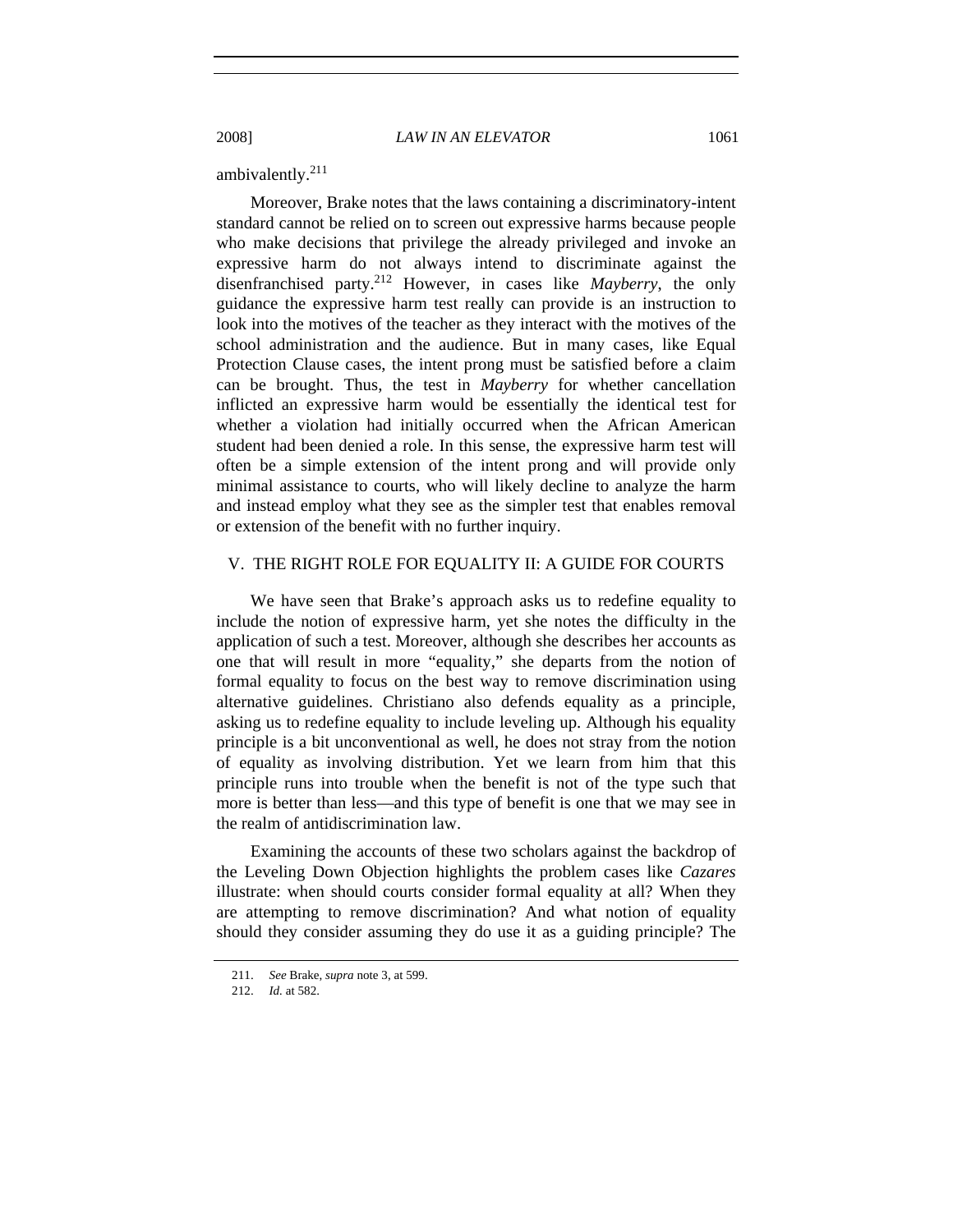ambivalently.[211]

Moreover, Brake notes that the laws containing a discriminatory-intent standard cannot be relied on to screen out expressive harms because people who make decisions that privilege the already privileged and invoke an expressive harm do not always intend to discriminate against the disenfranchised party.[212] However, in cases like *Mayberry*, the only guidance the expressive harm test really can provide is an instruction to look into the motives of the teacher as they interact with the motives of the school administration and the audience. But in many cases, like Equal Protection Clause cases, the intent prong must be satisfied before a claim can be brought. Thus, the test in *Mayberry* for whether cancellation inflicted an expressive harm would be essentially the identical test for whether a violation had initially occurred when the African American student had been denied a role. In this sense, the expressive harm test will often be a simple extension of the intent prong and will provide only minimal assistance to courts, who will likely decline to analyze the harm and instead employ what they see as the simpler test that enables removal or extension of the benefit with no further inquiry.

## V. THE RIGHT ROLE FOR EQUALITY II: A GUIDE FOR COURTS

We have seen that Brake's approach asks us to redefine equality to include the notion of expressive harm, yet she notes the difficulty in the application of such a test. Moreover, although she describes her accounts as one that will result in more "equality," she departs from the notion of formal equality to focus on the best way to remove discrimination using alternative guidelines. Christiano also defends equality as a principle, asking us to redefine equality to include leveling up. Although his equality principle is a bit unconventional as well, he does not stray from the notion of equality as involving distribution. Yet we learn from him that this principle runs into trouble when the benefit is not of the type such that more is better than less—and this type of benefit is one that we may see in the realm of antidiscrimination law.

Examining the accounts of these two scholars against the backdrop of the Leveling Down Objection highlights the problem cases like *Cazares* illustrate: when should courts consider formal equality at all? When they are attempting to remove discrimination? And what notion of equality should they consider assuming they do use it as a guiding principle? The

211. *See* Brake, *supra* note 3, at 599.

212. *Id.* at 582.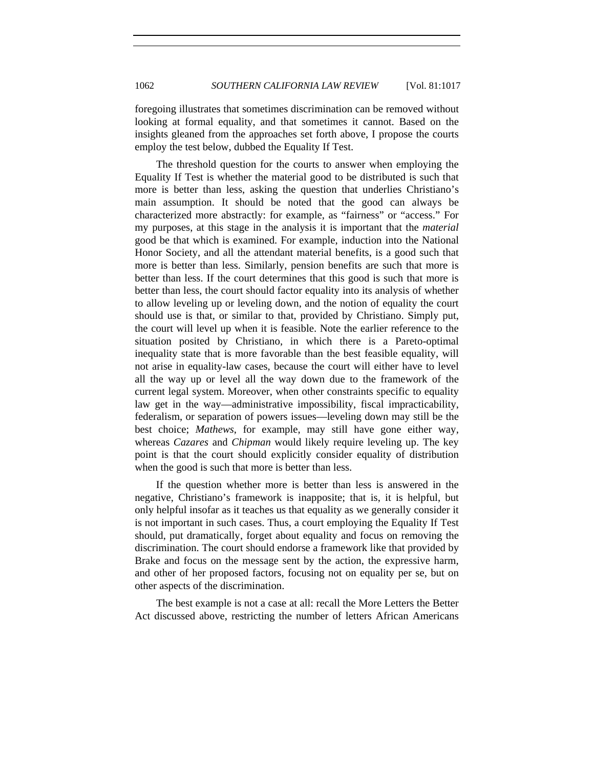foregoing illustrates that sometimes discrimination can be removed without looking at formal equality, and that sometimes it cannot. Based on the insights gleaned from the approaches set forth above, I propose the courts employ the test below, dubbed the Equality If Test.

The threshold question for the courts to answer when employing the Equality If Test is whether the material good to be distributed is such that more is better than less, asking the question that underlies Christiano's main assumption. It should be noted that the good can always be characterized more abstractly: for example, as "fairness" or "access." For my purposes, at this stage in the analysis it is important that the *material* good be that which is examined. For example, induction into the National Honor Society, and all the attendant material benefits, is a good such that more is better than less. Similarly, pension benefits are such that more is better than less. If the court determines that this good is such that more is better than less, the court should factor equality into its analysis of whether to allow leveling up or leveling down, and the notion of equality the court should use is that, or similar to that, provided by Christiano. Simply put, the court will level up when it is feasible. Note the earlier reference to the situation posited by Christiano, in which there is a Pareto-optimal inequality state that is more favorable than the best feasible equality, will not arise in equality-law cases, because the court will either have to level all the way up or level all the way down due to the framework of the current legal system. Moreover, when other constraints specific to equality law get in the way—administrative impossibility, fiscal impracticability, federalism, or separation of powers issues—leveling down may still be the best choice; *Mathews*, for example, may still have gone either way, whereas *Cazares* and *Chipman* would likely require leveling up. The key point is that the court should explicitly consider equality of distribution when the good is such that more is better than less.

If the question whether more is better than less is answered in the negative, Christiano's framework is inapposite; that is, it is helpful, but only helpful insofar as it teaches us that equality as we generally consider it is not important in such cases. Thus, a court employing the Equality If Test should, put dramatically, forget about equality and focus on removing the discrimination. The court should endorse a framework like that provided by Brake and focus on the message sent by the action, the expressive harm, and other of her proposed factors, focusing not on equality per se, but on other aspects of the discrimination.

The best example is not a case at all: recall the More Letters the Better Act discussed above, restricting the number of letters African Americans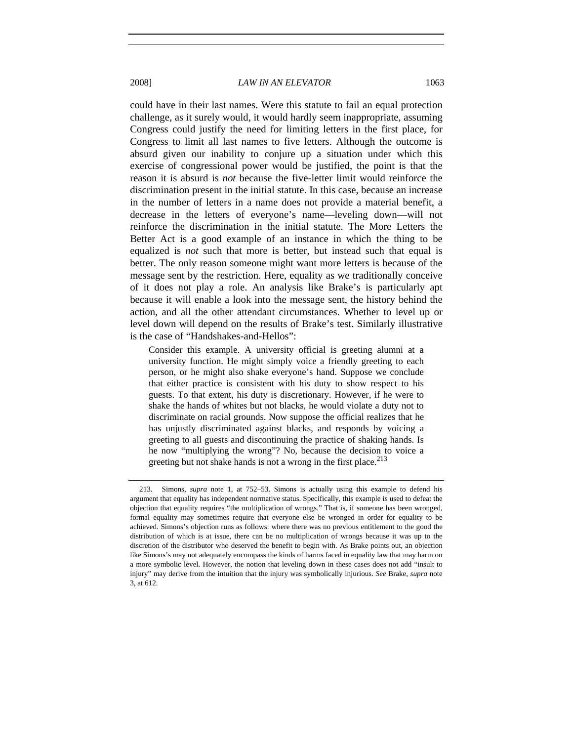could have in their last names. Were this statute to fail an equal protection challenge, as it surely would, it would hardly seem inappropriate, assuming Congress could justify the need for limiting letters in the first place, for Congress to limit all last names to five letters. Although the outcome is absurd given our inability to conjure up a situation under which this exercise of congressional power would be justified, the point is that the reason it is absurd is *not* because the five-letter limit would reinforce the discrimination present in the initial statute. In this case, because an increase in the number of letters in a name does not provide a material benefit, a decrease in the letters of everyone's name—leveling down—will not reinforce the discrimination in the initial statute. The More Letters the Better Act is a good example of an instance in which the thing to be equalized is *not* such that more is better, but instead such that equal is better. The only reason someone might want more letters is because of the message sent by the restriction. Here, equality as we traditionally conceive of it does not play a role. An analysis like Brake's is particularly apt because it will enable a look into the message sent, the history behind the action, and all the other attendant circumstances. Whether to level up or level down will depend on the results of Brake's test. Similarly illustrative is the case of "Handshakes-and-Hellos":

> Consider this example. A university official is greeting alumni at a university function. He might simply voice a friendly greeting to each person, or he might also shake everyone's hand. Suppose we conclude that either practice is consistent with his duty to show respect to his guests. To that extent, his duty is discretionary. However, if he were to shake the hands of whites but not blacks, he would violate a duty not to discriminate on racial grounds. Now suppose the official realizes that he has unjustly discriminated against blacks, and responds by voicing a greeting to all guests and discontinuing the practice of shaking hands. Is he now "multiplying the wrong"? No, because the decision to voice a greeting but not shake hands is not a wrong in the first place.[213]

213. Simons, *supra* note 1, at 752–53. Simons is actually using this example to defend his argument that equality has independent normative status. Specifically, this example is used to defeat the objection that equality requires "the multiplication of wrongs." That is, if someone has been wronged, formal equality may sometimes require that everyone else be wronged in order for equality to be achieved. Simons's objection runs as follows: where there was no previous entitlement to the good the distribution of which is at issue, there can be no multiplication of wrongs because it was up to the discretion of the distributor who deserved the benefit to begin with. As Brake points out, an objection like Simons's may not adequately encompass the kinds of harms faced in equality law that may harm on a more symbolic level. However, the notion that leveling down in these cases does not add "insult to injury" may derive from the intuition that the injury was symbolically injurious. *See* Brake, *supra* note 3, at 612.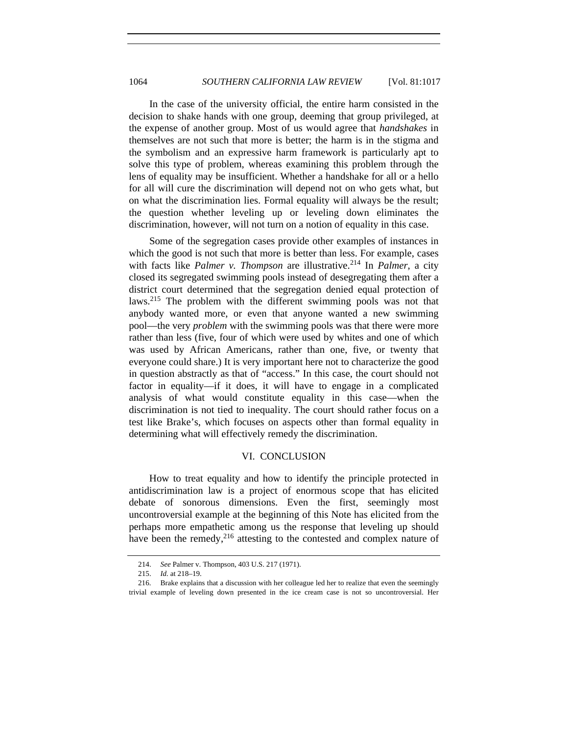In the case of the university official, the entire harm consisted in the decision to shake hands with one group, deeming that group privileged, at the expense of another group. Most of us would agree that *handshakes* in themselves are not such that more is better; the harm is in the stigma and the symbolism and an expressive harm framework is particularly apt to solve this type of problem, whereas examining this problem through the lens of equality may be insufficient. Whether a handshake for all or a hello for all will cure the discrimination will depend not on who gets what, but on what the discrimination lies. Formal equality will always be the result; the question whether leveling up or leveling down eliminates the discrimination, however, will not turn on a notion of equality in this case.

Some of the segregation cases provide other examples of instances in which the good is not such that more is better than less. For example, cases with facts like *Palmer v. Thompson* are illustrative.[214] In *Palmer*, a city closed its segregated swimming pools instead of desegregating them after a district court determined that the segregation denied equal protection of laws.[215] The problem with the different swimming pools was not that anybody wanted more, or even that anyone wanted a new swimming pool—the very *problem* with the swimming pools was that there were more rather than less (five, four of which were used by whites and one of which was used by African Americans, rather than one, five, or twenty that everyone could share.) It is very important here not to characterize the good in question abstractly as that of "access." In this case, the court should not factor in equality—if it does, it will have to engage in a complicated analysis of what would constitute equality in this case—when the discrimination is not tied to inequality. The court should rather focus on a test like Brake's, which focuses on aspects other than formal equality in determining what will effectively remedy the discrimination.

## VI. CONCLUSION

How to treat equality and how to identify the principle protected in antidiscrimination law is a project of enormous scope that has elicited debate of sonorous dimensions. Even the first, seemingly most uncontroversial example at the beginning of this Note has elicited from the perhaps more empathetic among us the response that leveling up should have been the remedy,[216] attesting to the contested and complex nature of

---

214. *See* Palmer v. Thompson, 403 U.S. 217 (1971).

215. *Id.* at 218–19.

216. Brake explains that a discussion with her colleague led her to realize that even the seemingly trivial example of leveling down presented in the ice cream case is not so uncontroversial. Her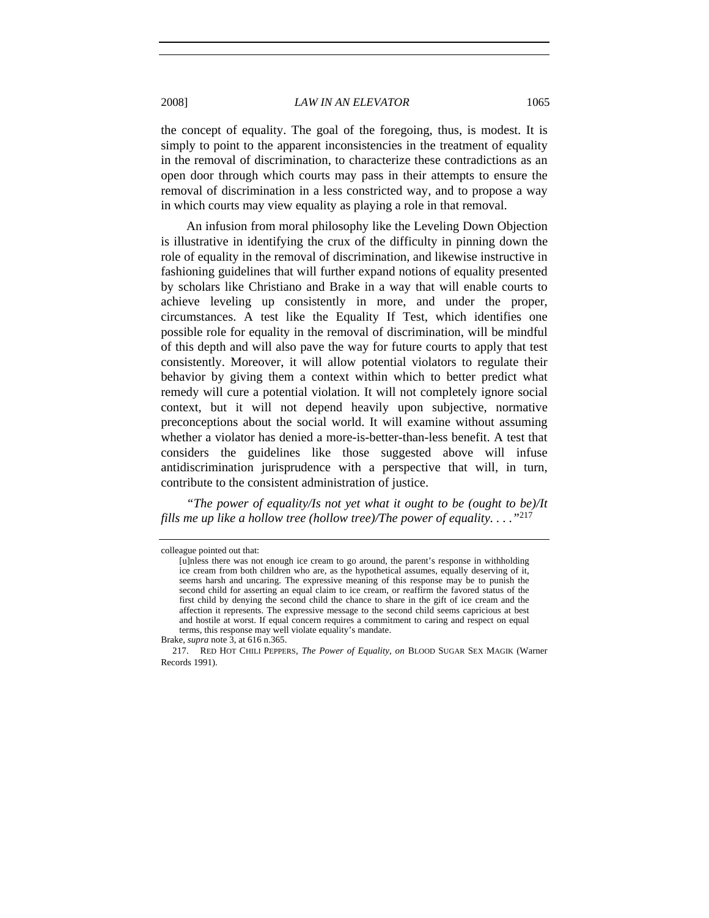the concept of equality. The goal of the foregoing, thus, is modest. It is simply to point to the apparent inconsistencies in the treatment of equality in the removal of discrimination, to characterize these contradictions as an open door through which courts may pass in their attempts to ensure the removal of discrimination in a less constricted way, and to propose a way in which courts may view equality as playing a role in that removal.

An infusion from moral philosophy like the Leveling Down Objection is illustrative in identifying the crux of the difficulty in pinning down the role of equality in the removal of discrimination, and likewise instructive in fashioning guidelines that will further expand notions of equality presented by scholars like Christiano and Brake in a way that will enable courts to achieve leveling up consistently in more, and under the proper, circumstances. A test like the Equality If Test, which identifies one possible role for equality in the removal of discrimination, will be mindful of this depth and will also pave the way for future courts to apply that test consistently. Moreover, it will allow potential violators to regulate their behavior by giving them a context within which to better predict what remedy will cure a potential violation. It will not completely ignore social context, but it will not depend heavily upon subjective, normative preconceptions about the social world. It will examine without assuming whether a violator has denied a more-is-better-than-less benefit. A test that considers the guidelines like those suggested above will infuse antidiscrimination jurisprudence with a perspective that will, in turn, contribute to the consistent administration of justice.

*"The power of equality/Is not yet what it ought to be (ought to be)/It fills me up like a hollow tree (hollow tree)/The power of equality. . . ."*[217]

---

colleague pointed out that:

> [u]nless there was not enough ice cream to go around, the parent's response in withholding ice cream from both children who are, as the hypothetical assumes, equally deserving of it, seems harsh and uncaring. The expressive meaning of this response may be to punish the second child for asserting an equal claim to ice cream, or reaffirm the favored status of the first child by denying the second child the chance to share in the gift of ice cream and the affection it represents. The expressive message to the second child seems capricious at best and hostile at worst. If equal concern requires a commitment to caring and respect on equal terms, this response may well violate equality's mandate.

Brake, *supra* note 3, at 616 n.365.

217. RED HOT CHILI PEPPERS, *The Power of Equality*, *on* BLOOD SUGAR SEX MAGIK (Warner Records 1991).